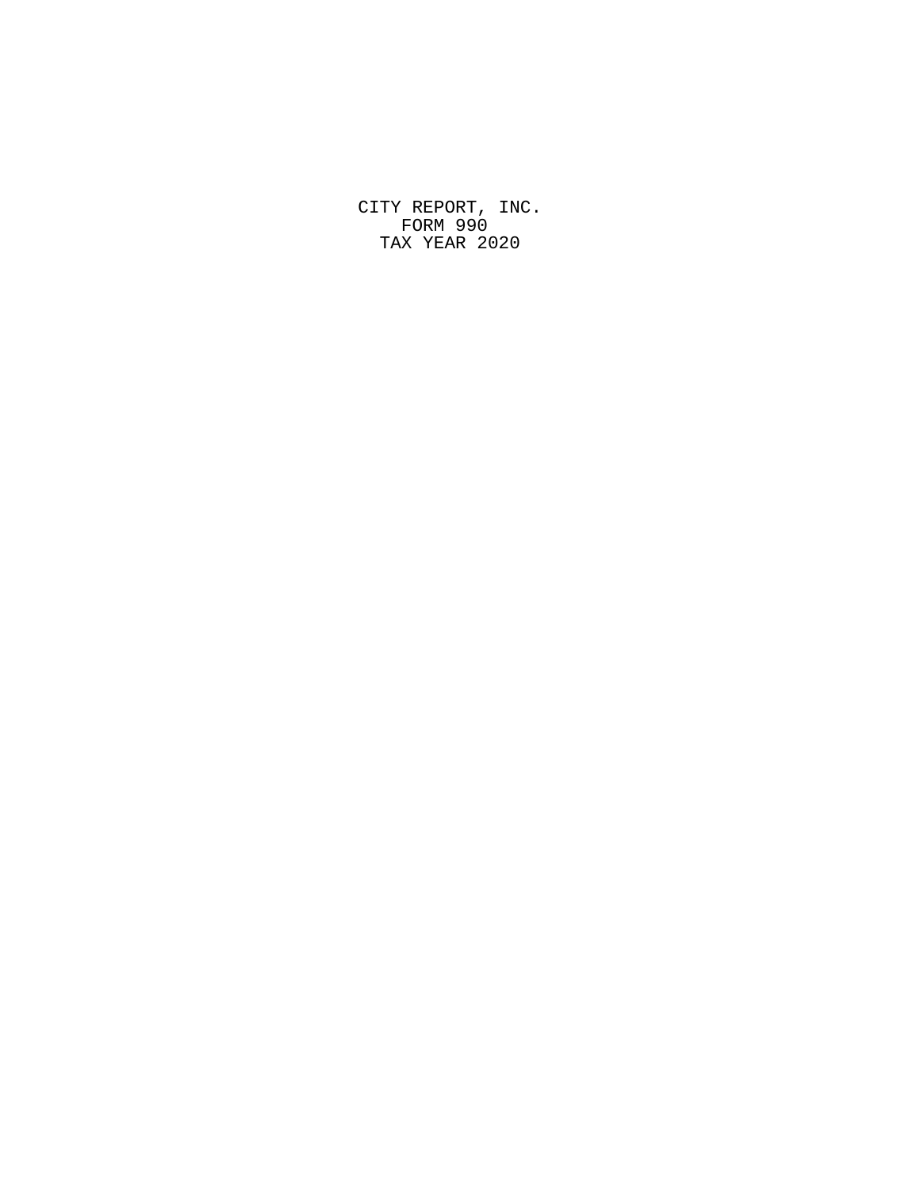CITY REPORT, INC.
FORM 990
TAX YEAR 2020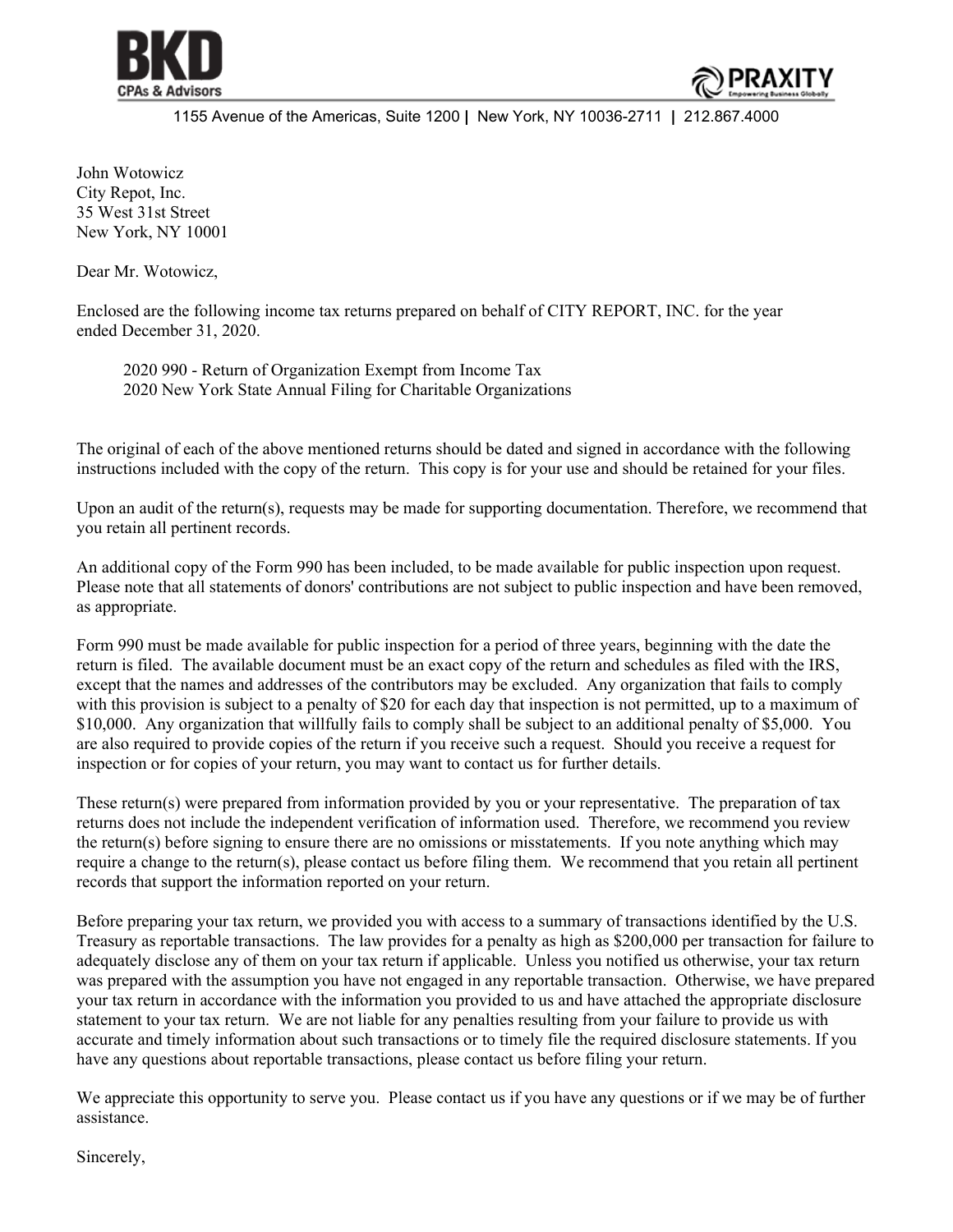**BKD** CPAs & Advisors

**PRAXITY** Empowering Business Globally

1155 Avenue of the Americas, Suite 1200 | New York, NY 10036-2711 | 212.867.4000

John Wotowicz
City Repot, Inc.
35 West 31st Street
New York, NY 10001

Dear Mr. Wotowicz,

Enclosed are the following income tax returns prepared on behalf of CITY REPORT, INC. for the year ended December 31, 2020.

2020 990 - Return of Organization Exempt from Income Tax
2020 New York State Annual Filing for Charitable Organizations

The original of each of the above mentioned returns should be dated and signed in accordance with the following instructions included with the copy of the return. This copy is for your use and should be retained for your files.

Upon an audit of the return(s), requests may be made for supporting documentation. Therefore, we recommend that you retain all pertinent records.

An additional copy of the Form 990 has been included, to be made available for public inspection upon request. Please note that all statements of donors' contributions are not subject to public inspection and have been removed, as appropriate.

Form 990 must be made available for public inspection for a period of three years, beginning with the date the return is filed. The available document must be an exact copy of the return and schedules as filed with the IRS, except that the names and addresses of the contributors may be excluded. Any organization that fails to comply with this provision is subject to a penalty of $20 for each day that inspection is not permitted, up to a maximum of $10,000. Any organization that willfully fails to comply shall be subject to an additional penalty of $5,000. You are also required to provide copies of the return if you receive such a request. Should you receive a request for inspection or for copies of your return, you may want to contact us for further details.

These return(s) were prepared from information provided by you or your representative. The preparation of tax returns does not include the independent verification of information used. Therefore, we recommend you review the return(s) before signing to ensure there are no omissions or misstatements. If you note anything which may require a change to the return(s), please contact us before filing them. We recommend that you retain all pertinent records that support the information reported on your return.

Before preparing your tax return, we provided you with access to a summary of transactions identified by the U.S. Treasury as reportable transactions. The law provides for a penalty as high as $200,000 per transaction for failure to adequately disclose any of them on your tax return if applicable. Unless you notified us otherwise, your tax return was prepared with the assumption you have not engaged in any reportable transaction. Otherwise, we have prepared your tax return in accordance with the information you provided to us and have attached the appropriate disclosure statement to your tax return. We are not liable for any penalties resulting from your failure to provide us with accurate and timely information about such transactions or to timely file the required disclosure statements. If you have any questions about reportable transactions, please contact us before filing your return.

We appreciate this opportunity to serve you. Please contact us if you have any questions or if we may be of further assistance.

Sincerely,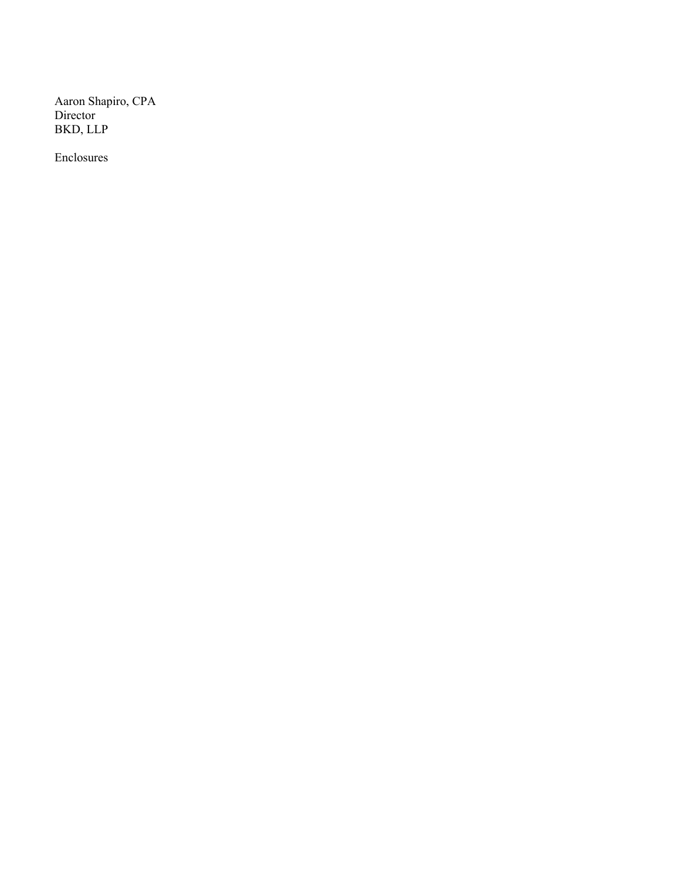Aaron Shapiro, CPA
Director
BKD, LLP

Enclosures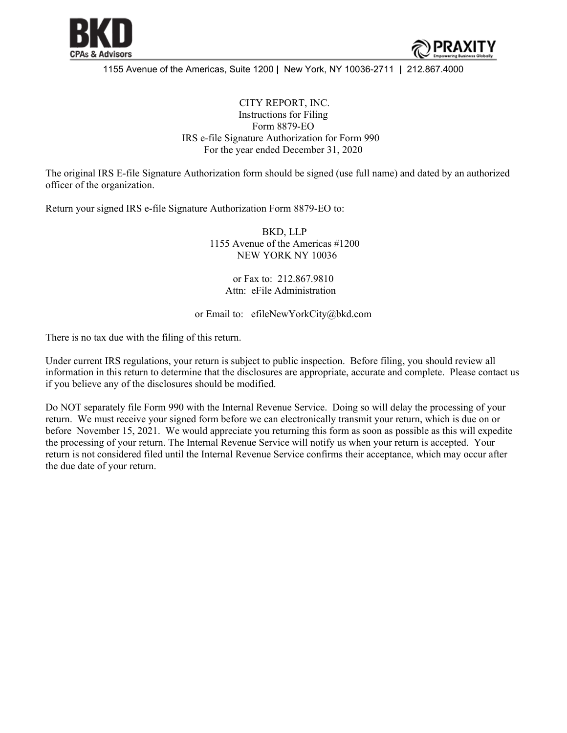BKD CPAs & Advisors | PRAXITY Empowering Business Globally

1155 Avenue of the Americas, Suite 1200 | New York, NY 10036-2711 | 212.867.4000

CITY REPORT, INC.
Instructions for Filing
Form 8879-EO
IRS e-file Signature Authorization for Form 990
For the year ended December 31, 2020

The original IRS E-file Signature Authorization form should be signed (use full name) and dated by an authorized officer of the organization.

Return your signed IRS e-file Signature Authorization Form 8879-EO to:

BKD, LLP
1155 Avenue of the Americas #1200
NEW YORK NY 10036

or Fax to: 212.867.9810
Attn: eFile Administration

or Email to: efileNewYorkCity@bkd.com

There is no tax due with the filing of this return.

Under current IRS regulations, your return is subject to public inspection. Before filing, you should review all information in this return to determine that the disclosures are appropriate, accurate and complete. Please contact us if you believe any of the disclosures should be modified.

Do NOT separately file Form 990 with the Internal Revenue Service. Doing so will delay the processing of your return. We must receive your signed form before we can electronically transmit your return, which is due on or before November 15, 2021. We would appreciate you returning this form as soon as possible as this will expedite the processing of your return. The Internal Revenue Service will notify us when your return is accepted. Your return is not considered filed until the Internal Revenue Service confirms their acceptance, which may occur after the due date of your return.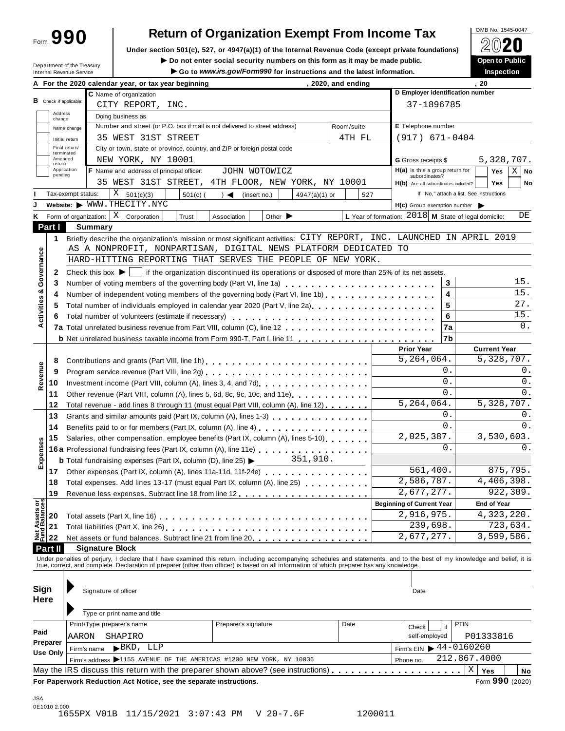Form **990**

# Return of Organization Exempt From Income Tax

**Under section 501(c), 527, or 4947(a)(1) of the Internal Revenue Code (except private foundations)**

▶ Do not enter social security numbers on this form as it may be made public.

▶ Go to *www.irs.gov/Form990* for instructions and the latest information.

Department of the Treasury
Internal Revenue Service

OMB No. 1545-0047

**2020**

**Open to Public Inspection**

**A For the 2020 calendar year, or tax year beginning , 2020, and ending , 20**

**B** Check if applicable: Address change / Name change / Initial return / Final return/terminated / Amended return / Application pending

**C** Name of organization: CITY REPORT, INC.

Doing business as

Number and street (or P.O. box if mail is not delivered to street address): 35 WEST 31ST STREET — Room/suite: 4TH FL

City or town, state or province, country, and ZIP or foreign postal code: NEW YORK, NY 10001

**D** Employer identification number: 37-1896785

**E** Telephone number: (917) 671-0404

**G** Gross receipts $ 5,328,707.

**F** Name and address of principal officer: JOHN WOTOWICZ
35 WEST 31ST STREET, 4TH FLOOR, NEW YORK, NY 10001

**H(a)** Is this a group return for subordinates? Yes [ ] No [X]

**H(b)** Are all subordinates included? Yes [ ] No [ ]
If "No," attach a list. See instructions

**I** Tax-exempt status: [X] 501(c)(3) [ ] 501(c) ( ) ◀ (insert no.) [ ] 4947(a)(1) or [ ] 527

**J** Website: ▶ WWW.THECITY.NYC

**H(c)** Group exemption number ▶

**K** Form of organization: [X] Corporation [ ] Trust [ ] Association [ ] Other ▶

**L** Year of formation: 2018 **M** State of legal domicile: DE

## Part I Summary

**Activities & Governance**

1 Briefly describe the organization's mission or most significant activities: CITY REPORT, INC. LAUNCHED IN APRIL 2019 AS A NONPROFIT, NONPARTISAN, DIGITAL NEWS PLATFORM DEDICATED TO HARD-HITTING REPORTING THAT SERVES THE PEOPLE OF NEW YORK.

2 Check this box ▶ [ ] if the organization discontinued its operations or disposed of more than 25% of its net assets.

| | | | |
|---|---|---|---|
| 3 | Number of voting members of the governing body (Part VI, line 1a) | 3 | 15. |
| 4 | Number of independent voting members of the governing body (Part VI, line 1b) | 4 | 15. |
| 5 | Total number of individuals employed in calendar year 2020 (Part V, line 2a) | 5 | 27. |
| 6 | Total number of volunteers (estimate if necessary) | 6 | 15. |
| 7a | Total unrelated business revenue from Part VIII, column (C), line 12 | 7a | 0. |
| b | Net unrelated business taxable income from Form 990-T, Part I, line 11 | 7b | |

| | | | Prior Year | Current Year |
|---|---|---|---|---|
| **Revenue** | 8 | Contributions and grants (Part VIII, line 1h) | 5,264,064. | 5,328,707. |
| | 9 | Program service revenue (Part VIII, line 2g) | 0. | 0. |
| | 10 | Investment income (Part VIII, column (A), lines 3, 4, and 7d) | 0. | 0. |
| | 11 | Other revenue (Part VIII, column (A), lines 5, 6d, 8c, 9c, 10c, and 11e) | 0. | 0. |
| | 12 | Total revenue - add lines 8 through 11 (must equal Part VIII, column (A), line 12) | 5,264,064. | 5,328,707. |
| **Expenses** | 13 | Grants and similar amounts paid (Part IX, column (A), lines 1-3) | 0. | 0. |
| | 14 | Benefits paid to or for members (Part IX, column (A), line 4) | 0. | 0. |
| | 15 | Salaries, other compensation, employee benefits (Part IX, column (A), lines 5-10) | 2,025,387. | 3,530,603. |
| | 16a | Professional fundraising fees (Part IX, column (A), line 11e) | 0. | 0. |
| | b | Total fundraising expenses (Part IX, column (D), line 25) ▶ 351,910. | | |
| | 17 | Other expenses (Part IX, column (A), lines 11a-11d, 11f-24e) | 561,400. | 875,795. |
| | 18 | Total expenses. Add lines 13-17 (must equal Part IX, column (A), line 25) | 2,586,787. | 4,406,398. |
| | 19 | Revenue less expenses. Subtract line 18 from line 12 | 2,677,277. | 922,309. |
| | | | **Beginning of Current Year** | **End of Year** |
| **Net Assets or Fund Balances** | 20 | Total assets (Part X, line 16) | 2,916,975. | 4,323,220. |
| | 21 | Total liabilities (Part X, line 26) | 239,698. | 723,634. |
| | 22 | Net assets or fund balances. Subtract line 21 from line 20 | 2,677,277. | 3,599,586. |

## Part II Signature Block

Under penalties of perjury, I declare that I have examined this return, including accompanying schedules and statements, and to the best of my knowledge and belief, it is true, correct, and complete. Declaration of preparer (other than officer) is based on all information of which preparer has any knowledge.

**Sign Here**

Signature of officer — Date

Type or print name and title

**Paid Preparer Use Only**

| Print/Type preparer's name | Preparer's signature | Date | Check [ ] if self-employed | PTIN |
|---|---|---|---|---|
| AARON SHAPIRO | | | | P01333816 |

Firm's name ▶ BKD, LLP — Firm's EIN ▶ 44-0160260

Firm's address ▶ 1155 AVENUE OF THE AMERICAS #1200 NEW YORK, NY 10036 — Phone no. 212.867.4000

May the IRS discuss this return with the preparer shown above? (see instructions) [X] Yes [ ] No

**For Paperwork Reduction Act Notice, see the separate instructions.** Form **990** (2020)

JSA
0E1010 2.000
1655PX V01B 11/15/2021 3:07:43 PM V 20-7.6F 1200011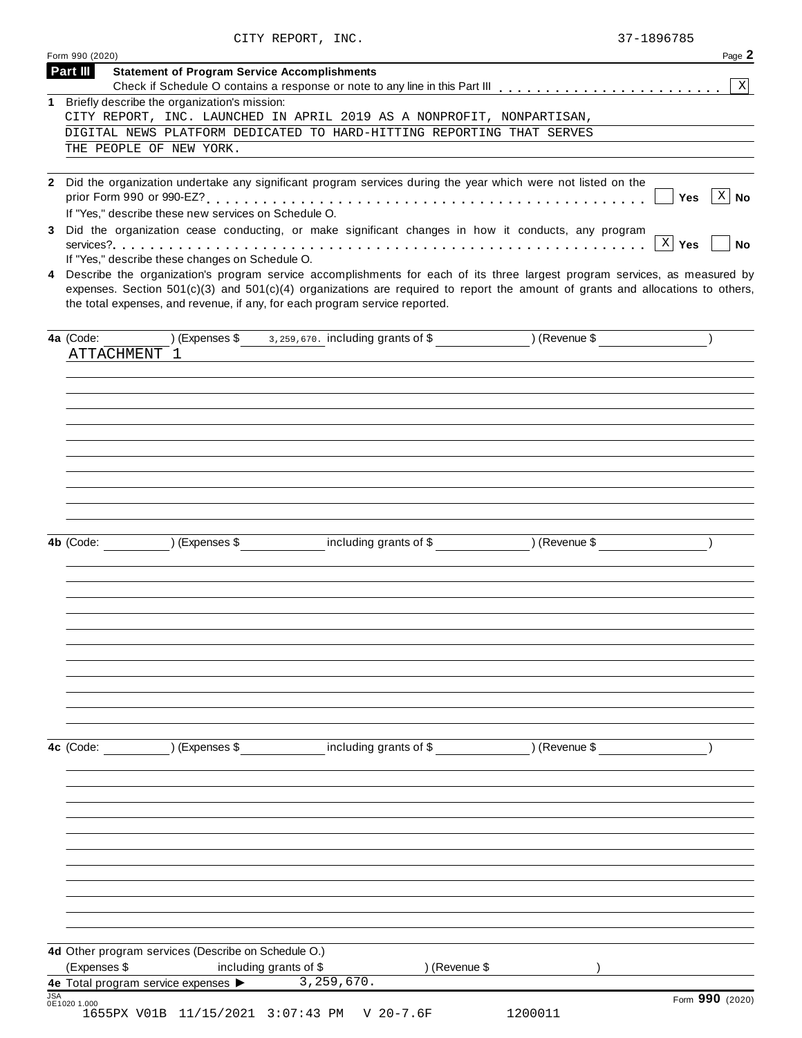CITY REPORT, INC. 37-1896785

Form 990 (2020) Page 2

**Part III** **Statement of Program Service Accomplishments**

Check if Schedule O contains a response or note to any line in this Part III . . . . . . . . . . . . . . . . . . . . . . . [X]

**1** Briefly describe the organization's mission:

CITY REPORT, INC. LAUNCHED IN APRIL 2019 AS A NONPROFIT, NONPARTISAN, DIGITAL NEWS PLATFORM DEDICATED TO HARD-HITTING REPORTING THAT SERVES THE PEOPLE OF NEW YORK.

**2** Did the organization undertake any significant program services during the year which were not listed on the prior Form 990 or 990-EZ? . . . . . . . . . . . . . . . . . . . . . . . . . . . . . . . . . . . . . . . . . . . [ ] Yes [X] No

If "Yes," describe these new services on Schedule O.

**3** Did the organization cease conducting, or make significant changes in how it conducts, any program services? . . . . . . . . . . . . . . . . . . . . . . . . . . . . . . . . . . . . . . . . . . . . . . . . . [X] Yes [ ] No

If "Yes," describe these changes on Schedule O.

**4** Describe the organization's program service accomplishments for each of its three largest program services, as measured by expenses. Section 501(c)(3) and 501(c)(4) organizations are required to report the amount of grants and allocations to others, the total expenses, and revenue, if any, for each program service reported.

**4a** (Code: ) (Expenses $ 3,259,670. including grants of $ ) (Revenue $ )

ATTACHMENT 1

**4b** (Code: ) (Expenses $ including grants of $ ) (Revenue $ )

**4c** (Code: ) (Expenses $ including grants of $ ) (Revenue $ )

**4d** Other program services (Describe on Schedule O.)

(Expenses $ including grants of $ ) (Revenue $ )

**4e** Total program service expenses ▶ 3,259,670.

Form **990** (2020)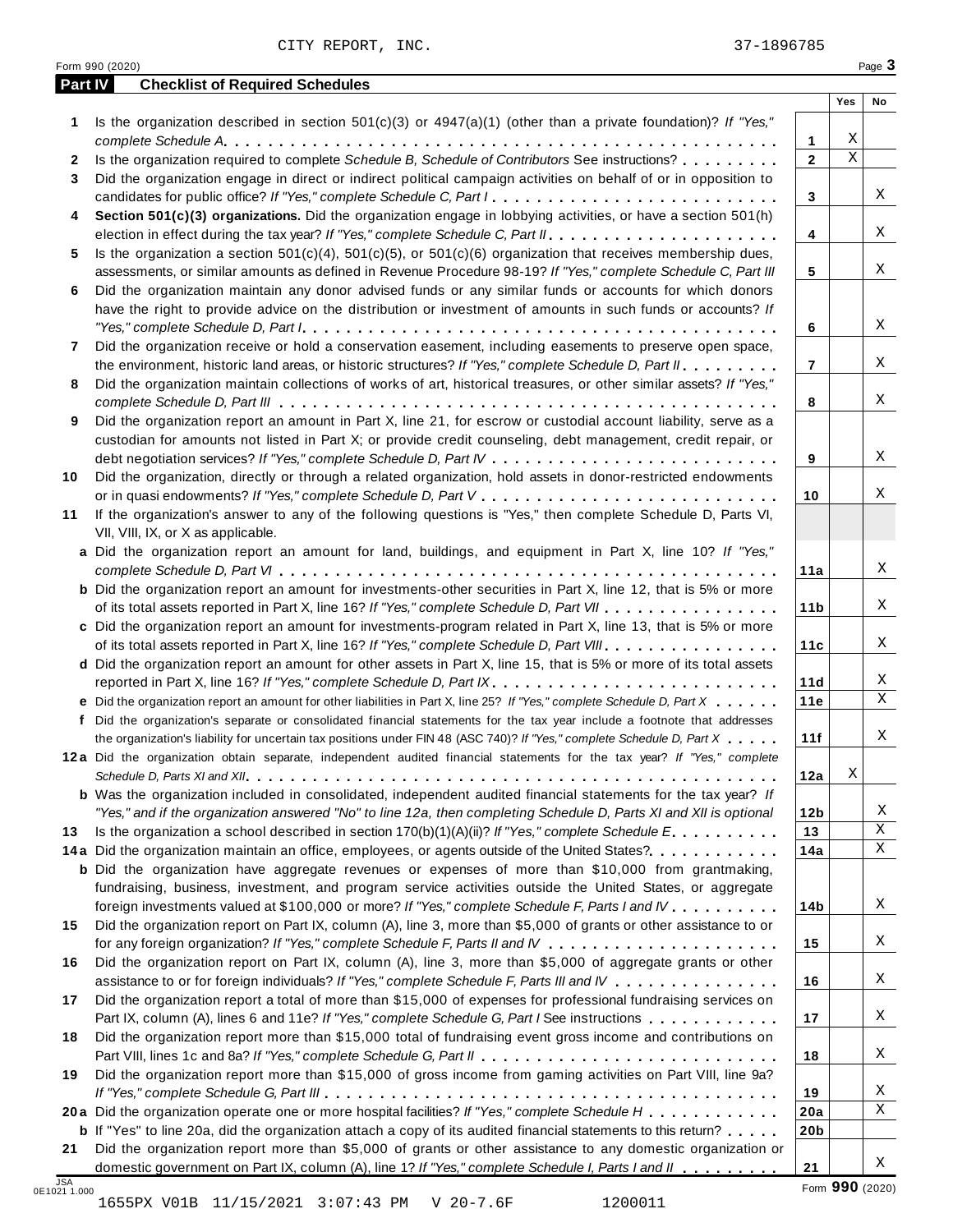CITY REPORT, INC. 37-1896785

Form 990 (2020)

## Part IV Checklist of Required Schedules

| | | | Yes | No |
|---|---|---|---|---|
| **1** | Is the organization described in section 501(c)(3) or 4947(a)(1) (other than a private foundation)? *If "Yes," complete Schedule A* | **1** | X | |
| **2** | Is the organization required to complete *Schedule B, Schedule of Contributors* See instructions? | **2** | X | |
| **3** | Did the organization engage in direct or indirect political campaign activities on behalf of or in opposition to candidates for public office? *If "Yes," complete Schedule C, Part I* | **3** | | X |
| **4** | **Section 501(c)(3) organizations.** Did the organization engage in lobbying activities, or have a section 501(h) election in effect during the tax year? *If "Yes," complete Schedule C, Part II* | **4** | | X |
| **5** | Is the organization a section 501(c)(4), 501(c)(5), or 501(c)(6) organization that receives membership dues, assessments, or similar amounts as defined in Revenue Procedure 98-19? *If "Yes," complete Schedule C, Part III* | **5** | | X |
| **6** | Did the organization maintain any donor advised funds or any similar funds or accounts for which donors have the right to provide advice on the distribution or investment of amounts in such funds or accounts? *If "Yes," complete Schedule D, Part I* | **6** | | X |
| **7** | Did the organization receive or hold a conservation easement, including easements to preserve open space, the environment, historic land areas, or historic structures? *If "Yes," complete Schedule D, Part II* | **7** | | X |
| **8** | Did the organization maintain collections of works of art, historical treasures, or other similar assets? *If "Yes," complete Schedule D, Part III* | **8** | | X |
| **9** | Did the organization report an amount in Part X, line 21, for escrow or custodial account liability, serve as a custodian for amounts not listed in Part X; or provide credit counseling, debt management, credit repair, or debt negotiation services? *If "Yes," complete Schedule D, Part IV* | **9** | | X |
| **10** | Did the organization, directly or through a related organization, hold assets in donor-restricted endowments or in quasi endowments? *If "Yes," complete Schedule D, Part V* | **10** | | X |
| **11** | If the organization's answer to any of the following questions is "Yes," then complete Schedule D, Parts VI, VII, VIII, IX, or X as applicable. | | | |
| **a** | Did the organization report an amount for land, buildings, and equipment in Part X, line 10? *If "Yes," complete Schedule D, Part VI* | **11a** | | X |
| **b** | Did the organization report an amount for investments-other securities in Part X, line 12, that is 5% or more of its total assets reported in Part X, line 16? *If "Yes," complete Schedule D, Part VII* | **11b** | | X |
| **c** | Did the organization report an amount for investments-program related in Part X, line 13, that is 5% or more of its total assets reported in Part X, line 16? *If "Yes," complete Schedule D, Part VIII* | **11c** | | X |
| **d** | Did the organization report an amount for other assets in Part X, line 15, that is 5% or more of its total assets reported in Part X, line 16? *If "Yes," complete Schedule D, Part IX* | **11d** | | X |
| **e** | Did the organization report an amount for other liabilities in Part X, line 25? *If "Yes," complete Schedule D, Part X* | **11e** | | X |
| **f** | Did the organization's separate or consolidated financial statements for the tax year include a footnote that addresses the organization's liability for uncertain tax positions under FIN 48 (ASC 740)? *If "Yes," complete Schedule D, Part X* | **11f** | | X |
| **12a** | Did the organization obtain separate, independent audited financial statements for the tax year? *If "Yes," complete Schedule D, Parts XI and XII* | **12a** | X | |
| **b** | Was the organization included in consolidated, independent audited financial statements for the tax year? *If "Yes," and if the organization answered "No" to line 12a, then completing Schedule D, Parts XI and XII is optional* | **12b** | | X |
| **13** | Is the organization a school described in section 170(b)(1)(A)(ii)? *If "Yes," complete Schedule E* | **13** | | X |
| **14a** | Did the organization maintain an office, employees, or agents outside of the United States? | **14a** | | X |
| **b** | Did the organization have aggregate revenues or expenses of more than $10,000 from grantmaking, fundraising, business, investment, and program service activities outside the United States, or aggregate foreign investments valued at $100,000 or more? *If "Yes," complete Schedule F, Parts I and IV* | **14b** | | X |
| **15** | Did the organization report on Part IX, column (A), line 3, more than $5,000 of grants or other assistance to or for any foreign organization? *If "Yes," complete Schedule F, Parts II and IV* | **15** | | X |
| **16** | Did the organization report on Part IX, column (A), line 3, more than $5,000 of aggregate grants or other assistance to or for foreign individuals? *If "Yes," complete Schedule F, Parts III and IV* | **16** | | X |
| **17** | Did the organization report a total of more than $15,000 of expenses for professional fundraising services on Part IX, column (A), lines 6 and 11e? *If "Yes," complete Schedule G, Part I* See instructions | **17** | | X |
| **18** | Did the organization report more than $15,000 total of fundraising event gross income and contributions on Part VIII, lines 1c and 8a? *If "Yes," complete Schedule G, Part II* | **18** | | X |
| **19** | Did the organization report more than $15,000 of gross income from gaming activities on Part VIII, line 9a? *If "Yes," complete Schedule G, Part III* | **19** | | X |
| **20a** | Did the organization operate one or more hospital facilities? *If "Yes," complete Schedule H* | **20a** | | X |
| **b** | If "Yes" to line 20a, did the organization attach a copy of its audited financial statements to this return? | **20b** | | |
| **21** | Did the organization report more than $5,000 of grants or other assistance to any domestic organization or domestic government on Part IX, column (A), line 1? *If "Yes," complete Schedule I, Parts I and II* | **21** | | X |

JSA 0E1021 1.000

Form **990** (2020)

1655PX V01B 11/15/2021 3:07:43 PM V 20-7.6F 1200011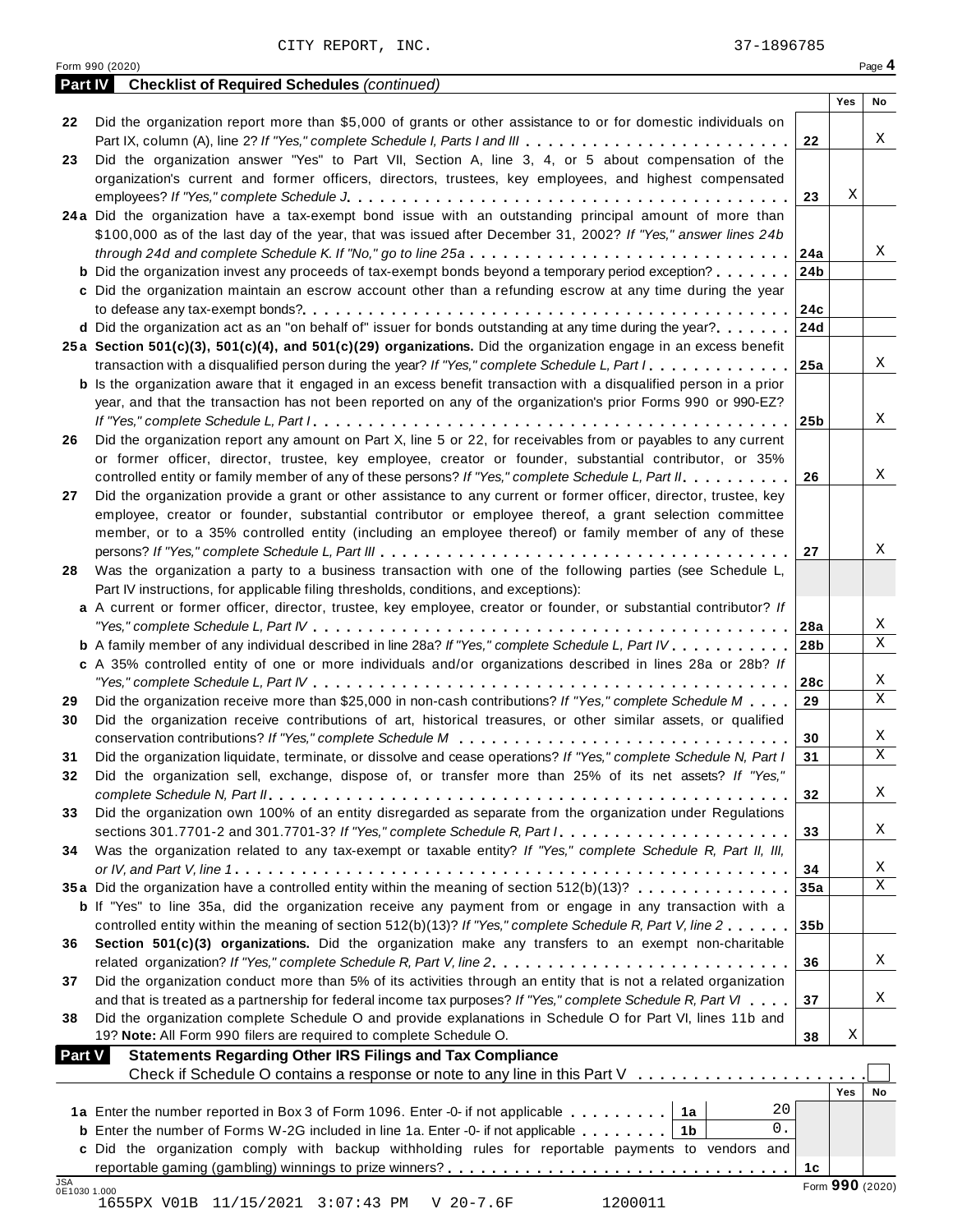CITY REPORT, INC. 37-1896785

Form 990 (2020) Page 4

**Part IV Checklist of Required Schedules** *(continued)*

| | | | Yes | No |
|---|---|---|---|---|
| 22 | Did the organization report more than $5,000 of grants or other assistance to or for domestic individuals on Part IX, column (A), line 2? *If "Yes," complete Schedule I, Parts I and III* | 22 | | X |
| 23 | Did the organization answer "Yes" to Part VII, Section A, line 3, 4, or 5 about compensation of the organization's current and former officers, directors, trustees, key employees, and highest compensated employees? *If "Yes," complete Schedule J* | 23 | X | |
| 24a | Did the organization have a tax-exempt bond issue with an outstanding principal amount of more than $100,000 as of the last day of the year, that was issued after December 31, 2002? *If "Yes," answer lines 24b through 24d and complete Schedule K. If "No," go to line 25a* | 24a | | X |
| b | Did the organization invest any proceeds of tax-exempt bonds beyond a temporary period exception? | 24b | | |
| c | Did the organization maintain an escrow account other than a refunding escrow at any time during the year to defease any tax-exempt bonds? | 24c | | |
| d | Did the organization act as an "on behalf of" issuer for bonds outstanding at any time during the year? | 24d | | |
| 25a | **Section 501(c)(3), 501(c)(4), and 501(c)(29) organizations.** Did the organization engage in an excess benefit transaction with a disqualified person during the year? *If "Yes," complete Schedule L, Part I* | 25a | | X |
| b | Is the organization aware that it engaged in an excess benefit transaction with a disqualified person in a prior year, and that the transaction has not been reported on any of the organization's prior Forms 990 or 990-EZ? *If "Yes," complete Schedule L, Part I* | 25b | | X |
| 26 | Did the organization report any amount on Part X, line 5 or 22, for receivables from or payables to any current or former officer, director, trustee, key employee, creator or founder, substantial contributor, or 35% controlled entity or family member of any of these persons? *If "Yes," complete Schedule L, Part II* | 26 | | X |
| 27 | Did the organization provide a grant or other assistance to any current or former officer, director, trustee, key employee, creator or founder, substantial contributor or employee thereof, a grant selection committee member, or to a 35% controlled entity (including an employee thereof) or family member of any of these persons? *If "Yes," complete Schedule L, Part III* | 27 | | X |
| 28 | Was the organization a party to a business transaction with one of the following parties (see Schedule L, Part IV instructions, for applicable filing thresholds, conditions, and exceptions): | | | |
| a | A current or former officer, director, trustee, key employee, creator or founder, or substantial contributor? *If "Yes," complete Schedule L, Part IV* | 28a | | X |
| b | A family member of any individual described in line 28a? *If "Yes," complete Schedule L, Part IV* | 28b | | X |
| c | A 35% controlled entity of one or more individuals and/or organizations described in lines 28a or 28b? *If "Yes," complete Schedule L, Part IV* | 28c | | X |
| 29 | Did the organization receive more than $25,000 in non-cash contributions? *If "Yes," complete Schedule M* | 29 | | X |
| 30 | Did the organization receive contributions of art, historical treasures, or other similar assets, or qualified conservation contributions? *If "Yes," complete Schedule M* | 30 | | X |
| 31 | Did the organization liquidate, terminate, or dissolve and cease operations? *If "Yes," complete Schedule N, Part I* | 31 | | X |
| 32 | Did the organization sell, exchange, dispose of, or transfer more than 25% of its net assets? *If "Yes," complete Schedule N, Part II* | 32 | | X |
| 33 | Did the organization own 100% of an entity disregarded as separate from the organization under Regulations sections 301.7701-2 and 301.7701-3? *If "Yes," complete Schedule R, Part I* | 33 | | X |
| 34 | Was the organization related to any tax-exempt or taxable entity? *If "Yes," complete Schedule R, Part II, III, or IV, and Part V, line 1* | 34 | | X |
| 35a | Did the organization have a controlled entity within the meaning of section 512(b)(13)? | 35a | | X |
| b | If "Yes" to line 35a, did the organization receive any payment from or engage in any transaction with a controlled entity within the meaning of section 512(b)(13)? *If "Yes," complete Schedule R, Part V, line 2* | 35b | | |
| 36 | **Section 501(c)(3) organizations.** Did the organization make any transfers to an exempt non-charitable related organization? *If "Yes," complete Schedule R, Part V, line 2* | 36 | | X |
| 37 | Did the organization conduct more than 5% of its activities through an entity that is not a related organization and that is treated as a partnership for federal income tax purposes? *If "Yes," complete Schedule R, Part VI* | 37 | | X |
| 38 | Did the organization complete Schedule O and provide explanations in Schedule O for Part VI, lines 11b and 19? **Note:** All Form 990 filers are required to complete Schedule O. | 38 | X | |

**Part V Statements Regarding Other IRS Filings and Tax Compliance**

Check if Schedule O contains a response or note to any line in this Part V ☐

| | | | | | Yes | No |
|---|---|---|---|---|---|---|
| 1a | Enter the number reported in Box 3 of Form 1096. Enter -0- if not applicable | 1a | 20 | | | |
| b | Enter the number of Forms W-2G included in line 1a. Enter -0- if not applicable | 1b | 0. | | | |
| c | Did the organization comply with backup withholding rules for reportable payments to vendors and reportable gaming (gambling) winnings to prize winners? | | | 1c | | |

Form **990** (2020)

JSA 0E1030 1.000

1655PX V01B 11/15/2021 3:07:43 PM V 20-7.6F 1200011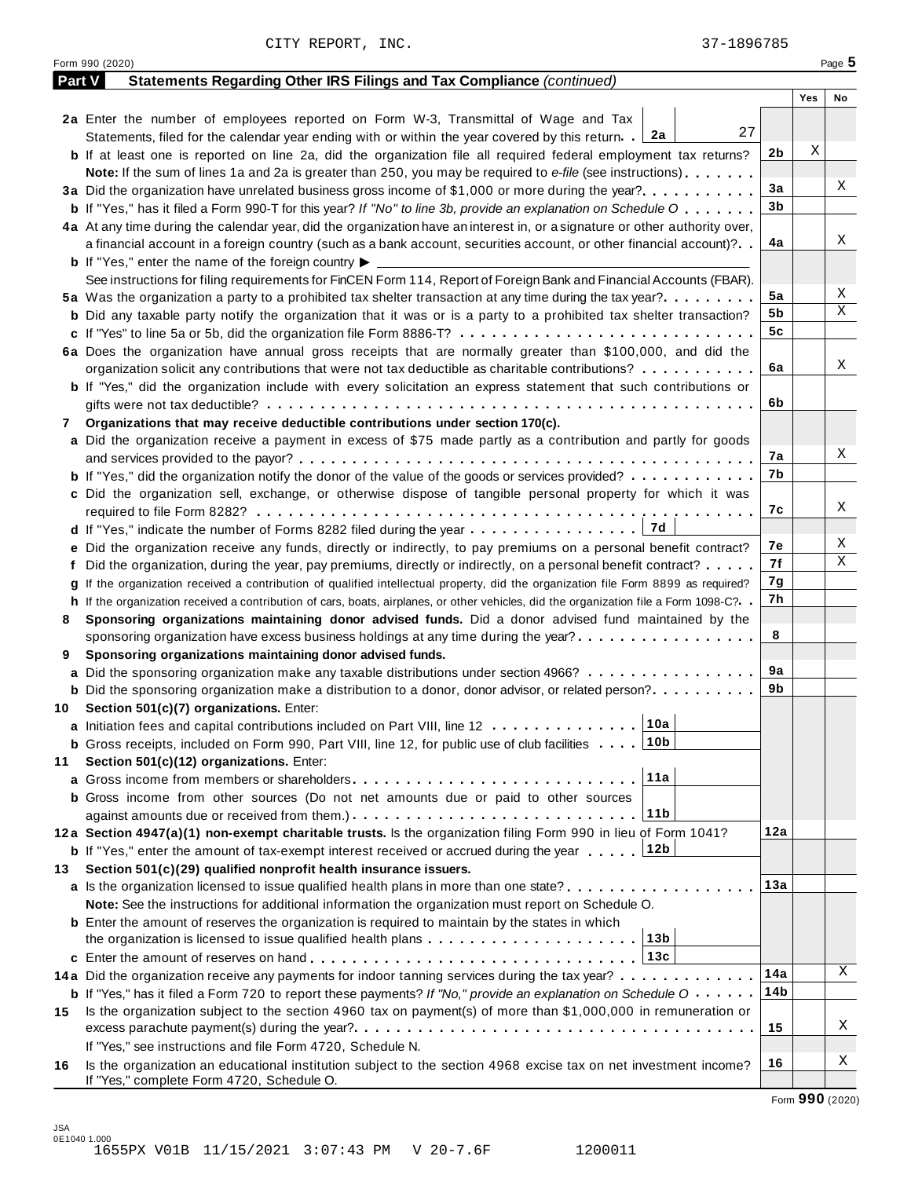CITY REPORT, INC. 37-1896785

Form 990 (2020) Page **5**

**Part V** **Statements Regarding Other IRS Filings and Tax Compliance** *(continued)*

| | | | | Yes | No |
|---|---|---|---|---|---|
| **2a** | Enter the number of employees reported on Form W-3, Transmittal of Wage and Tax Statements, filed for the calendar year ending with or within the year covered by this return | **2a** 27 | | | |
| **b** | If at least one is reported on line 2a, did the organization file all required federal employment tax returns? | | **2b** | X | |
| | **Note:** If the sum of lines 1a and 2a is greater than 250, you may be required to *e-file* (see instructions) | | | | |
| **3a** | Did the organization have unrelated business gross income of $1,000 or more during the year? | | **3a** | | X |
| **b** | If "Yes," has it filed a Form 990-T for this year? *If "No" to line 3b, provide an explanation on Schedule O* | | **3b** | | |
| **4a** | At any time during the calendar year, did the organization have an interest in, or a signature or other authority over, a financial account in a foreign country (such as a bank account, securities account, or other financial account)? | | **4a** | | X |
| **b** | If "Yes," enter the name of the foreign country ▶ | | | | |
| | See instructions for filing requirements for FinCEN Form 114, Report of Foreign Bank and Financial Accounts (FBAR). | | | | |
| **5a** | Was the organization a party to a prohibited tax shelter transaction at any time during the tax year? | | **5a** | | X |
| **b** | Did any taxable party notify the organization that it was or is a party to a prohibited tax shelter transaction? | | **5b** | | X |
| **c** | If "Yes" to line 5a or 5b, did the organization file Form 8886-T? | | **5c** | | |
| **6a** | Does the organization have annual gross receipts that are normally greater than $100,000, and did the organization solicit any contributions that were not tax deductible as charitable contributions? | | **6a** | | X |
| **b** | If "Yes," did the organization include with every solicitation an express statement that such contributions or gifts were not tax deductible? | | **6b** | | |
| **7** | **Organizations that may receive deductible contributions under section 170(c).** | | | | |
| **a** | Did the organization receive a payment in excess of $75 made partly as a contribution and partly for goods and services provided to the payor? | | **7a** | | X |
| **b** | If "Yes," did the organization notify the donor of the value of the goods or services provided? | | **7b** | | |
| **c** | Did the organization sell, exchange, or otherwise dispose of tangible personal property for which it was required to file Form 8282? | | **7c** | | X |
| **d** | If "Yes," indicate the number of Forms 8282 filed during the year | **7d** | | | |
| **e** | Did the organization receive any funds, directly or indirectly, to pay premiums on a personal benefit contract? | | **7e** | | X |
| **f** | Did the organization, during the year, pay premiums, directly or indirectly, on a personal benefit contract? | | **7f** | | X |
| **g** | If the organization received a contribution of qualified intellectual property, did the organization file Form 8899 as required? | | **7g** | | |
| **h** | If the organization received a contribution of cars, boats, airplanes, or other vehicles, did the organization file a Form 1098-C? | | **7h** | | |
| **8** | **Sponsoring organizations maintaining donor advised funds.** Did a donor advised fund maintained by the sponsoring organization have excess business holdings at any time during the year? | | **8** | | |
| **9** | **Sponsoring organizations maintaining donor advised funds.** | | | | |
| **a** | Did the sponsoring organization make any taxable distributions under section 4966? | | **9a** | | |
| **b** | Did the sponsoring organization make a distribution to a donor, donor advisor, or related person? | | **9b** | | |
| **10** | **Section 501(c)(7) organizations.** Enter: | | | | |
| **a** | Initiation fees and capital contributions included on Part VIII, line 12 | **10a** | | | |
| **b** | Gross receipts, included on Form 990, Part VIII, line 12, for public use of club facilities | **10b** | | | |
| **11** | **Section 501(c)(12) organizations.** Enter: | | | | |
| **a** | Gross income from members or shareholders | **11a** | | | |
| **b** | Gross income from other sources (Do not net amounts due or paid to other sources against amounts due or received from them.) | **11b** | | | |
| **12a** | **Section 4947(a)(1) non-exempt charitable trusts.** Is the organization filing Form 990 in lieu of Form 1041? | | **12a** | | |
| **b** | If "Yes," enter the amount of tax-exempt interest received or accrued during the year | **12b** | | | |
| **13** | **Section 501(c)(29) qualified nonprofit health insurance issuers.** | | | | |
| **a** | Is the organization licensed to issue qualified health plans in more than one state? | | **13a** | | |
| | **Note:** See the instructions for additional information the organization must report on Schedule O. | | | | |
| **b** | Enter the amount of reserves the organization is required to maintain by the states in which the organization is licensed to issue qualified health plans | **13b** | | | |
| **c** | Enter the amount of reserves on hand | **13c** | | | |
| **14a** | Did the organization receive any payments for indoor tanning services during the tax year? | | **14a** | | X |
| **b** | If "Yes," has it filed a Form 720 to report these payments? *If "No," provide an explanation on Schedule O* | | **14b** | | |
| **15** | Is the organization subject to the section 4960 tax on payment(s) of more than $1,000,000 in remuneration or excess parachute payment(s) during the year? | | **15** | | X |
| | If "Yes," see instructions and file Form 4720, Schedule N. | | | | |
| **16** | Is the organization an educational institution subject to the section 4968 excise tax on net investment income? If "Yes," complete Form 4720, Schedule O. | | **16** | | X |

Form **990** (2020)

JSA 0E1040 1.000
1655PX V01B 11/15/2021 3:07:43 PM V 20-7.6F 1200011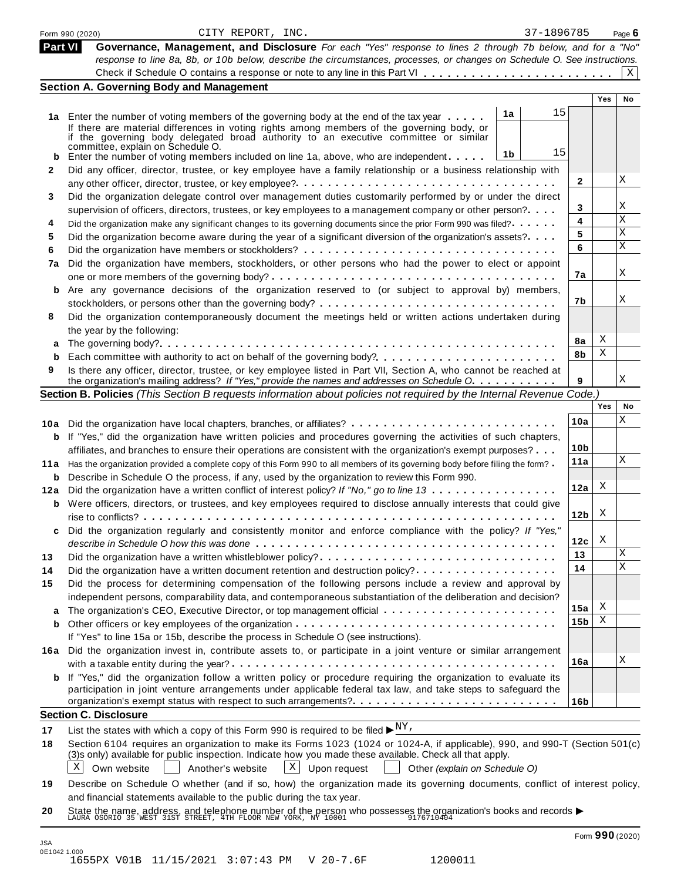Form 990 (2020) CITY REPORT, INC. 37-1896785 Page 6

## Part VI Governance, Management, and Disclosure

*For each "Yes" response to lines 2 through 7b below, and for a "No" response to line 8a, 8b, or 10b below, describe the circumstances, processes, or changes on Schedule O. See instructions.*

Check if Schedule O contains a response or note to any line in this Part VI . . . . . . . . . . . . . . . . . . . . . . . . [X]

### Section A. Governing Body and Management

| | | | | Yes | No |
|---|---|---|---|---|---|
| **1a** | Enter the number of voting members of the governing body at the end of the tax year . . . . . | 1a 15 | | | |
| | If there are material differences in voting rights among members of the governing body, or if the governing body delegated broad authority to an executive committee or similar committee, explain on Schedule O. | | | | |
| **b** | Enter the number of voting members included on line 1a, above, who are independent . . . . . | 1b 15 | | | |
| **2** | Did any officer, director, trustee, or key employee have a family relationship or a business relationship with any other officer, director, trustee, or key employee? . . . . . | | 2 | | X |
| **3** | Did the organization delegate control over management duties customarily performed by or under the direct supervision of officers, directors, trustees, or key employees to a management company or other person? . . . . | | 3 | | X |
| **4** | Did the organization make any significant changes to its governing documents since the prior Form 990 was filed? . . . . . | | 4 | | X |
| **5** | Did the organization become aware during the year of a significant diversion of the organization's assets? . . . . | | 5 | | X |
| **6** | Did the organization have members or stockholders? . . . . . | | 6 | | X |
| **7a** | Did the organization have members, stockholders, or other persons who had the power to elect or appoint one or more members of the governing body? . . . . . | | 7a | | X |
| **b** | Are any governance decisions of the organization reserved to (or subject to approval by) members, stockholders, or persons other than the governing body? . . . . . | | 7b | | X |
| **8** | Did the organization contemporaneously document the meetings held or written actions undertaken during the year by the following: | | | | |
| **a** | The governing body? . . . . . | | 8a | X | |
| **b** | Each committee with authority to act on behalf of the governing body? . . . . . | | 8b | X | |
| **9** | Is there any officer, director, trustee, or key employee listed in Part VII, Section A, who cannot be reached at the organization's mailing address? *If "Yes," provide the names and addresses on Schedule O* . . . . . | | 9 | | X |

### Section B. Policies *(This Section B requests information about policies not required by the Internal Revenue Code.)*

| | | | Yes | No |
|---|---|---|---|---|
| **10a** | Did the organization have local chapters, branches, or affiliates? . . . . . | 10a | | X |
| **b** | If "Yes," did the organization have written policies and procedures governing the activities of such chapters, affiliates, and branches to ensure their operations are consistent with the organization's exempt purposes? . . . | 10b | | |
| **11a** | Has the organization provided a complete copy of this Form 990 to all members of its governing body before filing the form? . | 11a | | X |
| **b** | Describe in Schedule O the process, if any, used by the organization to review this Form 990. | | | |
| **12a** | Did the organization have a written conflict of interest policy? *If "No," go to line 13* . . . . . | 12a | X | |
| **b** | Were officers, directors, or trustees, and key employees required to disclose annually interests that could give rise to conflicts? . . . . . | 12b | X | |
| **c** | Did the organization regularly and consistently monitor and enforce compliance with the policy? *If "Yes," describe in Schedule O how this was done* . . . . . | 12c | X | |
| **13** | Did the organization have a written whistleblower policy? . . . . . | 13 | | X |
| **14** | Did the organization have a written document retention and destruction policy? . . . . . | 14 | | X |
| **15** | Did the process for determining compensation of the following persons include a review and approval by independent persons, comparability data, and contemporaneous substantiation of the deliberation and decision? | | | |
| **a** | The organization's CEO, Executive Director, or top management official . . . . . | 15a | X | |
| **b** | Other officers or key employees of the organization . . . . . | 15b | X | |
| | If "Yes" to line 15a or 15b, describe the process in Schedule O (see instructions). | | | |
| **16a** | Did the organization invest in, contribute assets to, or participate in a joint venture or similar arrangement with a taxable entity during the year? . . . . . | 16a | | X |
| **b** | If "Yes," did the organization follow a written policy or procedure requiring the organization to evaluate its participation in joint venture arrangements under applicable federal tax law, and take steps to safeguard the organization's exempt status with respect to such arrangements? . . . . . | 16b | | |

### Section C. Disclosure

**17** List the states with which a copy of this Form 990 is required to be filed ▶ NY,

**18** Section 6104 requires an organization to make its Forms 1023 (1024 or 1024-A, if applicable), 990, and 990-T (Section 501(c)(3)s only) available for public inspection. Indicate how you made these available. Check all that apply.

[X] Own website [ ] Another's website [X] Upon request [ ] Other *(explain on Schedule O)*

**19** Describe on Schedule O whether (and if so, how) the organization made its governing documents, conflict of interest policy, and financial statements available to the public during the tax year.

**20** State the name, address, and telephone number of the person who possesses the organization's books and records ▶
LAURA OSORIO 35 WEST 31ST STREET, 4TH FLOOR NEW YORK, NY 10001 9176710404

Form **990** (2020)

JSA
0E1042 1.000
1655PX V01B 11/15/2021 3:07:43 PM V 20-7.6F 1200011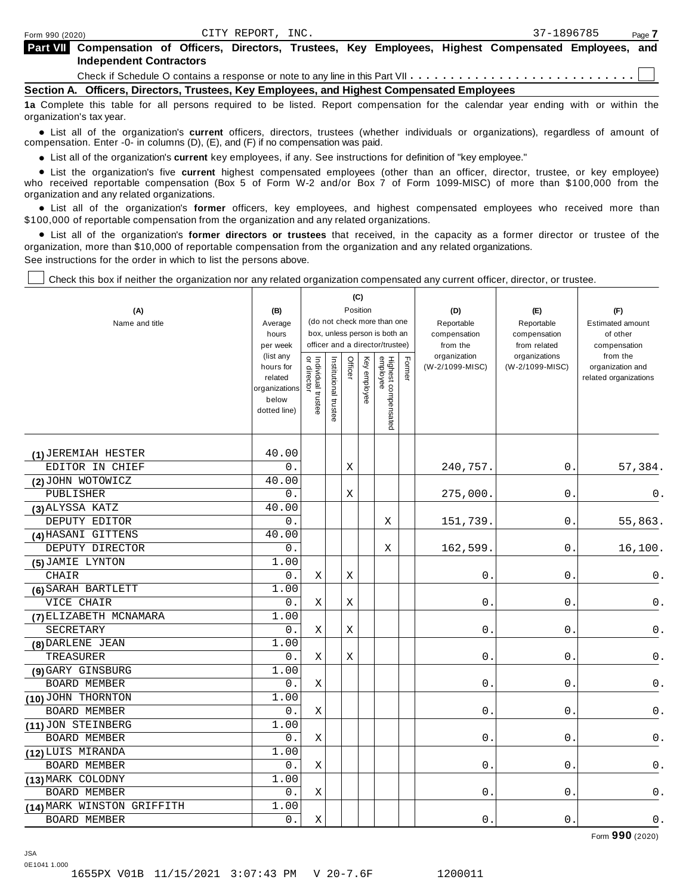Form 990 (2020) CITY REPORT, INC. 37-1896785 Page 7

**Part VII Compensation of Officers, Directors, Trustees, Key Employees, Highest Compensated Employees, and Independent Contractors**

Check if Schedule O contains a response or note to any line in this Part VII . . . . . . . . . . . . . . . . . . . . . . . . . . . . ☐

**Section A. Officers, Directors, Trustees, Key Employees, and Highest Compensated Employees**

**1a** Complete this table for all persons required to be listed. Report compensation for the calendar year ending with or within the organization's tax year.

- List all of the organization's **current** officers, directors, trustees (whether individuals or organizations), regardless of amount of compensation. Enter -0- in columns (D), (E), and (F) if no compensation was paid.
- List all of the organization's **current** key employees, if any. See instructions for definition of "key employee."
- List the organization's five **current** highest compensated employees (other than an officer, director, trustee, or key employee) who received reportable compensation (Box 5 of Form W-2 and/or Box 7 of Form 1099-MISC) of more than $100,000 from the organization and any related organizations.
- List all of the organization's **former** officers, key employees, and highest compensated employees who received more than $100,000 of reportable compensation from the organization and any related organizations.
- List all of the organization's **former directors or trustees** that received, in the capacity as a former director or trustee of the organization, more than $10,000 of reportable compensation from the organization and any related organizations.

See instructions for the order in which to list the persons above.

☐ Check this box if neither the organization nor any related organization compensated any current officer, director, or trustee.

| (A) Name and title | (B) Average hours per week (list any hours for related organizations below dotted line) | (C) Position: Individual trustee or director | Institutional trustee | Officer | Key employee | Highest compensated employee | Former | (D) Reportable compensation from the organization (W-2/1099-MISC) | (E) Reportable compensation from related organizations (W-2/1099-MISC) | (F) Estimated amount of other compensation from the organization and related organizations |
|---|---|---|---|---|---|---|---|---|---|---|
| (1) JEREMIAH HESTER<br>EDITOR IN CHIEF | 40.00<br>0. | | | X | | | | 240,757. | 0. | 57,384. |
| (2) JOHN WOTOWICZ<br>PUBLISHER | 40.00<br>0. | | | X | | | | 275,000. | 0. | 0. |
| (3) ALYSSA KATZ<br>DEPUTY EDITOR | 40.00<br>0. | | | | | X | | 151,739. | 0. | 55,863. |
| (4) HASANI GITTENS<br>DEPUTY DIRECTOR | 40.00<br>0. | | | | | X | | 162,599. | 0. | 16,100. |
| (5) JAMIE LYNTON<br>CHAIR | 1.00<br>0. | X | | X | | | | 0. | 0. | 0. |
| (6) SARAH BARTLETT<br>VICE CHAIR | 1.00<br>0. | X | | X | | | | 0. | 0. | 0. |
| (7) ELIZABETH MCNAMARA<br>SECRETARY | 1.00<br>0. | X | | X | | | | 0. | 0. | 0. |
| (8) DARLENE JEAN<br>TREASURER | 1.00<br>0. | X | | X | | | | 0. | 0. | 0. |
| (9) GARY GINSBURG<br>BOARD MEMBER | 1.00<br>0. | X | | | | | | 0. | 0. | 0. |
| (10) JOHN THORNTON<br>BOARD MEMBER | 1.00<br>0. | X | | | | | | 0. | 0. | 0. |
| (11) JON STEINBERG<br>BOARD MEMBER | 1.00<br>0. | X | | | | | | 0. | 0. | 0. |
| (12) LUIS MIRANDA<br>BOARD MEMBER | 1.00<br>0. | X | | | | | | 0. | 0. | 0. |
| (13) MARK COLODNY<br>BOARD MEMBER | 1.00<br>0. | X | | | | | | 0. | 0. | 0. |
| (14) MARK WINSTON GRIFFITH<br>BOARD MEMBER | 1.00<br>0. | X | | | | | | 0. | 0. | 0. |

Form **990** (2020)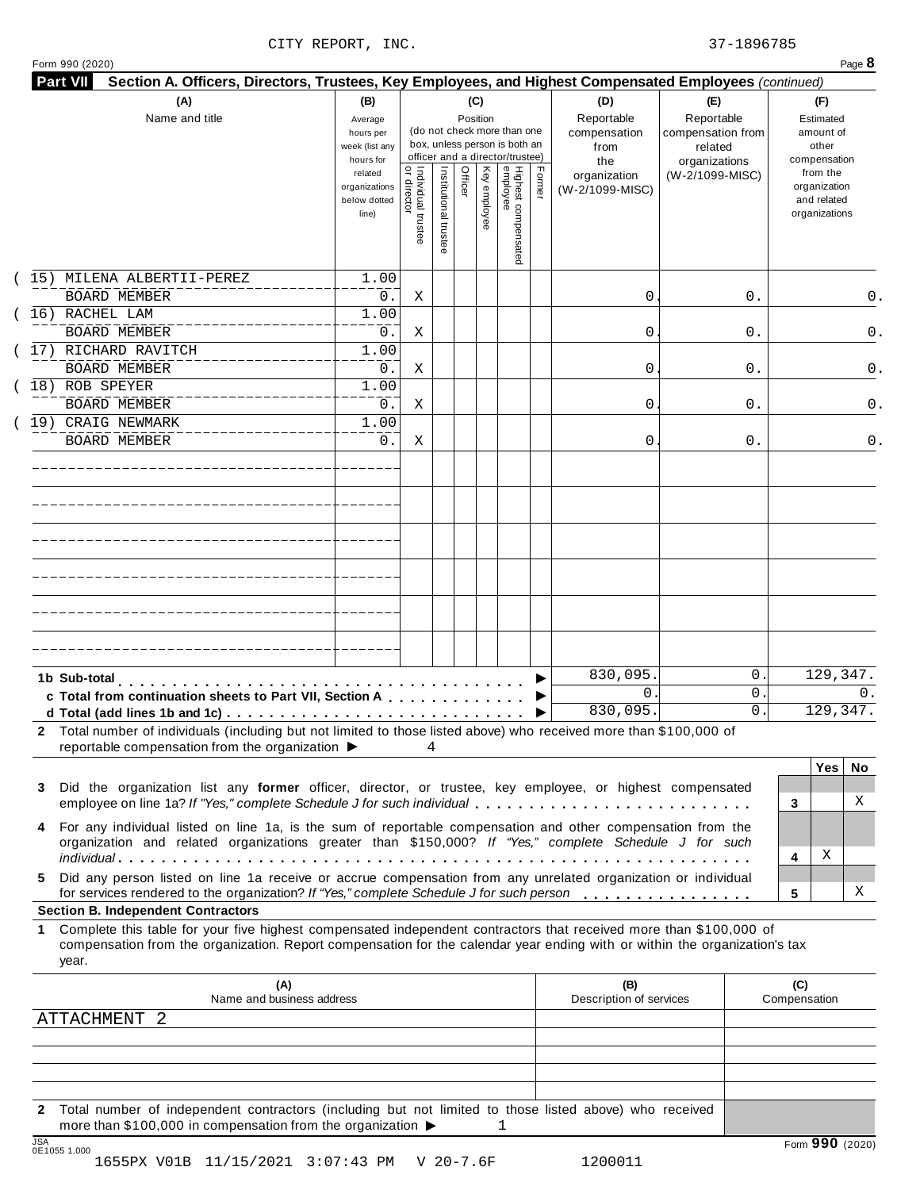CITY REPORT, INC. 37-1896785

Form 990 (2020)

## Part VII Section A. Officers, Directors, Trustees, Key Employees, and Highest Compensated Employees *(continued)*

| (A) Name and title | (B) Average hours per week (list any hours for related organizations below dotted line) | (C) Position: Individual trustee or director | Institutional trustee | Officer | Key employee | Highest compensated employee | Former | (D) Reportable compensation from the organization (W-2/1099-MISC) | (E) Reportable compensation from related organizations (W-2/1099-MISC) | (F) Estimated amount of other compensation from the organization and related organizations |
|---|---|---|---|---|---|---|---|---|---|---|
| (15) MILENA ALBERTII-PEREZ<br>BOARD MEMBER | 1.00<br>0. | X | | | | | | 0. | 0. | 0. |
| (16) RACHEL LAM<br>BOARD MEMBER | 1.00<br>0. | X | | | | | | 0. | 0. | 0. |
| (17) RICHARD RAVITCH<br>BOARD MEMBER | 1.00<br>0. | X | | | | | | 0. | 0. | 0. |
| (18) ROB SPEYER<br>BOARD MEMBER | 1.00<br>0. | X | | | | | | 0. | 0. | 0. |
| (19) CRAIG NEWMARK<br>BOARD MEMBER | 1.00<br>0. | X | | | | | | 0. | 0. | 0. |
| 1b Sub-total | | | | | | | | 830,095. | 0. | 129,347. |
| c Total from continuation sheets to Part VII, Section A | | | | | | | | 0. | 0. | 0. |
| d Total (add lines 1b and 1c) | | | | | | | | 830,095. | 0. | 129,347. |

**2** Total number of individuals (including but not limited to those listed above) who received more than $100,000 of reportable compensation from the organization ▶ 4

| | | Yes | No |
|---|---|---|---|
| **3** Did the organization list any **former** officer, director, or trustee, key employee, or highest compensated employee on line 1a? *If "Yes," complete Schedule J for such individual* | 3 | | X |
| **4** For any individual listed on line 1a, is the sum of reportable compensation and other compensation from the organization and related organizations greater than $150,000? *If "Yes," complete Schedule J for such individual* | 4 | X | |
| **5** Did any person listed on line 1a receive or accrue compensation from any unrelated organization or individual for services rendered to the organization? *If "Yes," complete Schedule J for such person* | 5 | | X |

### Section B. Independent Contractors

**1** Complete this table for your five highest compensated independent contractors that received more than $100,000 of compensation from the organization. Report compensation for the calendar year ending with or within the organization's tax year.

| (A) Name and business address | (B) Description of services | (C) Compensation |
|---|---|---|
| ATTACHMENT 2 | | |
| | | |
| | | |
| | | |
| | | |

**2** Total number of independent contractors (including but not limited to those listed above) who received more than $100,000 in compensation from the organization ▶ 1

Form **990** (2020)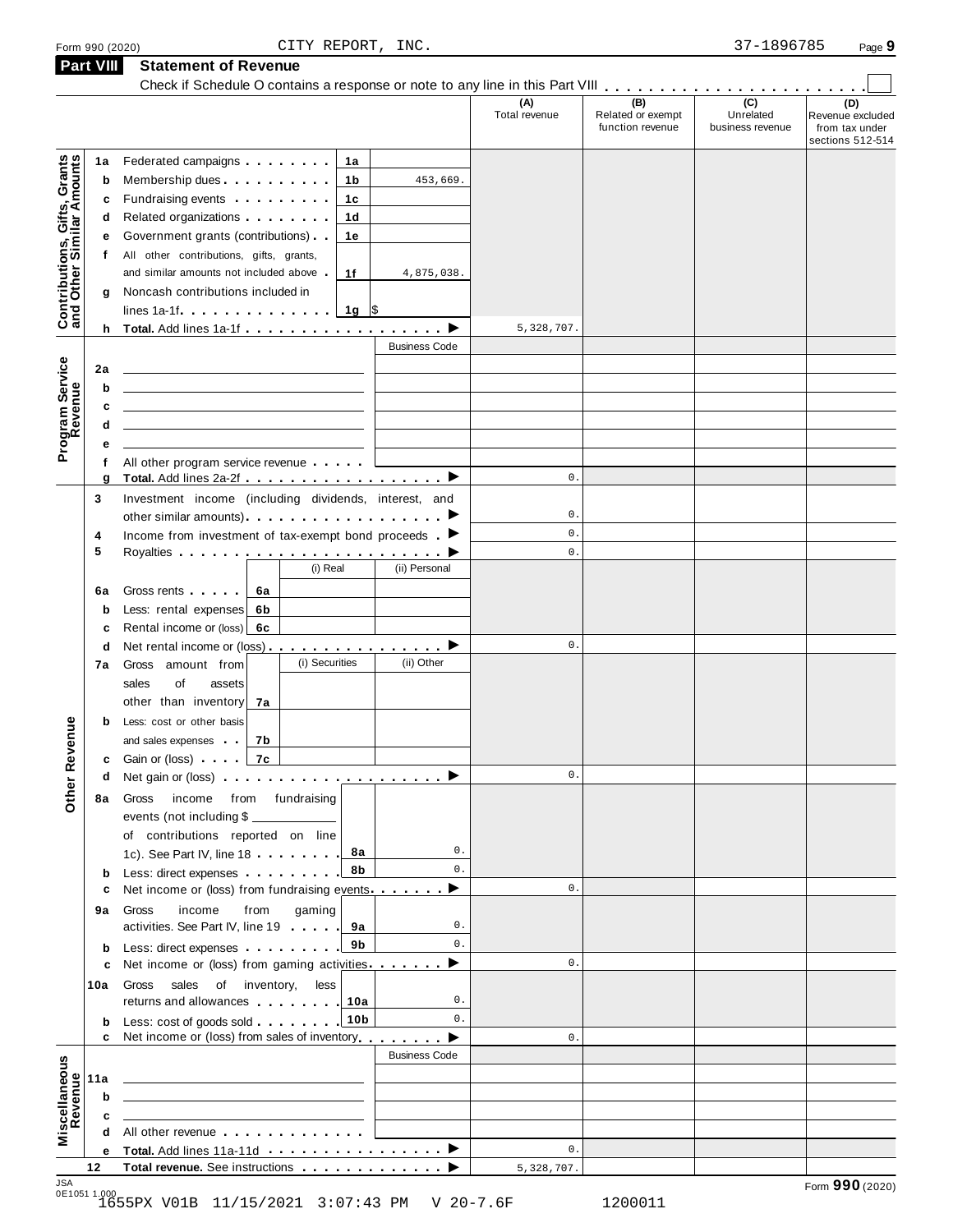Form 990 (2020) CITY REPORT, INC. 37-1896785

## Part VIII Statement of Revenue

Check if Schedule O contains a response or note to any line in this Part VIII . . . . . . . . . . . . . . . . . . . . . . ☐

| | | | (A) Total revenue | (B) Related or exempt function revenue | (C) Unrelated business revenue | (D) Revenue excluded from tax under sections 512-514 |
|---|---|---|---|---|---|---|
| **Contributions, Gifts, Grants and Other Similar Amounts** | | | | | | |
| 1a | Federated campaigns . . . . . . . . 1a | | | | | |
| b | Membership dues . . . . . . . . . . 1b | 453,669. | | | | |
| c | Fundraising events . . . . . . . . . 1c | | | | | |
| d | Related organizations . . . . . . . . 1d | | | | | |
| e | Government grants (contributions) . . 1e | | | | | |
| f | All other contributions, gifts, grants, and similar amounts not included above . 1f | 4,875,038. | | | | |
| g | Noncash contributions included in lines 1a-1f . . . . . . . . . . . . . 1g | $ | | | | |
| h | **Total.** Add lines 1a-1f . . . . . . . . . . . . . . . . . . ▶ | | 5,328,707. | | | |
| **Program Service Revenue** | | Business Code | | | | |
| 2a | | | | | | |
| b | | | | | | |
| c | | | | | | |
| d | | | | | | |
| e | | | | | | |
| f | All other program service revenue . . . . . | | | | | |
| g | **Total.** Add lines 2a-2f . . . . . . . . . . . . . . . . . . ▶ | | 0. | | | |
| **Other Revenue** | | | | | | |
| 3 | Investment income (including dividends, interest, and other similar amounts) . . . . . . . . . . . . . . . . . ▶ | | 0. | | | |
| 4 | Income from investment of tax-exempt bond proceeds . ▶ | | 0. | | | |
| 5 | Royalties . . . . . . . . . . . . . . . . . . . . . . . . ▶ | | 0. | | | |
| | | (i) Real / (ii) Personal | | | | |
| 6a | Gross rents . . . . . 6a | | | | | |
| b | Less: rental expenses 6b | | | | | |
| c | Rental income or (loss) 6c | | | | | |
| d | Net rental income or (loss) . . . . . . . . . . . . . . . . ▶ | | 0. | | | |
| | | (i) Securities / (ii) Other | | | | |
| 7a | Gross amount from sales of assets other than inventory 7a | | | | | |
| b | Less: cost or other basis and sales expenses . . 7b | | | | | |
| c | Gain or (loss) . . . . 7c | | | | | |
| d | Net gain or (loss) . . . . . . . . . . . . . . . . . . . . ▶ | | 0. | | | |
| 8a | Gross income from fundraising events (not including $ ______ of contributions reported on line 1c). See Part IV, line 18 . . . . . . . . 8a | 0. | | | | |
| b | Less: direct expenses . . . . . . . . . 8b | 0. | | | | |
| c | Net income or (loss) from fundraising events . . . . . . . ▶ | | 0. | | | |
| 9a | Gross income from gaming activities. See Part IV, line 19 . . . . . 9a | 0. | | | | |
| b | Less: direct expenses . . . . . . . . . 9b | 0. | | | | |
| c | Net income or (loss) from gaming activities . . . . . . . ▶ | | 0. | | | |
| 10a | Gross sales of inventory, less returns and allowances . . . . . . . . 10a | 0. | | | | |
| b | Less: cost of goods sold . . . . . . . . 10b | 0. | | | | |
| c | Net income or (loss) from sales of inventory . . . . . . . . ▶ | | 0. | | | |
| **Miscellaneous Revenue** | | Business Code | | | | |
| 11a | | | | | | |
| b | | | | | | |
| c | | | | | | |
| d | All other revenue . . . . . . . . . . . . . | | | | | |
| e | **Total.** Add lines 11a-11d . . . . . . . . . . . . . . . . ▶ | | 0. | | | |
| 12 | **Total revenue.** See instructions . . . . . . . . . . . . . ▶ | | 5,328,707. | | | |

JSA 0E1051 1.000

1655PX V01B 11/15/2021 3:07:43 PM V 20-7.6F 1200011

Form **990** (2020)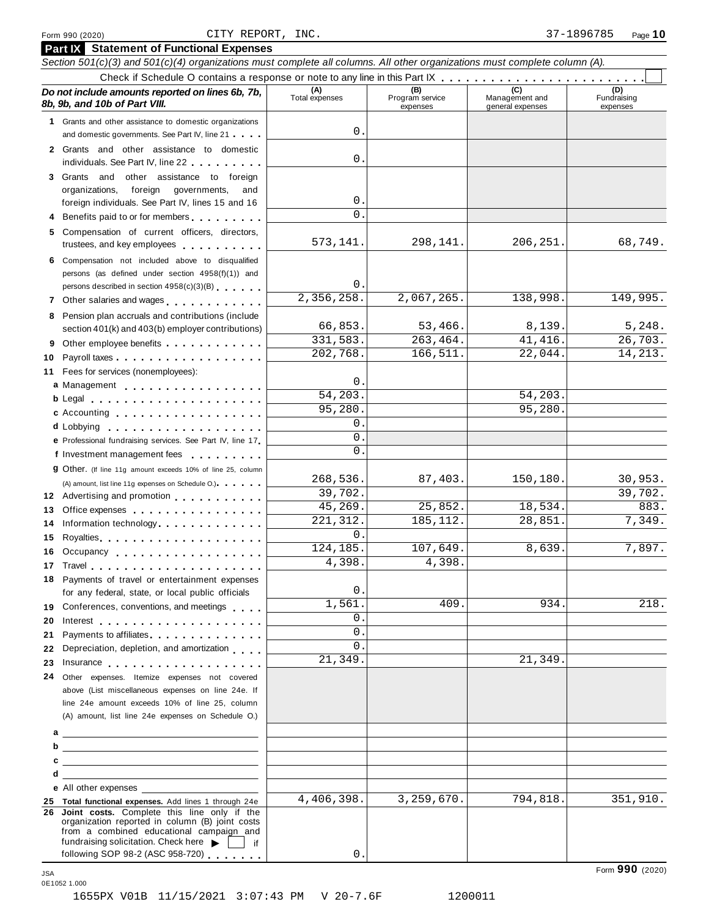Form 990 (2020) CITY REPORT, INC. 37-1896785 Page 10

## Part IX Statement of Functional Expenses

*Section 501(c)(3) and 501(c)(4) organizations must complete all columns. All other organizations must complete column (A).*

Check if Schedule O contains a response or note to any line in this Part IX . . . . . . . . . . . . . . . . . . . . . . . . ☐

| *Do not include amounts reported on lines 6b, 7b, 8b, 9b, and 10b of Part VIII.* | (A) Total expenses | (B) Program service expenses | (C) Management and general expenses | (D) Fundraising expenses |
|---|---|---|---|---|
| 1 Grants and other assistance to domestic organizations and domestic governments. See Part IV, line 21 | 0. | | | |
| 2 Grants and other assistance to domestic individuals. See Part IV, line 22 | 0. | | | |
| 3 Grants and other assistance to foreign organizations, foreign governments, and foreign individuals. See Part IV, lines 15 and 16 | 0. | | | |
| 4 Benefits paid to or for members | 0. | | | |
| 5 Compensation of current officers, directors, trustees, and key employees | 573,141. | 298,141. | 206,251. | 68,749. |
| 6 Compensation not included above to disqualified persons (as defined under section 4958(f)(1)) and persons described in section 4958(c)(3)(B) | 0. | | | |
| 7 Other salaries and wages | 2,356,258. | 2,067,265. | 138,998. | 149,995. |
| 8 Pension plan accruals and contributions (include section 401(k) and 403(b) employer contributions) | 66,853. | 53,466. | 8,139. | 5,248. |
| 9 Other employee benefits | 331,583. | 263,464. | 41,416. | 26,703. |
| 10 Payroll taxes | 202,768. | 166,511. | 22,044. | 14,213. |
| 11 Fees for services (nonemployees): | | | | |
| a Management | 0. | | | |
| b Legal | 54,203. | | 54,203. | |
| c Accounting | 95,280. | | 95,280. | |
| d Lobbying | 0. | | | |
| e Professional fundraising services. See Part IV, line 17 | 0. | | | |
| f Investment management fees | 0. | | | |
| g Other. (If line 11g amount exceeds 10% of line 25, column (A) amount, list line 11g expenses on Schedule O.) | 268,536. | 87,403. | 150,180. | 30,953. |
| 12 Advertising and promotion | 39,702. | | | 39,702. |
| 13 Office expenses | 45,269. | 25,852. | 18,534. | 883. |
| 14 Information technology | 221,312. | 185,112. | 28,851. | 7,349. |
| 15 Royalties | 0. | | | |
| 16 Occupancy | 124,185. | 107,649. | 8,639. | 7,897. |
| 17 Travel | 4,398. | 4,398. | | |
| 18 Payments of travel or entertainment expenses for any federal, state, or local public officials | 0. | | | |
| 19 Conferences, conventions, and meetings | 1,561. | 409. | 934. | 218. |
| 20 Interest | 0. | | | |
| 21 Payments to affiliates | 0. | | | |
| 22 Depreciation, depletion, and amortization | 0. | | | |
| 23 Insurance | 21,349. | | 21,349. | |
| 24 Other expenses. Itemize expenses not covered above (List miscellaneous expenses on line 24e. If line 24e amount exceeds 10% of line 25, column (A) amount, list line 24e expenses on Schedule O.) | | | | |
| a | | | | |
| b | | | | |
| c | | | | |
| d | | | | |
| e All other expenses | | | | |
| 25 **Total functional expenses.** Add lines 1 through 24e | 4,406,398. | 3,259,670. | 794,818. | 351,910. |
| 26 **Joint costs.** Complete this line only if the organization reported in column (B) joint costs from a combined educational campaign and fundraising solicitation. Check here ▶ ☐ if following SOP 98-2 (ASC 958-720) | 0. | | | |

Form **990** (2020)

JSA 0E1052 1.000

1655PX V01B 11/15/2021 3:07:43 PM V 20-7.6F 1200011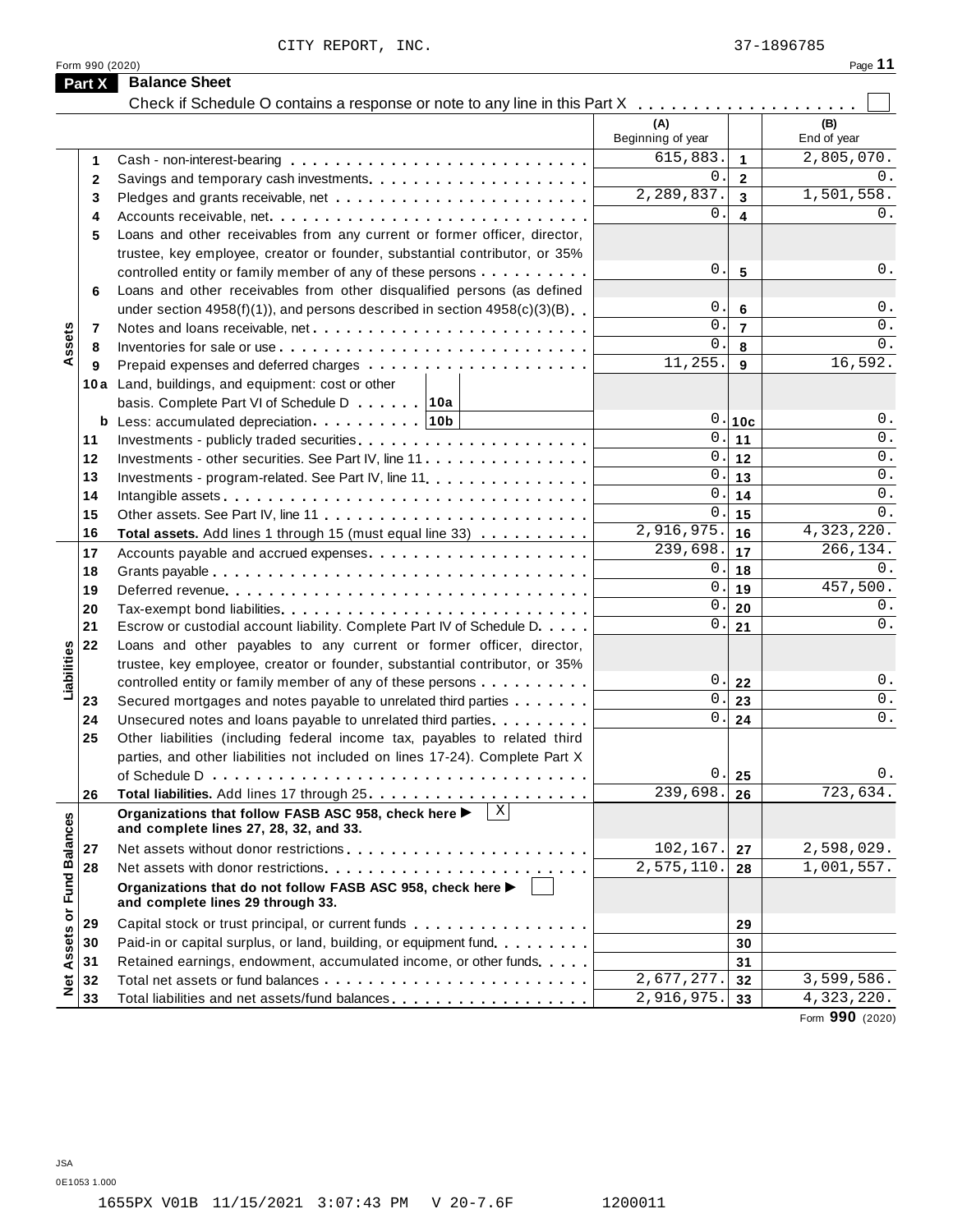CITY REPORT, INC. 37-1896785

Form 990 (2020)

## Part X Balance Sheet

Check if Schedule O contains a response or note to any line in this Part X . . . . . . . . . . . . . . . . . . . . [ ]

| Section | Line | Description | (A) Beginning of year | | (B) End of year |
|---|---|---|---|---|---|
| Assets | 1 | Cash - non-interest-bearing | 615,883. | 1 | 2,805,070. |
| | 2 | Savings and temporary cash investments | 0. | 2 | 0. |
| | 3 | Pledges and grants receivable, net | 2,289,837. | 3 | 1,501,558. |
| | 4 | Accounts receivable, net | 0. | 4 | 0. |
| | 5 | Loans and other receivables from any current or former officer, director, trustee, key employee, creator or founder, substantial contributor, or 35% controlled entity or family member of any of these persons | 0. | 5 | 0. |
| | 6 | Loans and other receivables from other disqualified persons (as defined under section 4958(f)(1)), and persons described in section 4958(c)(3)(B) | 0. | 6 | 0. |
| | 7 | Notes and loans receivable, net | 0. | 7 | 0. |
| | 8 | Inventories for sale or use | 0. | 8 | 0. |
| | 9 | Prepaid expenses and deferred charges | 11,255. | 9 | 16,592. |
| | 10a | Land, buildings, and equipment: cost or other basis. Complete Part VI of Schedule D . . . 10a | | | |
| | b | Less: accumulated depreciation . . . 10b | 0. | 10c | 0. |
| | 11 | Investments - publicly traded securities | 0. | 11 | 0. |
| | 12 | Investments - other securities. See Part IV, line 11 | 0. | 12 | 0. |
| | 13 | Investments - program-related. See Part IV, line 11 | 0. | 13 | 0. |
| | 14 | Intangible assets | 0. | 14 | 0. |
| | 15 | Other assets. See Part IV, line 11 | 0. | 15 | 0. |
| | 16 | **Total assets.** Add lines 1 through 15 (must equal line 33) | 2,916,975. | 16 | 4,323,220. |
| Liabilities | 17 | Accounts payable and accrued expenses | 239,698. | 17 | 266,134. |
| | 18 | Grants payable | 0. | 18 | 0. |
| | 19 | Deferred revenue | 0. | 19 | 457,500. |
| | 20 | Tax-exempt bond liabilities | 0. | 20 | 0. |
| | 21 | Escrow or custodial account liability. Complete Part IV of Schedule D | 0. | 21 | 0. |
| | 22 | Loans and other payables to any current or former officer, director, trustee, key employee, creator or founder, substantial contributor, or 35% controlled entity or family member of any of these persons | 0. | 22 | 0. |
| | 23 | Secured mortgages and notes payable to unrelated third parties | 0. | 23 | 0. |
| | 24 | Unsecured notes and loans payable to unrelated third parties | 0. | 24 | 0. |
| | 25 | Other liabilities (including federal income tax, payables to related third parties, and other liabilities not included on lines 17-24). Complete Part X of Schedule D | 0. | 25 | 0. |
| | 26 | **Total liabilities.** Add lines 17 through 25 | 239,698. | 26 | 723,634. |
| Net Assets or Fund Balances | | **Organizations that follow FASB ASC 958, check here ▶ [X] and complete lines 27, 28, 32, and 33.** | | | |
| | 27 | Net assets without donor restrictions | 102,167. | 27 | 2,598,029. |
| | 28 | Net assets with donor restrictions | 2,575,110. | 28 | 1,001,557. |
| | | **Organizations that do not follow FASB ASC 958, check here ▶ [ ] and complete lines 29 through 33.** | | | |
| | 29 | Capital stock or trust principal, or current funds | | 29 | |
| | 30 | Paid-in or capital surplus, or land, building, or equipment fund | | 30 | |
| | 31 | Retained earnings, endowment, accumulated income, or other funds | | 31 | |
| | 32 | Total net assets or fund balances | 2,677,277. | 32 | 3,599,586. |
| | 33 | Total liabilities and net assets/fund balances | 2,916,975. | 33 | 4,323,220. |

Form **990** (2020)

JSA
0E1053 1.000

1655PX V01B 11/15/2021 3:07:43 PM V 20-7.6F 1200011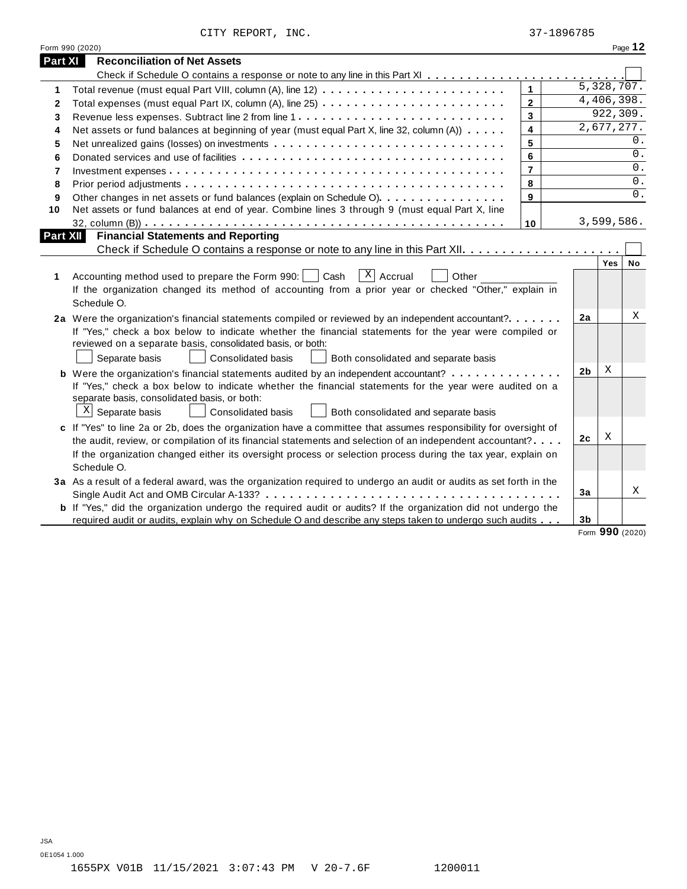CITY REPORT, INC. 37-1896785

Form 990 (2020)

## Part XI Reconciliation of Net Assets

Check if Schedule O contains a response or note to any line in this Part XI . . . . . . . . . . . . . . . . . . . . . . . . ☐

| | | | |
|---|---|---|---|
| 1 | Total revenue (must equal Part VIII, column (A), line 12) | 1 | 5,328,707. |
| 2 | Total expenses (must equal Part IX, column (A), line 25) | 2 | 4,406,398. |
| 3 | Revenue less expenses. Subtract line 2 from line 1 | 3 | 922,309. |
| 4 | Net assets or fund balances at beginning of year (must equal Part X, line 32, column (A)) | 4 | 2,677,277. |
| 5 | Net unrealized gains (losses) on investments | 5 | 0. |
| 6 | Donated services and use of facilities | 6 | 0. |
| 7 | Investment expenses | 7 | 0. |
| 8 | Prior period adjustments | 8 | 0. |
| 9 | Other changes in net assets or fund balances (explain on Schedule O) | 9 | 0. |
| 10 | Net assets or fund balances at end of year. Combine lines 3 through 9 (must equal Part X, line 32, column (B)) | 10 | 3,599,586. |

## Part XII Financial Statements and Reporting

Check if Schedule O contains a response or note to any line in this Part XII . . . . . . . . . . . . . . . . . . . . ☐

| | | | Yes | No |
|---|---|---|---|---|
| 1 | Accounting method used to prepare the Form 990: ☐ Cash ☒ Accrual ☐ Other ____________<br>If the organization changed its method of accounting from a prior year or checked "Other," explain in Schedule O. | | | |
| 2a | Were the organization's financial statements compiled or reviewed by an independent accountant? | 2a | | X |
| | If "Yes," check a box below to indicate whether the financial statements for the year were compiled or reviewed on a separate basis, consolidated basis, or both:<br>☐ Separate basis ☐ Consolidated basis ☐ Both consolidated and separate basis | | | |
| b | Were the organization's financial statements audited by an independent accountant? | 2b | X | |
| | If "Yes," check a box below to indicate whether the financial statements for the year were audited on a separate basis, consolidated basis, or both:<br>☒ Separate basis ☐ Consolidated basis ☐ Both consolidated and separate basis | | | |
| c | If "Yes" to line 2a or 2b, does the organization have a committee that assumes responsibility for oversight of the audit, review, or compilation of its financial statements and selection of an independent accountant? | 2c | X | |
| | If the organization changed either its oversight process or selection process during the tax year, explain on Schedule O. | | | |
| 3a | As a result of a federal award, was the organization required to undergo an audit or audits as set forth in the Single Audit Act and OMB Circular A-133? | 3a | | X |
| b | If "Yes," did the organization undergo the required audit or audits? If the organization did not undergo the required audit or audits, explain why on Schedule O and describe any steps taken to undergo such audits | 3b | | |

Form **990** (2020)

JSA
0E1054 1.000
1655PX V01B 11/15/2021 3:07:43 PM V 20-7.6F 1200011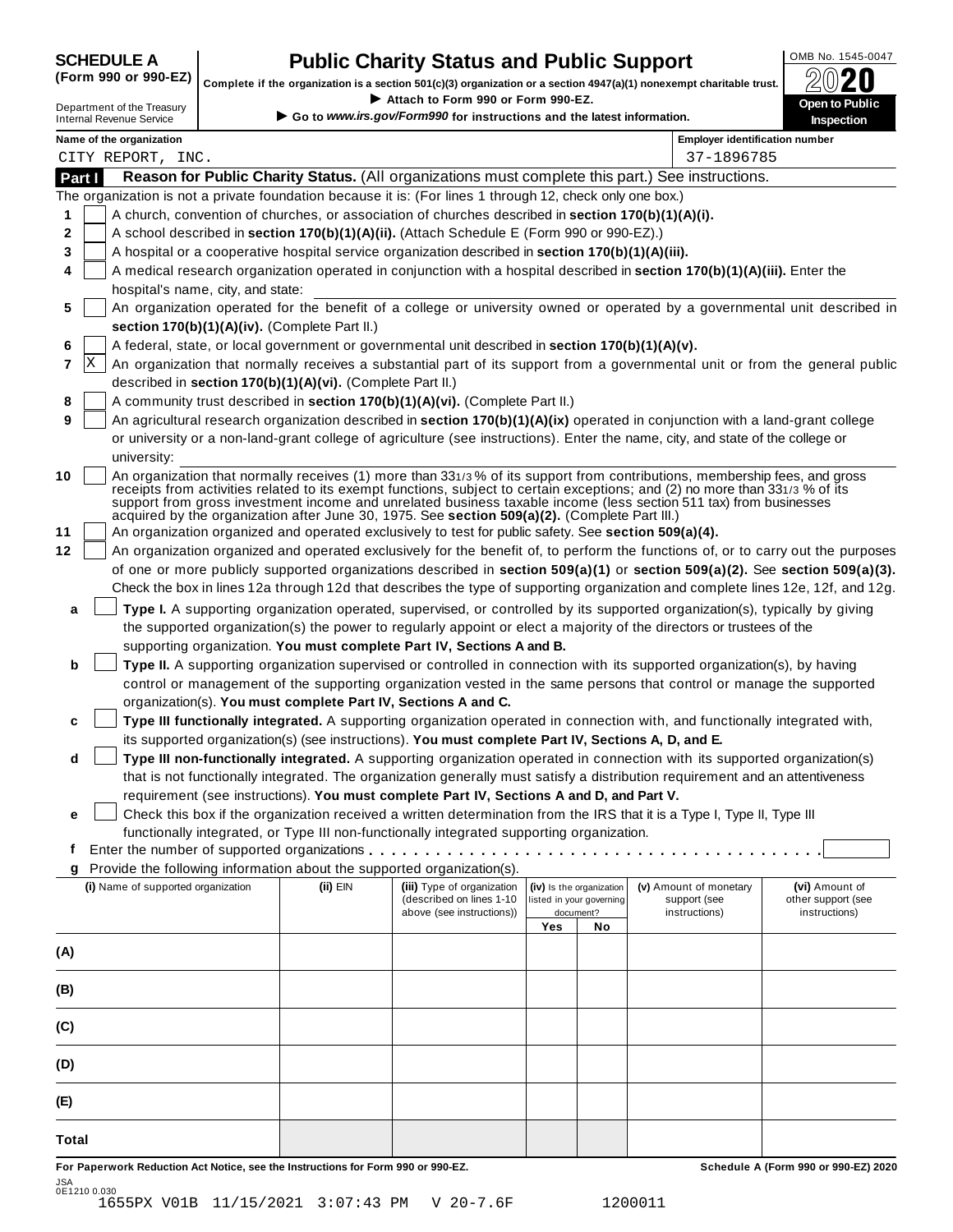**SCHEDULE A**
**(Form 990 or 990-EZ)**

Department of the Treasury
Internal Revenue Service

# Public Charity Status and Public Support

**Complete if the organization is a section 501(c)(3) organization or a section 4947(a)(1) nonexempt charitable trust.**
▶ **Attach to Form 990 or Form 990-EZ.**
▶ **Go to *www.irs.gov/Form990* for instructions and the latest information.**

OMB No. 1545-0047
**2020**
**Open to Public Inspection**

**Name of the organization**
CITY REPORT, INC.

**Employer identification number**
37-1896785

## Part I — Reason for Public Charity Status. (All organizations must complete this part.) See instructions.

The organization is not a private foundation because it is: (For lines 1 through 12, check only one box.)

1. [ ] A church, convention of churches, or association of churches described in **section 170(b)(1)(A)(i).**
2. [ ] A school described in **section 170(b)(1)(A)(ii).** (Attach Schedule E (Form 990 or 990-EZ).)
3. [ ] A hospital or a cooperative hospital service organization described in **section 170(b)(1)(A)(iii).**
4. [ ] A medical research organization operated in conjunction with a hospital described in **section 170(b)(1)(A)(iii).** Enter the hospital's name, city, and state: ______
5. [ ] An organization operated for the benefit of a college or university owned or operated by a governmental unit described in **section 170(b)(1)(A)(iv).** (Complete Part II.)
6. [ ] A federal, state, or local government or governmental unit described in **section 170(b)(1)(A)(v).**
7. [X] An organization that normally receives a substantial part of its support from a governmental unit or from the general public described in **section 170(b)(1)(A)(vi).** (Complete Part II.)
8. [ ] A community trust described in **section 170(b)(1)(A)(vi).** (Complete Part II.)
9. [ ] An agricultural research organization described in **section 170(b)(1)(A)(ix)** operated in conjunction with a land-grant college or university or a non-land-grant college of agriculture (see instructions). Enter the name, city, and state of the college or university: ______
10. [ ] An organization that normally receives (1) more than 33 1/3 % of its support from contributions, membership fees, and gross receipts from activities related to its exempt functions, subject to certain exceptions; and (2) no more than 33 1/3 % of its support from gross investment income and unrelated business taxable income (less section 511 tax) from businesses acquired by the organization after June 30, 1975. See **section 509(a)(2).** (Complete Part III.)
11. [ ] An organization organized and operated exclusively to test for public safety. See **section 509(a)(4).**
12. [ ] An organization organized and operated exclusively for the benefit of, to perform the functions of, or to carry out the purposes of one or more publicly supported organizations described in **section 509(a)(1)** or **section 509(a)(2).** See **section 509(a)(3).** Check the box in lines 12a through 12d that describes the type of supporting organization and complete lines 12e, 12f, and 12g.
   - **a** [ ] **Type I.** A supporting organization operated, supervised, or controlled by its supported organization(s), typically by giving the supported organization(s) the power to regularly appoint or elect a majority of the directors or trustees of the supporting organization. **You must complete Part IV, Sections A and B.**
   - **b** [ ] **Type II.** A supporting organization supervised or controlled in connection with its supported organization(s), by having control or management of the supporting organization vested in the same persons that control or manage the supported organization(s). **You must complete Part IV, Sections A and C.**
   - **c** [ ] **Type III functionally integrated.** A supporting organization operated in connection with, and functionally integrated with, its supported organization(s) (see instructions). **You must complete Part IV, Sections A, D, and E.**
   - **d** [ ] **Type III non-functionally integrated.** A supporting organization operated in connection with its supported organization(s) that is not functionally integrated. The organization generally must satisfy a distribution requirement and an attentiveness requirement (see instructions). **You must complete Part IV, Sections A and D, and Part V.**
   - **e** [ ] Check this box if the organization received a written determination from the IRS that it is a Type I, Type II, Type III functionally integrated, or Type III non-functionally integrated supporting organization.
   - **f** Enter the number of supported organizations . . . . . . . . . . ______
   - **g** Provide the following information about the supported organization(s).

| (i) Name of supported organization | (ii) EIN | (iii) Type of organization (described on lines 1-10 above (see instructions)) | (iv) Is the organization listed in your governing document? Yes | No | (v) Amount of monetary support (see instructions) | (vi) Amount of other support (see instructions) |
|---|---|---|---|---|---|---|
| (A) | | | | | | |
| (B) | | | | | | |
| (C) | | | | | | |
| (D) | | | | | | |
| (E) | | | | | | |
| Total | | | | | | |

**For Paperwork Reduction Act Notice, see the Instructions for Form 990 or 990-EZ.** **Schedule A (Form 990 or 990-EZ) 2020**

JSA
0E1210 0.030
1655PX V01B 11/15/2021 3:07:43 PM V 20-7.6F 1200011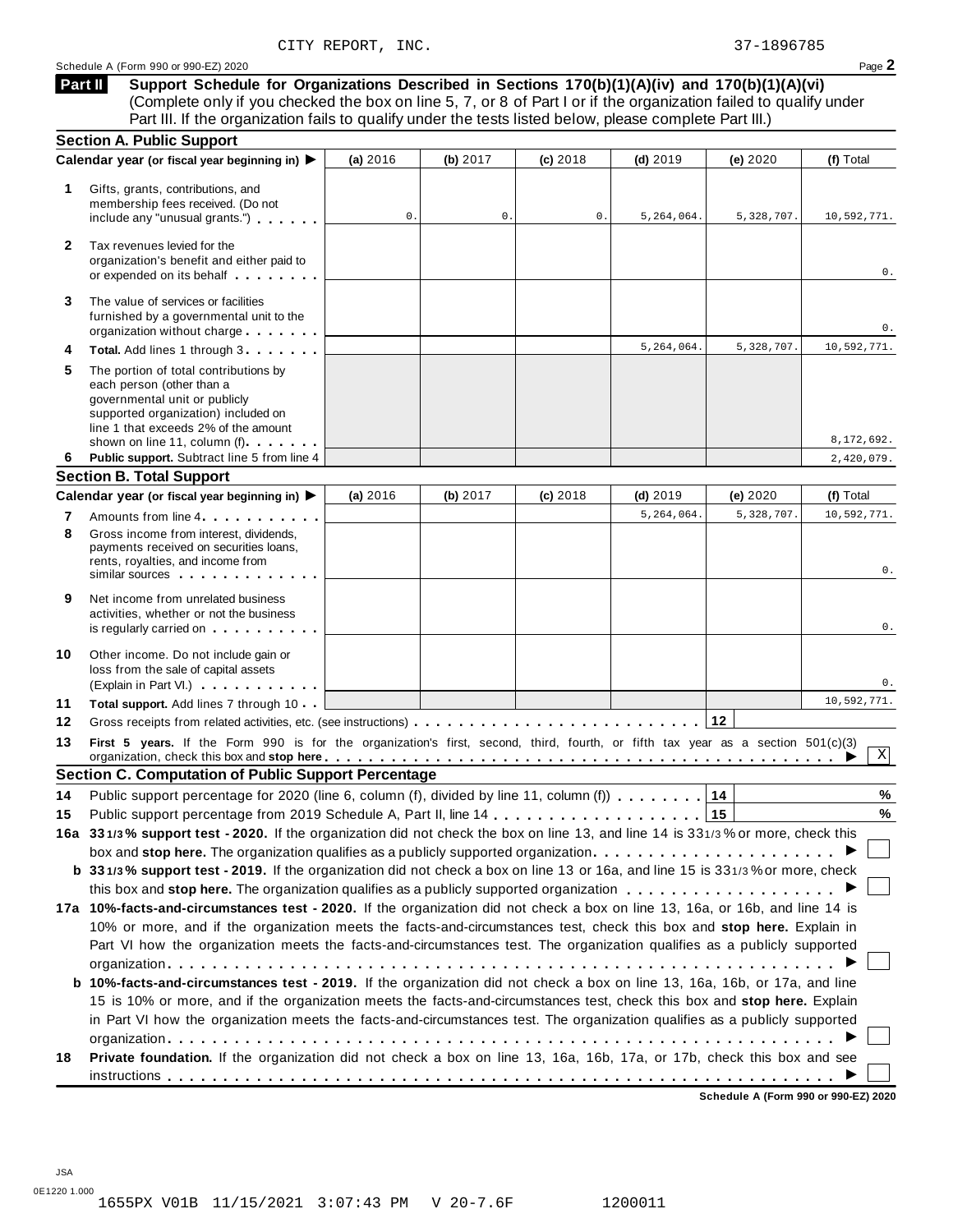CITY REPORT, INC. 37-1896785

Schedule A (Form 990 or 990-EZ) 2020

## Part II Support Schedule for Organizations Described in Sections 170(b)(1)(A)(iv) and 170(b)(1)(A)(vi)

(Complete only if you checked the box on line 5, 7, or 8 of Part I or if the organization failed to qualify under Part III. If the organization fails to qualify under the tests listed below, please complete Part III.)

### Section A. Public Support

| Calendar year (or fiscal year beginning in) ▶ | (a) 2016 | (b) 2017 | (c) 2018 | (d) 2019 | (e) 2020 | (f) Total |
|---|---|---|---|---|---|---|
| **1** Gifts, grants, contributions, and membership fees received. (Do not include any "unusual grants.") | 0. | 0. | 0. | 5,264,064. | 5,328,707. | 10,592,771. |
| **2** Tax revenues levied for the organization's benefit and either paid to or expended on its behalf | | | | | | 0. |
| **3** The value of services or facilities furnished by a governmental unit to the organization without charge | | | | | | 0. |
| **4** **Total.** Add lines 1 through 3 | | | | 5,264,064. | 5,328,707. | 10,592,771. |
| **5** The portion of total contributions by each person (other than a governmental unit or publicly supported organization) included on line 1 that exceeds 2% of the amount shown on line 11, column (f) | | | | | | 8,172,692. |
| **6** **Public support.** Subtract line 5 from line 4 | | | | | | 2,420,079. |

### Section B. Total Support

| Calendar year (or fiscal year beginning in) ▶ | (a) 2016 | (b) 2017 | (c) 2018 | (d) 2019 | (e) 2020 | (f) Total |
|---|---|---|---|---|---|---|
| **7** Amounts from line 4 | | | | 5,264,064. | 5,328,707. | 10,592,771. |
| **8** Gross income from interest, dividends, payments received on securities loans, rents, royalties, and income from similar sources | | | | | | 0. |
| **9** Net income from unrelated business activities, whether or not the business is regularly carried on | | | | | | 0. |
| **10** Other income. Do not include gain or loss from the sale of capital assets (Explain in Part VI.) | | | | | | 0. |
| **11** **Total support.** Add lines 7 through 10 | | | | | | 10,592,771. |

**12** Gross receipts from related activities, etc. (see instructions) **12**

**13** **First 5 years.** If the Form 990 is for the organization's first, second, third, fourth, or fifth tax year as a section 501(c)(3) organization, check this box and **stop here** ▶ [X]

### Section C. Computation of Public Support Percentage

**14** Public support percentage for 2020 (line 6, column (f), divided by line 11, column (f)) **14** %

**15** Public support percentage from 2019 Schedule A, Part II, line 14 **15** %

**16a 33 1/3% support test - 2020.** If the organization did not check the box on line 13, and line 14 is 33 1/3% or more, check this box and **stop here.** The organization qualifies as a publicly supported organization ▶ [ ]

**b 33 1/3% support test - 2019.** If the organization did not check a box on line 13 or 16a, and line 15 is 33 1/3% or more, check this box and **stop here.** The organization qualifies as a publicly supported organization ▶ [ ]

**17a 10%-facts-and-circumstances test - 2020.** If the organization did not check a box on line 13, 16a, or 16b, and line 14 is 10% or more, and if the organization meets the facts-and-circumstances test, check this box and **stop here.** Explain in Part VI how the organization meets the facts-and-circumstances test. The organization qualifies as a publicly supported organization ▶ [ ]

**b 10%-facts-and-circumstances test - 2019.** If the organization did not check a box on line 13, 16a, 16b, or 17a, and line 15 is 10% or more, and if the organization meets the facts-and-circumstances test, check this box and **stop here.** Explain in Part VI how the organization meets the facts-and-circumstances test. The organization qualifies as a publicly supported organization ▶ [ ]

**18** **Private foundation.** If the organization did not check a box on line 13, 16a, 16b, 17a, or 17b, check this box and see instructions ▶ [ ]

Schedule A (Form 990 or 990-EZ) 2020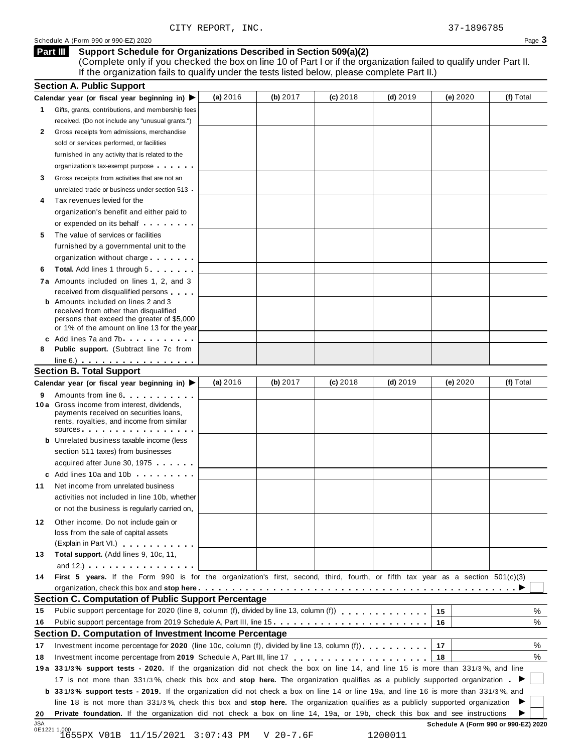CITY REPORT, INC. 37-1896785

Schedule A (Form 990 or 990-EZ) 2020 Page 3

**Part III** **Support Schedule for Organizations Described in Section 509(a)(2)**
(Complete only if you checked the box on line 10 of Part I or if the organization failed to qualify under Part II. If the organization fails to qualify under the tests listed below, please complete Part II.)

## Section A. Public Support

| Calendar year (or fiscal year beginning in) ▶ | (a) 2016 | (b) 2017 | (c) 2018 | (d) 2019 | (e) 2020 | (f) Total |
|---|---|---|---|---|---|---|
| **1** Gifts, grants, contributions, and membership fees received. (Do not include any "unusual grants.") | | | | | | |
| **2** Gross receipts from admissions, merchandise sold or services performed, or facilities furnished in any activity that is related to the organization's tax-exempt purpose | | | | | | |
| **3** Gross receipts from activities that are not an unrelated trade or business under section 513 | | | | | | |
| **4** Tax revenues levied for the organization's benefit and either paid to or expended on its behalf | | | | | | |
| **5** The value of services or facilities furnished by a governmental unit to the organization without charge | | | | | | |
| **6** **Total.** Add lines 1 through 5 | | | | | | |
| **7a** Amounts included on lines 1, 2, and 3 received from disqualified persons | | | | | | |
| **b** Amounts included on lines 2 and 3 received from other than disqualified persons that exceed the greater of $5,000 or 1% of the amount on line 13 for the year | | | | | | |
| **c** Add lines 7a and 7b | | | | | | |
| **8** **Public support.** (Subtract line 7c from line 6.) | | | | | | |

## Section B. Total Support

| Calendar year (or fiscal year beginning in) ▶ | (a) 2016 | (b) 2017 | (c) 2018 | (d) 2019 | (e) 2020 | (f) Total |
|---|---|---|---|---|---|---|
| **9** Amounts from line 6 | | | | | | |
| **10a** Gross income from interest, dividends, payments received on securities loans, rents, royalties, and income from similar sources | | | | | | |
| **b** Unrelated business taxable income (less section 511 taxes) from businesses acquired after June 30, 1975 | | | | | | |
| **c** Add lines 10a and 10b | | | | | | |
| **11** Net income from unrelated business activities not included in line 10b, whether or not the business is regularly carried on | | | | | | |
| **12** Other income. Do not include gain or loss from the sale of capital assets (Explain in Part VI.) | | | | | | |
| **13** **Total support.** (Add lines 9, 10c, 11, and 12.) | | | | | | |

**14** **First 5 years.** If the Form 990 is for the organization's first, second, third, fourth, or fifth tax year as a section 501(c)(3) organization, check this box and **stop here** ▶ ☐

## Section C. Computation of Public Support Percentage

**15** Public support percentage for 2020 (line 8, column (f), divided by line 13, column (f)) **15** %

**16** Public support percentage from 2019 Schedule A, Part III, line 15 **16** %

## Section D. Computation of Investment Income Percentage

**17** Investment income percentage for **2020** (line 10c, column (f), divided by line 13, column (f)) **17** %

**18** Investment income percentage from **2019** Schedule A, Part III, line 17 **18** %

**19a** **33 1/3% support tests - 2020.** If the organization did not check the box on line 14, and line 15 is more than 33 1/3%, and line 17 is not more than 33 1/3%, check this box and **stop here.** The organization qualifies as a publicly supported organization ▶ ☐

**b** **33 1/3% support tests - 2019.** If the organization did not check a box on line 14 or line 19a, and line 16 is more than 33 1/3%, and line 18 is not more than 33 1/3%, check this box and **stop here.** The organization qualifies as a publicly supported organization ▶ ☐

**20** **Private foundation.** If the organization did not check a box on line 14, 19a, or 19b, check this box and see instructions ▶ ☐

JSA 0E1221 1.000 1655PX V01B 11/15/2021 3:07:43 PM V 20-7.6F 1200011

**Schedule A (Form 990 or 990-EZ) 2020**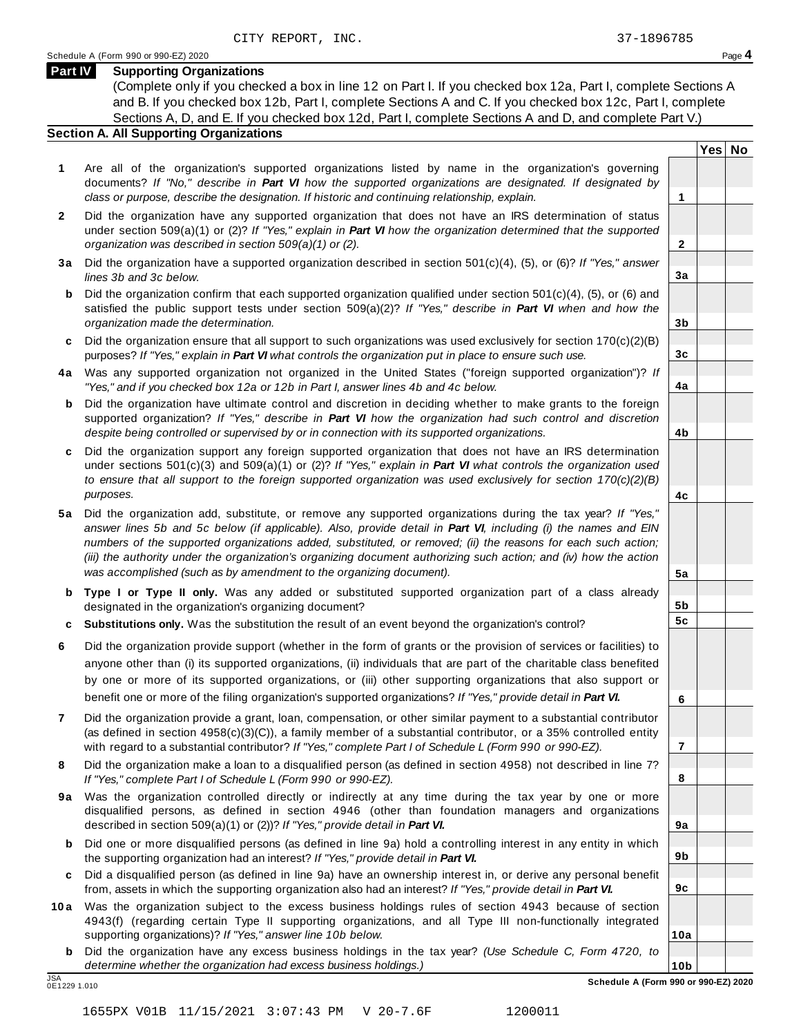CITY REPORT, INC. 37-1896785

Schedule A (Form 990 or 990-EZ) 2020 Page **4**

## Part IV Supporting Organizations

(Complete only if you checked a box in line 12 on Part I. If you checked box 12a, Part I, complete Sections A and B. If you checked box 12b, Part I, complete Sections A and C. If you checked box 12c, Part I, complete Sections A, D, and E. If you checked box 12d, Part I, complete Sections A and D, and complete Part V.)

### Section A. All Supporting Organizations

| | | Line | Yes | No |
|---|---|---|---|---|
| **1** | Are all of the organization's supported organizations listed by name in the organization's governing documents? *If "No," describe in **Part VI** how the supported organizations are designated. If designated by class or purpose, describe the designation. If historic and continuing relationship, explain.* | 1 | | |
| **2** | Did the organization have any supported organization that does not have an IRS determination of status under section 509(a)(1) or (2)? *If "Yes," explain in **Part VI** how the organization determined that the supported organization was described in section 509(a)(1) or (2).* | 2 | | |
| **3a** | Did the organization have a supported organization described in section 501(c)(4), (5), or (6)? *If "Yes," answer lines 3b and 3c below.* | 3a | | |
| **b** | Did the organization confirm that each supported organization qualified under section 501(c)(4), (5), or (6) and satisfied the public support tests under section 509(a)(2)? *If "Yes," describe in **Part VI** when and how the organization made the determination.* | 3b | | |
| **c** | Did the organization ensure that all support to such organizations was used exclusively for section 170(c)(2)(B) purposes? *If "Yes," explain in **Part VI** what controls the organization put in place to ensure such use.* | 3c | | |
| **4a** | Was any supported organization not organized in the United States ("foreign supported organization")? *If "Yes," and if you checked box 12a or 12b in Part I, answer lines 4b and 4c below.* | 4a | | |
| **b** | Did the organization have ultimate control and discretion in deciding whether to make grants to the foreign supported organization? *If "Yes," describe in **Part VI** how the organization had such control and discretion despite being controlled or supervised by or in connection with its supported organizations.* | 4b | | |
| **c** | Did the organization support any foreign supported organization that does not have an IRS determination under sections 501(c)(3) and 509(a)(1) or (2)? *If "Yes," explain in **Part VI** what controls the organization used to ensure that all support to the foreign supported organization was used exclusively for section 170(c)(2)(B) purposes.* | 4c | | |
| **5a** | Did the organization add, substitute, or remove any supported organizations during the tax year? *If "Yes," answer lines 5b and 5c below (if applicable). Also, provide detail in **Part VI**, including (i) the names and EIN numbers of the supported organizations added, substituted, or removed; (ii) the reasons for each such action; (iii) the authority under the organization's organizing document authorizing such action; and (iv) how the action was accomplished (such as by amendment to the organizing document).* | 5a | | |
| **b** | **Type I or Type II only.** Was any added or substituted supported organization part of a class already designated in the organization's organizing document? | 5b | | |
| **c** | **Substitutions only.** Was the substitution the result of an event beyond the organization's control? | 5c | | |
| **6** | Did the organization provide support (whether in the form of grants or the provision of services or facilities) to anyone other than (i) its supported organizations, (ii) individuals that are part of the charitable class benefited by one or more of its supported organizations, or (iii) other supporting organizations that also support or benefit one or more of the filing organization's supported organizations? *If "Yes," provide detail in **Part VI.*** | 6 | | |
| **7** | Did the organization provide a grant, loan, compensation, or other similar payment to a substantial contributor (as defined in section 4958(c)(3)(C)), a family member of a substantial contributor, or a 35% controlled entity with regard to a substantial contributor? *If "Yes," complete Part I of Schedule L (Form 990 or 990-EZ).* | 7 | | |
| **8** | Did the organization make a loan to a disqualified person (as defined in section 4958) not described in line 7? *If "Yes," complete Part I of Schedule L (Form 990 or 990-EZ).* | 8 | | |
| **9a** | Was the organization controlled directly or indirectly at any time during the tax year by one or more disqualified persons, as defined in section 4946 (other than foundation managers and organizations described in section 509(a)(1) or (2))? *If "Yes," provide detail in **Part VI.*** | 9a | | |
| **b** | Did one or more disqualified persons (as defined in line 9a) hold a controlling interest in any entity in which the supporting organization had an interest? *If "Yes," provide detail in **Part VI.*** | 9b | | |
| **c** | Did a disqualified person (as defined in line 9a) have an ownership interest in, or derive any personal benefit from, assets in which the supporting organization also had an interest? *If "Yes," provide detail in **Part VI.*** | 9c | | |
| **10a** | Was the organization subject to the excess business holdings rules of section 4943 because of section 4943(f) (regarding certain Type II supporting organizations, and all Type III non-functionally integrated supporting organizations)? *If "Yes," answer line 10b below.* | 10a | | |
| **b** | Did the organization have any excess business holdings in the tax year? *(Use Schedule C, Form 4720, to determine whether the organization had excess business holdings.)* | 10b | | |

JSA 0E1229 1.010 **Schedule A (Form 990 or 990-EZ) 2020**

1655PX V01B 11/15/2021 3:07:43 PM V 20-7.6F 1200011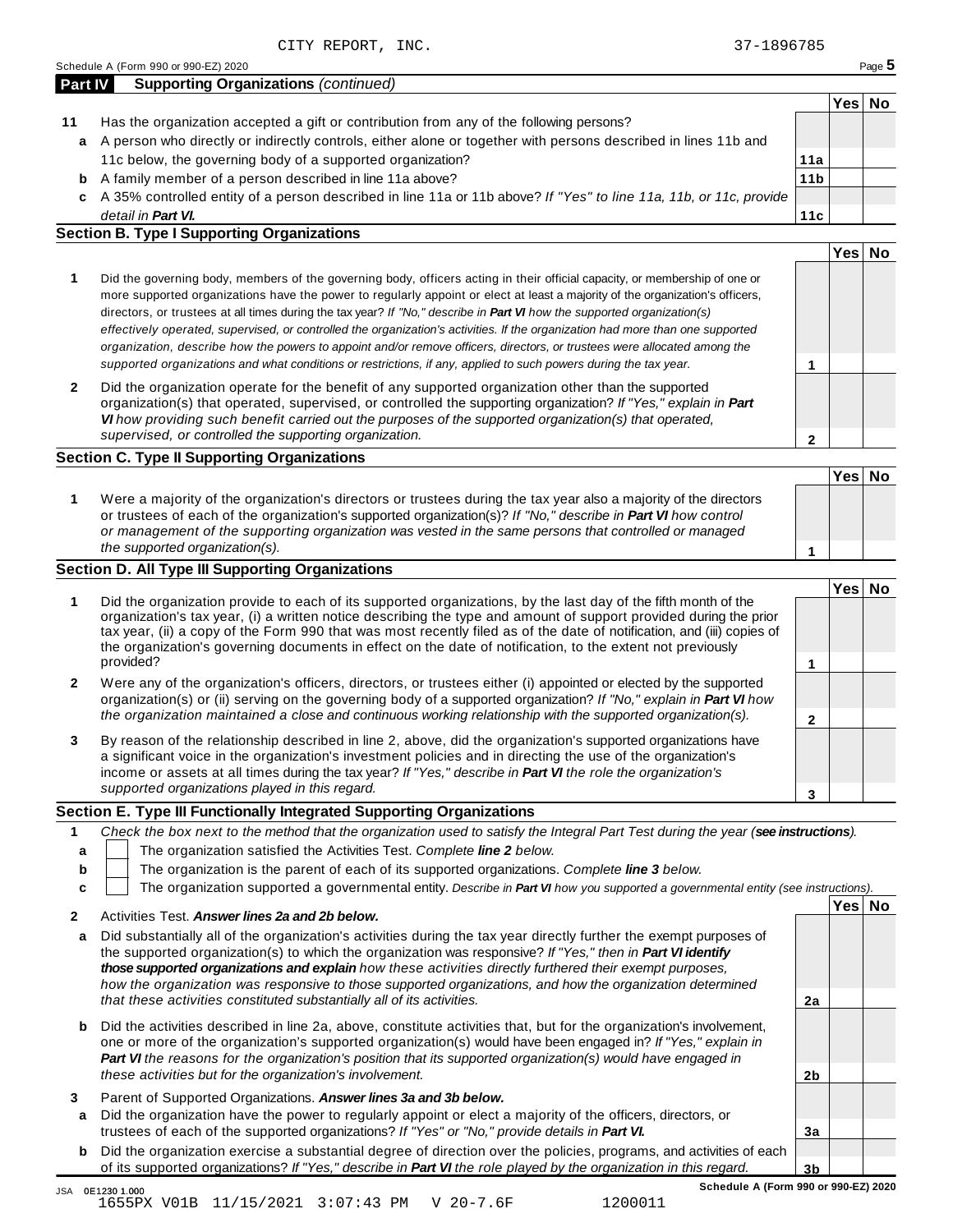CITY REPORT, INC. 37-1896785

Schedule A (Form 990 or 990-EZ) 2020

## Part IV Supporting Organizations *(continued)*

| | | | Yes | No |
|---|---|---|---|---|
| **11** | Has the organization accepted a gift or contribution from any of the following persons? | | | |
| **a** | A person who directly or indirectly controls, either alone or together with persons described in lines 11b and 11c below, the governing body of a supported organization? | **11a** | | |
| **b** | A family member of a person described in line 11a above? | **11b** | | |
| **c** | A 35% controlled entity of a person described in line 11a or 11b above? *If "Yes" to line 11a, 11b, or 11c, provide detail in **Part VI.*** | **11c** | | |

### Section B. Type I Supporting Organizations

| | | | Yes | No |
|---|---|---|---|---|
| **1** | Did the governing body, members of the governing body, officers acting in their official capacity, or membership of one or more supported organizations have the power to regularly appoint or elect at least a majority of the organization's officers, directors, or trustees at all times during the tax year? *If "No," describe in **Part VI** how the supported organization(s) effectively operated, supervised, or controlled the organization's activities. If the organization had more than one supported organization, describe how the powers to appoint and/or remove officers, directors, or trustees were allocated among the supported organizations and what conditions or restrictions, if any, applied to such powers during the tax year.* | **1** | | |
| **2** | Did the organization operate for the benefit of any supported organization other than the supported organization(s) that operated, supervised, or controlled the supporting organization? *If "Yes," explain in **Part VI** how providing such benefit carried out the purposes of the supported organization(s) that operated, supervised, or controlled the supporting organization.* | **2** | | |

### Section C. Type II Supporting Organizations

| | | | Yes | No |
|---|---|---|---|---|
| **1** | Were a majority of the organization's directors or trustees during the tax year also a majority of the directors or trustees of each of the organization's supported organization(s)? *If "No," describe in **Part VI** how control or management of the supporting organization was vested in the same persons that controlled or managed the supported organization(s).* | **1** | | |

### Section D. All Type III Supporting Organizations

| | | | Yes | No |
|---|---|---|---|---|
| **1** | Did the organization provide to each of its supported organizations, by the last day of the fifth month of the organization's tax year, (i) a written notice describing the type and amount of support provided during the prior tax year, (ii) a copy of the Form 990 that was most recently filed as of the date of notification, and (iii) copies of the organization's governing documents in effect on the date of notification, to the extent not previously provided? | **1** | | |
| **2** | Were any of the organization's officers, directors, or trustees either (i) appointed or elected by the supported organization(s) or (ii) serving on the governing body of a supported organization? *If "No," explain in **Part VI** how the organization maintained a close and continuous working relationship with the supported organization(s).* | **2** | | |
| **3** | By reason of the relationship described in line 2, above, did the organization's supported organizations have a significant voice in the organization's investment policies and in directing the use of the organization's income or assets at all times during the tax year? *If "Yes," describe in **Part VI** the role the organization's supported organizations played in this regard.* | **3** | | |

### Section E. Type III Functionally Integrated Supporting Organizations

**1** *Check the box next to the method that the organization used to satisfy the Integral Part Test during the year (**see instructions**).*

- **a** ☐ The organization satisfied the Activities Test. *Complete **line 2** below.*
- **b** ☐ The organization is the parent of each of its supported organizations. *Complete **line 3** below.*
- **c** ☐ The organization supported a governmental entity. *Describe in **Part VI** how you supported a governmental entity (see instructions).*

| | | | Yes | No |
|---|---|---|---|---|
| **2** | Activities Test. ***Answer lines 2a and 2b below.*** | | | |
| **a** | Did substantially all of the organization's activities during the tax year directly further the exempt purposes of the supported organization(s) to which the organization was responsive? *If "Yes," then in **Part VI identify those supported organizations and explain** how these activities directly furthered their exempt purposes, how the organization was responsive to those supported organizations, and how the organization determined that these activities constituted substantially all of its activities.* | **2a** | | |
| **b** | Did the activities described in line 2a, above, constitute activities that, but for the organization's involvement, one or more of the organization's supported organization(s) would have been engaged in? *If "Yes," explain in **Part VI** the reasons for the organization's position that its supported organization(s) would have engaged in these activities but for the organization's involvement.* | **2b** | | |
| **3** | Parent of Supported Organizations. ***Answer lines 3a and 3b below.*** | | | |
| **a** | Did the organization have the power to regularly appoint or elect a majority of the officers, directors, or trustees of each of the supported organizations? *If "Yes" or "No," provide details in **Part VI.*** | **3a** | | |
| **b** | Did the organization exercise a substantial degree of direction over the policies, programs, and activities of each of its supported organizations? *If "Yes," describe in **Part VI** the role played by the organization in this regard.* | **3b** | | |

JSA 0E1230 1.000 **Schedule A (Form 990 or 990-EZ) 2020**

1655PX V01B 11/15/2021 3:07:43 PM V 20-7.6F 1200011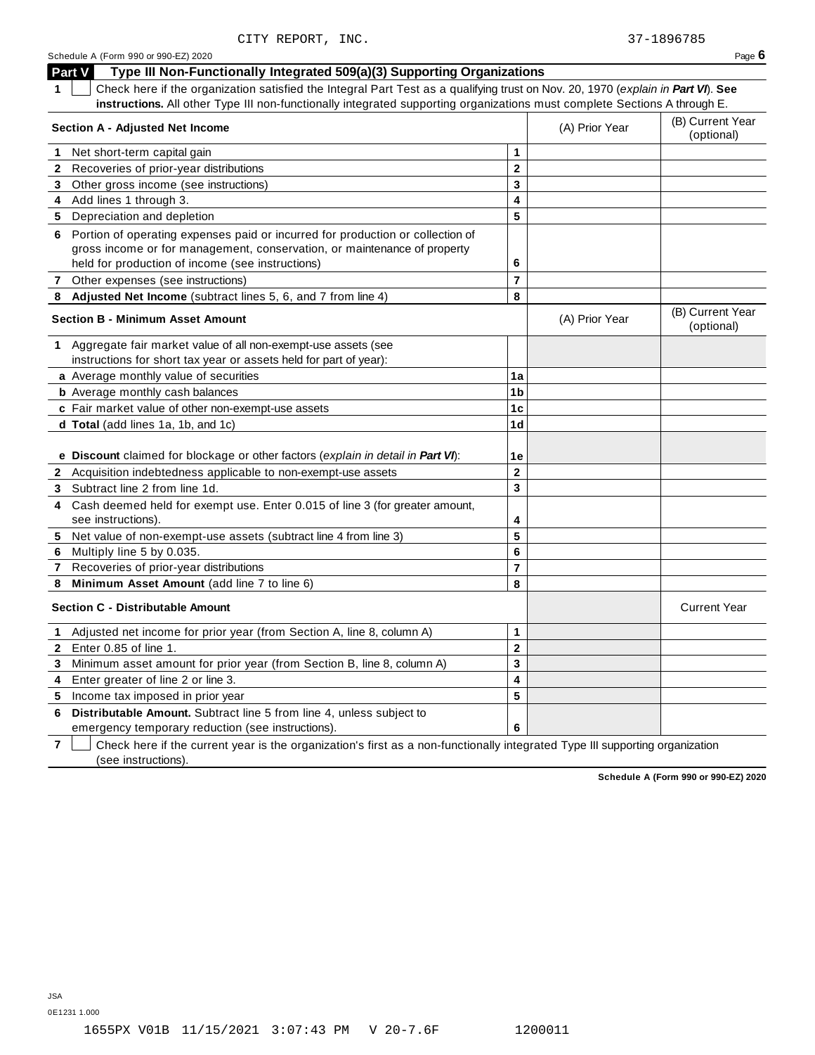CITY REPORT, INC. 37-1896785

Schedule A (Form 990 or 990-EZ) 2020 Page **6**

## Part V Type III Non-Functionally Integrated 509(a)(3) Supporting Organizations

**1** ☐ Check here if the organization satisfied the Integral Part Test as a qualifying trust on Nov. 20, 1970 (*explain in **Part VI***). **See instructions.** All other Type III non-functionally integrated supporting organizations must complete Sections A through E.

| Section A - Adjusted Net Income | | (A) Prior Year | (B) Current Year (optional) |
|---|---|---|---|
| **1** Net short-term capital gain | 1 | | |
| **2** Recoveries of prior-year distributions | 2 | | |
| **3** Other gross income (see instructions) | 3 | | |
| **4** Add lines 1 through 3. | 4 | | |
| **5** Depreciation and depletion | 5 | | |
| **6** Portion of operating expenses paid or incurred for production or collection of gross income or for management, conservation, or maintenance of property held for production of income (see instructions) | 6 | | |
| **7** Other expenses (see instructions) | 7 | | |
| **8** **Adjusted Net Income** (subtract lines 5, 6, and 7 from line 4) | 8 | | |

| Section B - Minimum Asset Amount | | (A) Prior Year | (B) Current Year (optional) |
|---|---|---|---|
| **1** Aggregate fair market value of all non-exempt-use assets (see instructions for short tax year or assets held for part of year): | | | |
| **a** Average monthly value of securities | 1a | | |
| **b** Average monthly cash balances | 1b | | |
| **c** Fair market value of other non-exempt-use assets | 1c | | |
| **d** **Total** (add lines 1a, 1b, and 1c) | 1d | | |
| **e** **Discount** claimed for blockage or other factors (*explain in detail in **Part VI***): | 1e | | |
| **2** Acquisition indebtedness applicable to non-exempt-use assets | 2 | | |
| **3** Subtract line 2 from line 1d. | 3 | | |
| **4** Cash deemed held for exempt use. Enter 0.015 of line 3 (for greater amount, see instructions). | 4 | | |
| **5** Net value of non-exempt-use assets (subtract line 4 from line 3) | 5 | | |
| **6** Multiply line 5 by 0.035. | 6 | | |
| **7** Recoveries of prior-year distributions | 7 | | |
| **8** **Minimum Asset Amount** (add line 7 to line 6) | 8 | | |

| Section C - Distributable Amount | | | Current Year |
|---|---|---|---|
| **1** Adjusted net income for prior year (from Section A, line 8, column A) | 1 | | |
| **2** Enter 0.85 of line 1. | 2 | | |
| **3** Minimum asset amount for prior year (from Section B, line 8, column A) | 3 | | |
| **4** Enter greater of line 2 or line 3. | 4 | | |
| **5** Income tax imposed in prior year | 5 | | |
| **6** **Distributable Amount.** Subtract line 5 from line 4, unless subject to emergency temporary reduction (see instructions). | 6 | | |

**7** ☐ Check here if the current year is the organization's first as a non-functionally integrated Type III supporting organization (see instructions).

**Schedule A (Form 990 or 990-EZ) 2020**

JSA
0E1231 1.000

1655PX V01B 11/15/2021 3:07:43 PM V 20-7.6F 1200011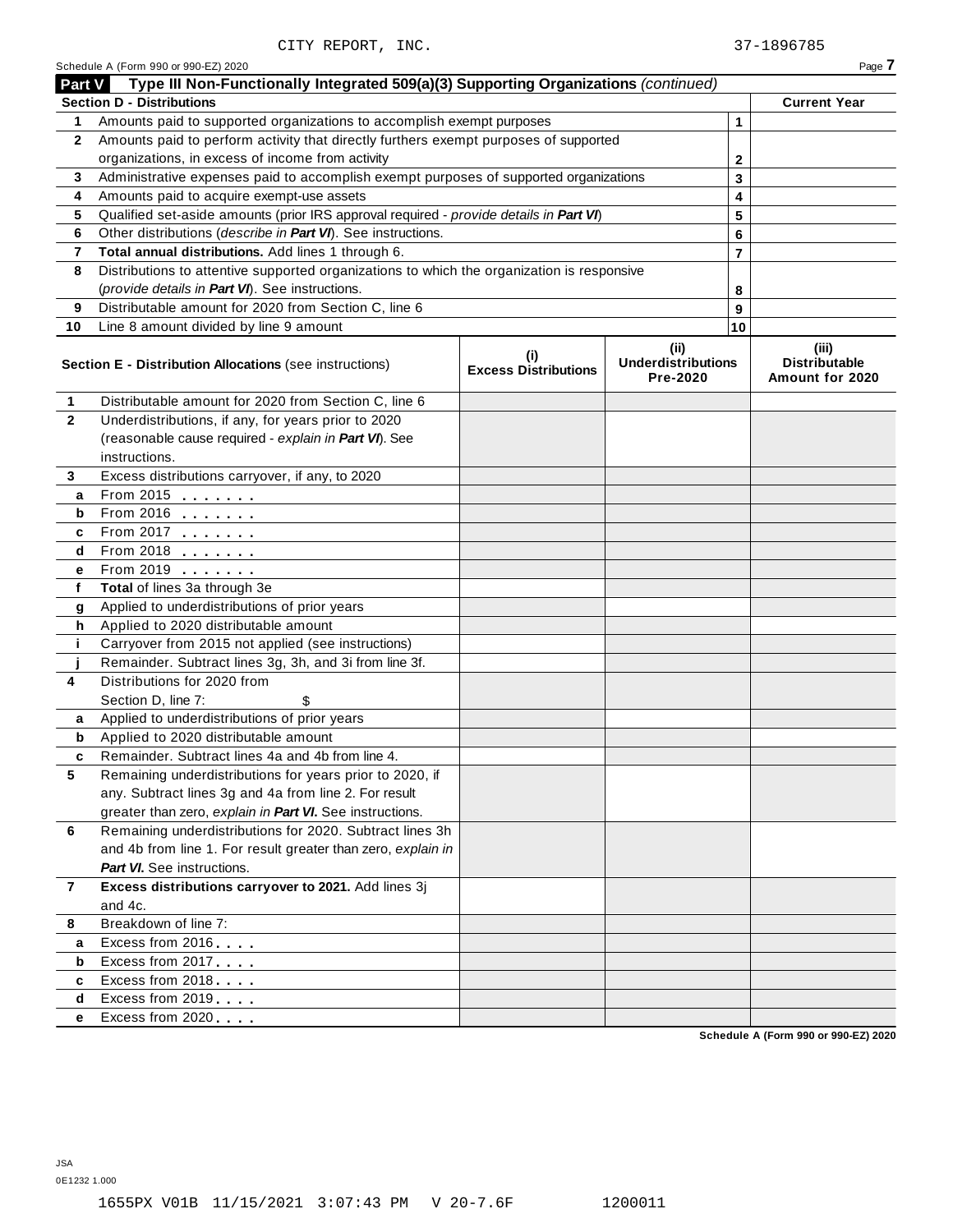CITY REPORT, INC. 37-1896785

Schedule A (Form 990 or 990-EZ) 2020

## Part V Type III Non-Functionally Integrated 509(a)(3) Supporting Organizations *(continued)*

| Section D - Distributions | | | Current Year |
|---|---|---|---|
| 1 | Amounts paid to supported organizations to accomplish exempt purposes | 1 | |
| 2 | Amounts paid to perform activity that directly furthers exempt purposes of supported organizations, in excess of income from activity | 2 | |
| 3 | Administrative expenses paid to accomplish exempt purposes of supported organizations | 3 | |
| 4 | Amounts paid to acquire exempt-use assets | 4 | |
| 5 | Qualified set-aside amounts (prior IRS approval required - *provide details in **Part VI***) | 5 | |
| 6 | Other distributions (*describe in **Part VI***). See instructions. | 6 | |
| 7 | **Total annual distributions.** Add lines 1 through 6. | 7 | |
| 8 | Distributions to attentive supported organizations to which the organization is responsive (*provide details in **Part VI***). See instructions. | 8 | |
| 9 | Distributable amount for 2020 from Section C, line 6 | 9 | |
| 10 | Line 8 amount divided by line 9 amount | 10 | |

| | Section E - Distribution Allocations (see instructions) | (i) Excess Distributions | (ii) Underdistributions Pre-2020 | (iii) Distributable Amount for 2020 |
|---|---|---|---|---|
| 1 | Distributable amount for 2020 from Section C, line 6 | | | |
| 2 | Underdistributions, if any, for years prior to 2020 (reasonable cause required - *explain in **Part VI***). See instructions. | | | |
| 3 | Excess distributions carryover, if any, to 2020 | | | |
| a | From 2015 | | | |
| b | From 2016 | | | |
| c | From 2017 | | | |
| d | From 2018 | | | |
| e | From 2019 | | | |
| f | **Total** of lines 3a through 3e | | | |
| g | Applied to underdistributions of prior years | | | |
| h | Applied to 2020 distributable amount | | | |
| i | Carryover from 2015 not applied (see instructions) | | | |
| j | Remainder. Subtract lines 3g, 3h, and 3i from line 3f. | | | |
| 4 | Distributions for 2020 from Section D, line 7: $ | | | |
| a | Applied to underdistributions of prior years | | | |
| b | Applied to 2020 distributable amount | | | |
| c | Remainder. Subtract lines 4a and 4b from line 4. | | | |
| 5 | Remaining underdistributions for years prior to 2020, if any. Subtract lines 3g and 4a from line 2. For result greater than zero, *explain in **Part VI***. See instructions. | | | |
| 6 | Remaining underdistributions for 2020. Subtract lines 3h and 4b from line 1. For result greater than zero, *explain in **Part VI***. See instructions. | | | |
| 7 | **Excess distributions carryover to 2021.** Add lines 3j and 4c. | | | |
| 8 | Breakdown of line 7: | | | |
| a | Excess from 2016 | | | |
| b | Excess from 2017 | | | |
| c | Excess from 2018 | | | |
| d | Excess from 2019 | | | |
| e | Excess from 2020 | | | |

Schedule A (Form 990 or 990-EZ) 2020

JSA
0E1232 1.000

1655PX V01B 11/15/2021 3:07:43 PM V 20-7.6F 1200011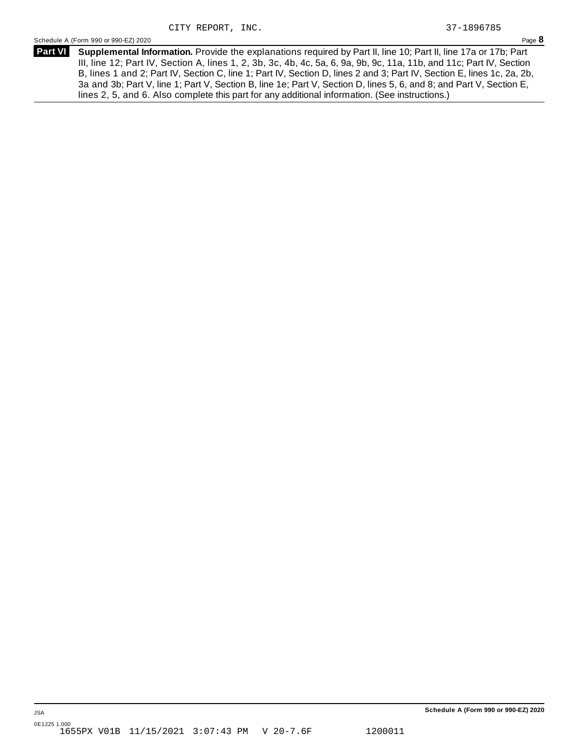CITY REPORT, INC. 37-1896785

Schedule A (Form 990 or 990-EZ) 2020

**Part VI** **Supplemental Information.** Provide the explanations required by Part II, line 10; Part II, line 17a or 17b; Part III, line 12; Part IV, Section A, lines 1, 2, 3b, 3c, 4b, 4c, 5a, 6, 9a, 9b, 9c, 11a, 11b, and 11c; Part IV, Section B, lines 1 and 2; Part IV, Section C, line 1; Part IV, Section D, lines 2 and 3; Part IV, Section E, lines 1c, 2a, 2b, 3a and 3b; Part V, line 1; Part V, Section B, line 1e; Part V, Section D, lines 5, 6, and 8; and Part V, Section E, lines 2, 5, and 6. Also complete this part for any additional information. (See instructions.)

JSA

0E1225 1.000

1655PX V01B 11/15/2021 3:07:43 PM V 20-7.6F 1200011

**Schedule A (Form 990 or 990-EZ) 2020**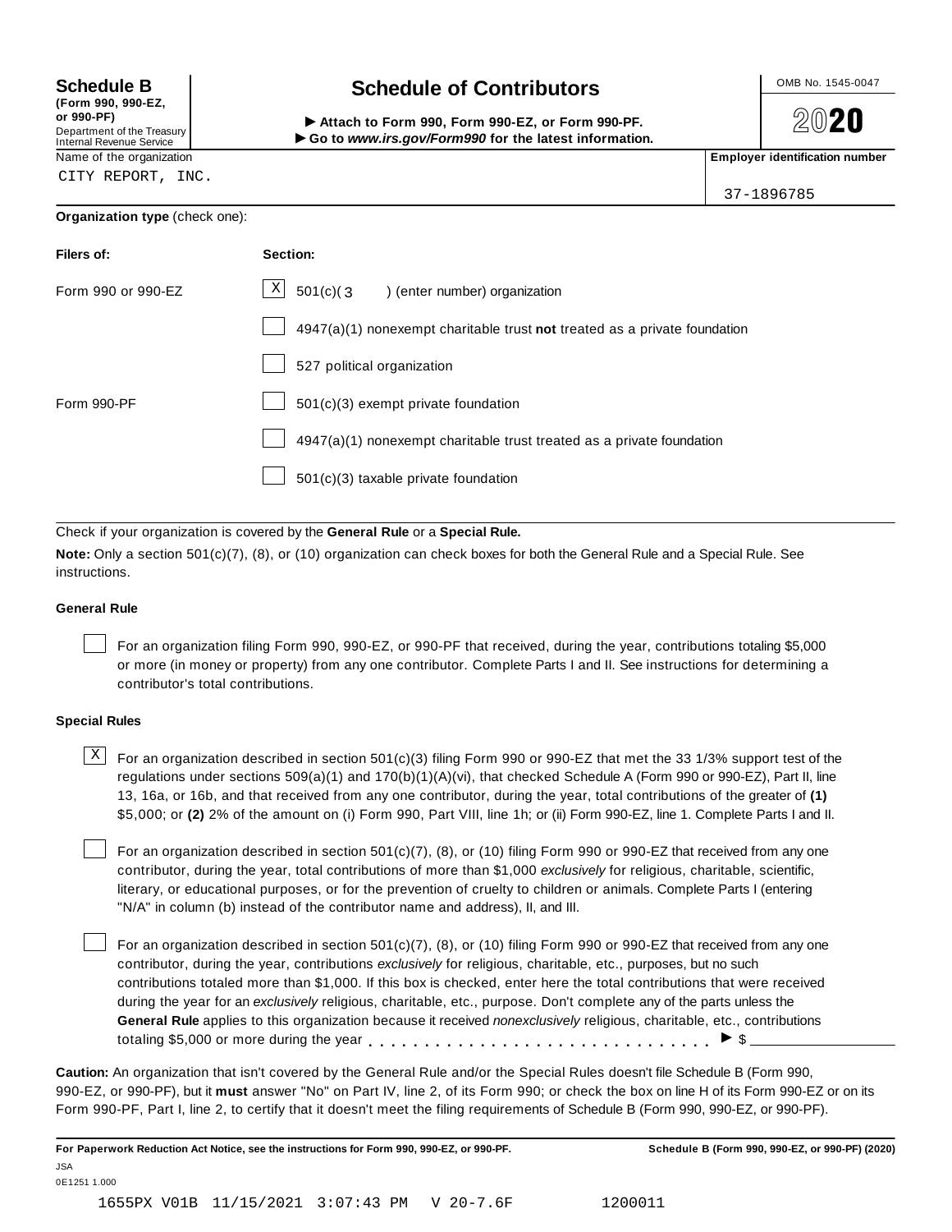**Schedule B** (Form 990, 990-EZ, or 990-PF)
Department of the Treasury
Internal Revenue Service

# Schedule of Contributors

► Attach to Form 990, Form 990-EZ, or Form 990-PF.
► Go to *www.irs.gov/Form990* for the latest information.

OMB No. 1545-0047

**2020**

Name of the organization: CITY REPORT, INC.

**Employer identification number:** 37-1896785

**Organization type** (check one):

| Filers of: | Section: |
|---|---|
| Form 990 or 990-EZ | [X] 501(c)( 3 ) (enter number) organization |
| | [ ] 4947(a)(1) nonexempt charitable trust **not** treated as a private foundation |
| | [ ] 527 political organization |
| Form 990-PF | [ ] 501(c)(3) exempt private foundation |
| | [ ] 4947(a)(1) nonexempt charitable trust treated as a private foundation |
| | [ ] 501(c)(3) taxable private foundation |

Check if your organization is covered by the **General Rule** or a **Special Rule.**

**Note:** Only a section 501(c)(7), (8), or (10) organization can check boxes for both the General Rule and a Special Rule. See instructions.

### General Rule

[ ] For an organization filing Form 990, 990-EZ, or 990-PF that received, during the year, contributions totaling $5,000 or more (in money or property) from any one contributor. Complete Parts I and II. See instructions for determining a contributor's total contributions.

### Special Rules

[X] For an organization described in section 501(c)(3) filing Form 990 or 990-EZ that met the 33 1/3% support test of the regulations under sections 509(a)(1) and 170(b)(1)(A)(vi), that checked Schedule A (Form 990 or 990-EZ), Part II, line 13, 16a, or 16b, and that received from any one contributor, during the year, total contributions of the greater of **(1)** $5,000; or **(2)** 2% of the amount on (i) Form 990, Part VIII, line 1h; or (ii) Form 990-EZ, line 1. Complete Parts I and II.

[ ] For an organization described in section 501(c)(7), (8), or (10) filing Form 990 or 990-EZ that received from any one contributor, during the year, total contributions of more than $1,000 *exclusively* for religious, charitable, scientific, literary, or educational purposes, or for the prevention of cruelty to children or animals. Complete Parts I (entering "N/A" in column (b) instead of the contributor name and address), II, and III.

[ ] For an organization described in section 501(c)(7), (8), or (10) filing Form 990 or 990-EZ that received from any one contributor, during the year, contributions *exclusively* for religious, charitable, etc., purposes, but no such contributions totaled more than $1,000. If this box is checked, enter here the total contributions that were received during the year for an *exclusively* religious, charitable, etc., purpose. Don't complete any of the parts unless the **General Rule** applies to this organization because it received *nonexclusively* religious, charitable, etc., contributions totaling $5,000 or more during the year . . . . . . . . . . . . . . . . . . . . . . . . . . . . . . ► $ ____________

**Caution:** An organization that isn't covered by the General Rule and/or the Special Rules doesn't file Schedule B (Form 990, 990-EZ, or 990-PF), but it **must** answer "No" on Part IV, line 2, of its Form 990; or check the box on line H of its Form 990-EZ or on its Form 990-PF, Part I, line 2, to certify that it doesn't meet the filing requirements of Schedule B (Form 990, 990-EZ, or 990-PF).

**For Paperwork Reduction Act Notice, see the instructions for Form 990, 990-EZ, or 990-PF.** **Schedule B (Form 990, 990-EZ, or 990-PF) (2020)**

JSA
0E1251 1.000

1655PX V01B 11/15/2021 3:07:43 PM V 20-7.6F 1200011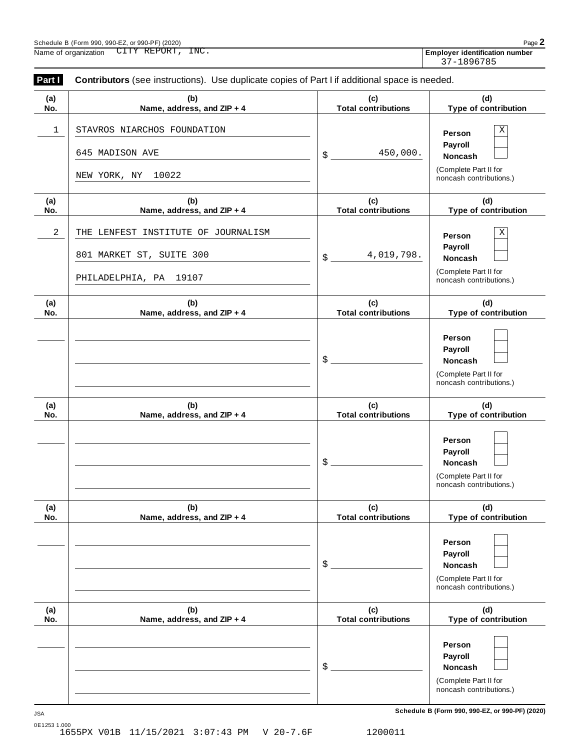Schedule B (Form 990, 990-EZ, or 990-PF) (2020)

Name of organization CITY REPORT, INC.

**Employer identification number** 37-1896785

**Part I** **Contributors** (see instructions). Use duplicate copies of Part I if additional space is needed.

| (a) No. | (b) Name, address, and ZIP + 4 | (c) Total contributions | (d) Type of contribution |
|---|---|---|---|
| 1 | STAVROS NIARCHOS FOUNDATION<br>645 MADISON AVE<br>NEW YORK, NY 10022 | $ 450,000. | Person [X]<br>Payroll [ ]<br>Noncash [ ]<br>(Complete Part II for noncash contributions.) |
| 2 | THE LENFEST INSTITUTE OF JOURNALISM<br>801 MARKET ST, SUITE 300<br>PHILADELPHIA, PA 19107 | $ 4,019,798. | Person [X]<br>Payroll [ ]<br>Noncash [ ]<br>(Complete Part II for noncash contributions.) |
| | | $ | Person [ ]<br>Payroll [ ]<br>Noncash [ ]<br>(Complete Part II for noncash contributions.) |
| | | $ | Person [ ]<br>Payroll [ ]<br>Noncash [ ]<br>(Complete Part II for noncash contributions.) |
| | | $ | Person [ ]<br>Payroll [ ]<br>Noncash [ ]<br>(Complete Part II for noncash contributions.) |
| | | $ | Person [ ]<br>Payroll [ ]<br>Noncash [ ]<br>(Complete Part II for noncash contributions.) |

Schedule B (Form 990, 990-EZ, or 990-PF) (2020)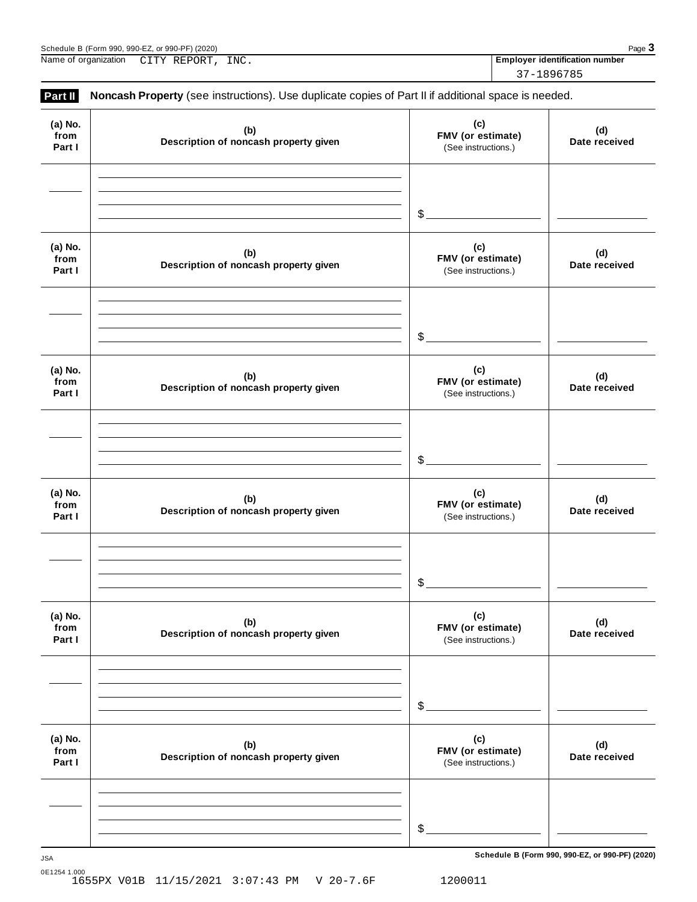Name of organization CITY REPORT, INC.

**Employer identification number** 37-1896785

**Part II** **Noncash Property** (see instructions). Use duplicate copies of Part II if additional space is needed.

| (a) No. from Part I | (b) Description of noncash property given | (c) FMV (or estimate) (See instructions.) | (d) Date received |
|---|---|---|---|
| | | $ | |

| (a) No. from Part I | (b) Description of noncash property given | (c) FMV (or estimate) (See instructions.) | (d) Date received |
|---|---|---|---|
| | | $ | |

| (a) No. from Part I | (b) Description of noncash property given | (c) FMV (or estimate) (See instructions.) | (d) Date received |
|---|---|---|---|
| | | $ | |

| (a) No. from Part I | (b) Description of noncash property given | (c) FMV (or estimate) (See instructions.) | (d) Date received |
|---|---|---|---|
| | | $ | |

| (a) No. from Part I | (b) Description of noncash property given | (c) FMV (or estimate) (See instructions.) | (d) Date received |
|---|---|---|---|
| | | $ | |

| (a) No. from Part I | (b) Description of noncash property given | (c) FMV (or estimate) (See instructions.) | (d) Date received |
|---|---|---|---|
| | | $ | |

JSA
0E1254 1.000
1655PX V01B 11/15/2021 3:07:43 PM V 20-7.6F 1200011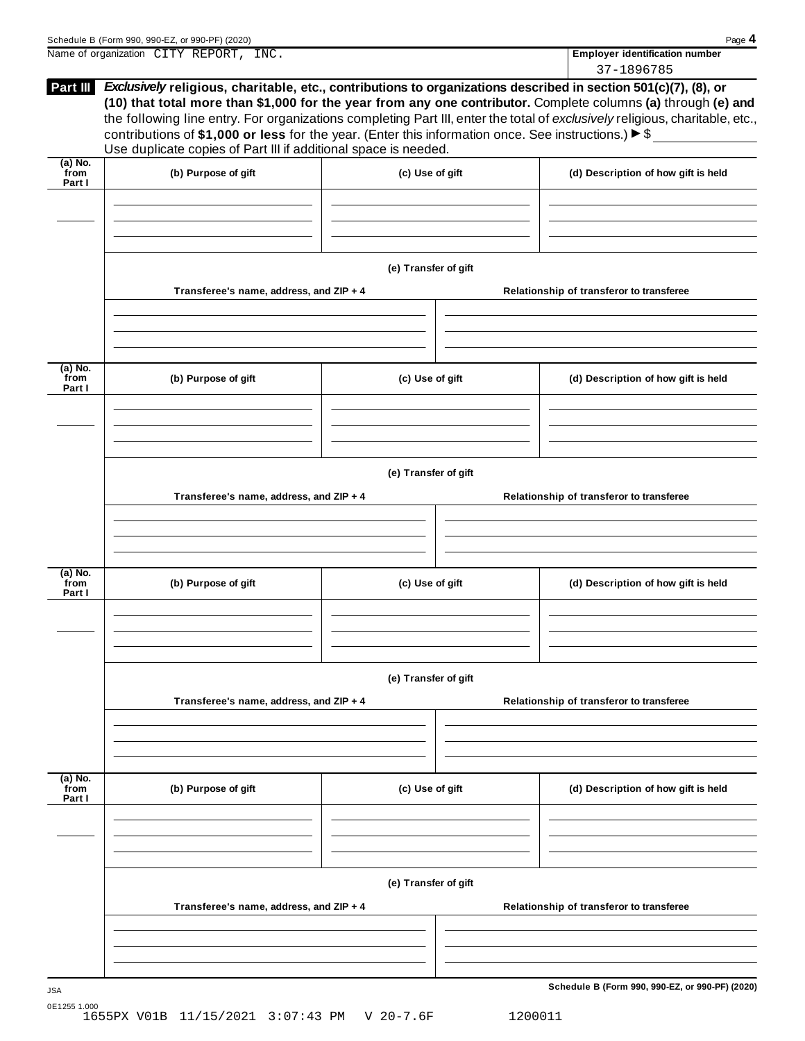Name of organization CITY REPORT, INC.

**Employer identification number**

37-1896785

**Part III** ***Exclusively*** **religious, charitable, etc., contributions to organizations described in section 501(c)(7), (8), or (10) that total more than $1,000 for the year from any one contributor.** Complete columns **(a)** through **(e)** and the following line entry. For organizations completing Part III, enter the total of *exclusively* religious, charitable, etc., contributions of **$1,000 or less** for the year. (Enter this information once. See instructions.) ▶ $

Use duplicate copies of Part III if additional space is needed.

| (a) No. from Part I | (b) Purpose of gift | (c) Use of gift | (d) Description of how gift is held |
|---|---|---|---|
| | | | |

**(e) Transfer of gift**

| Transferee's name, address, and ZIP + 4 | Relationship of transferor to transferee |
|---|---|
| | |

| (a) No. from Part I | (b) Purpose of gift | (c) Use of gift | (d) Description of how gift is held |
|---|---|---|---|
| | | | |

**(e) Transfer of gift**

| Transferee's name, address, and ZIP + 4 | Relationship of transferor to transferee |
|---|---|
| | |

| (a) No. from Part I | (b) Purpose of gift | (c) Use of gift | (d) Description of how gift is held |
|---|---|---|---|
| | | | |

**(e) Transfer of gift**

| Transferee's name, address, and ZIP + 4 | Relationship of transferor to transferee |
|---|---|
| | |

| (a) No. from Part I | (b) Purpose of gift | (c) Use of gift | (d) Description of how gift is held |
|---|---|---|---|
| | | | |

**(e) Transfer of gift**

| Transferee's name, address, and ZIP + 4 | Relationship of transferor to transferee |
|---|---|
| | |

JSA

0E1255 1.000

1655PX V01B 11/15/2021 3:07:43 PM V 20-7.6F 1200011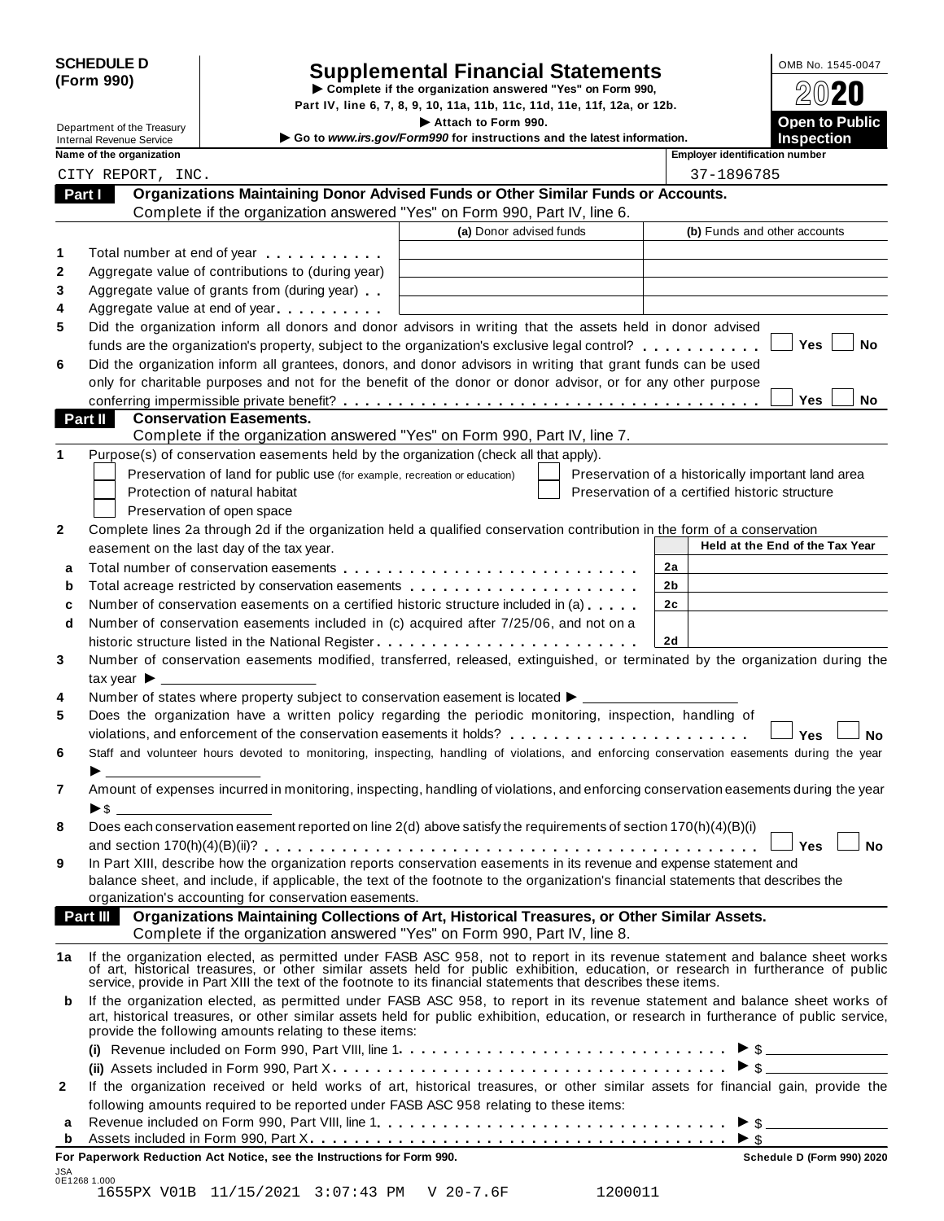**SCHEDULE D (Form 990)**

Department of the Treasury
Internal Revenue Service

# Supplemental Financial Statements

▶ Complete if the organization answered "Yes" on Form 990, Part IV, line 6, 7, 8, 9, 10, 11a, 11b, 11c, 11d, 11e, 11f, 12a, or 12b.

▶ Attach to Form 990.

▶ Go to www.irs.gov/Form990 for instructions and the latest information.

OMB No. 1545-0047

2020

**Open to Public Inspection**

| Name of the organization | Employer identification number |
|---|---|
| CITY REPORT, INC. | 37-1896785 |

## Part I Organizations Maintaining Donor Advised Funds or Other Similar Funds or Accounts.

Complete if the organization answered "Yes" on Form 990, Part IV, line 6.

| | | (a) Donor advised funds | (b) Funds and other accounts |
|---|---|---|---|
| 1 | Total number at end of year | | |
| 2 | Aggregate value of contributions to (during year) | | |
| 3 | Aggregate value of grants from (during year) | | |
| 4 | Aggregate value at end of year | | |

5 Did the organization inform all donors and donor advisors in writing that the assets held in donor advised funds are the organization's property, subject to the organization's exclusive legal control? ☐ Yes ☐ No

6 Did the organization inform all grantees, donors, and donor advisors in writing that grant funds can be used only for charitable purposes and not for the benefit of the donor or donor advisor, or for any other purpose conferring impermissible private benefit? ☐ Yes ☐ No

## Part II Conservation Easements.

Complete if the organization answered "Yes" on Form 990, Part IV, line 7.

1 Purpose(s) of conservation easements held by the organization (check all that apply).

- ☐ Preservation of land for public use (for example, recreation or education)
- ☐ Protection of natural habitat
- ☐ Preservation of open space
- ☐ Preservation of a historically important land area
- ☐ Preservation of a certified historic structure

2 Complete lines 2a through 2d if the organization held a qualified conservation contribution in the form of a conservation easement on the last day of the tax year.

| | | | Held at the End of the Tax Year |
|---|---|---|---|
| a | Total number of conservation easements | 2a | |
| b | Total acreage restricted by conservation easements | 2b | |
| c | Number of conservation easements on a certified historic structure included in (a) | 2c | |
| d | Number of conservation easements included in (c) acquired after 7/25/06, and not on a historic structure listed in the National Register | 2d | |

3 Number of conservation easements modified, transferred, released, extinguished, or terminated by the organization during the tax year ▶ ______

4 Number of states where property subject to conservation easement is located ▶ ______

5 Does the organization have a written policy regarding the periodic monitoring, inspection, handling of violations, and enforcement of the conservation easements it holds? ☐ Yes ☐ No

6 Staff and volunteer hours devoted to monitoring, inspecting, handling of violations, and enforcing conservation easements during the year ▶ ______

7 Amount of expenses incurred in monitoring, inspecting, handling of violations, and enforcing conservation easements during the year ▶ $ ______

8 Does each conservation easement reported on line 2(d) above satisfy the requirements of section 170(h)(4)(B)(i) and section 170(h)(4)(B)(ii)? ☐ Yes ☐ No

9 In Part XIII, describe how the organization reports conservation easements in its revenue and expense statement and balance sheet, and include, if applicable, the text of the footnote to the organization's financial statements that describes the organization's accounting for conservation easements.

## Part III Organizations Maintaining Collections of Art, Historical Treasures, or Other Similar Assets.

Complete if the organization answered "Yes" on Form 990, Part IV, line 8.

1a If the organization elected, as permitted under FASB ASC 958, not to report in its revenue statement and balance sheet works of art, historical treasures, or other similar assets held for public exhibition, education, or research in furtherance of public service, provide in Part XIII the text of the footnote to its financial statements that describes these items.

b If the organization elected, as permitted under FASB ASC 958, to report in its revenue statement and balance sheet works of art, historical treasures, or other similar assets held for public exhibition, education, or research in furtherance of public service, provide the following amounts relating to these items:

(i) Revenue included on Form 990, Part VIII, line 1 ▶ $ ______

(ii) Assets included in Form 990, Part X ▶ $ ______

2 If the organization received or held works of art, historical treasures, or other similar assets for financial gain, provide the following amounts required to be reported under FASB ASC 958 relating to these items:

a Revenue included on Form 990, Part VIII, line 1 ▶ $ ______

b Assets included in Form 990, Part X ▶ $ ______

For Paperwork Reduction Act Notice, see the Instructions for Form 990. Schedule D (Form 990) 2020

JSA 0E1268 1.000
1655PX V01B 11/15/2021 3:07:43 PM V 20-7.6F 1200011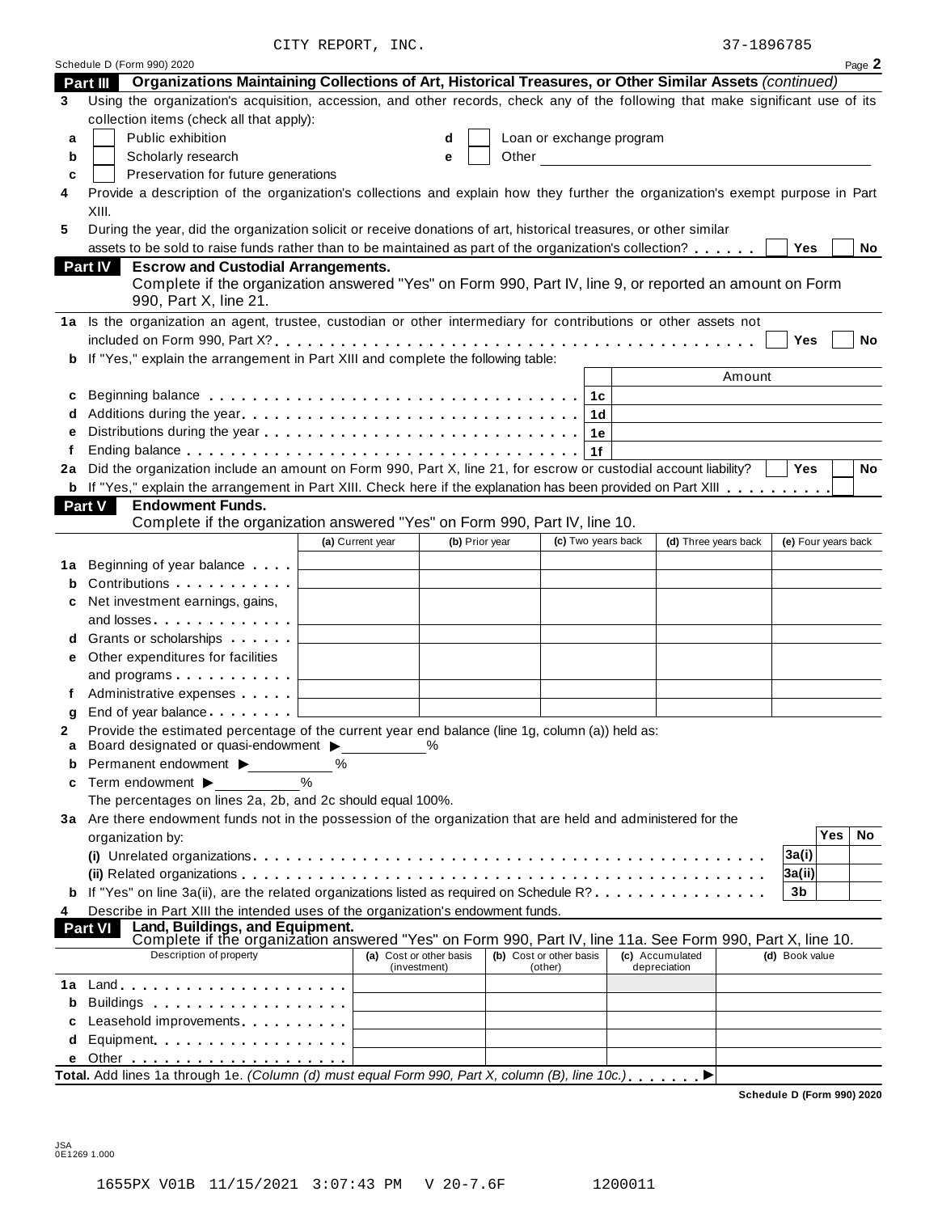CITY REPORT, INC. 37-1896785

Schedule D (Form 990) 2020

## Part III Organizations Maintaining Collections of Art, Historical Treasures, or Other Similar Assets *(continued)*

**3** Using the organization's acquisition, accession, and other records, check any of the following that make significant use of its collection items (check all that apply):

- **a** ☐ Public exhibition
- **b** ☐ Scholarly research
- **c** ☐ Preservation for future generations
- **d** ☐ Loan or exchange program
- **e** ☐ Other

**4** Provide a description of the organization's collections and explain how they further the organization's exempt purpose in Part XIII.

**5** During the year, did the organization solicit or receive donations of art, historical treasures, or other similar assets to be sold to raise funds rather than to be maintained as part of the organization's collection? ☐ Yes ☐ No

## Part IV Escrow and Custodial Arrangements.

Complete if the organization answered "Yes" on Form 990, Part IV, line 9, or reported an amount on Form 990, Part X, line 21.

**1a** Is the organization an agent, trustee, custodian or other intermediary for contributions or other assets not included on Form 990, Part X? ☐ Yes ☐ No

**b** If "Yes," explain the arrangement in Part XIII and complete the following table:

| | | | Amount |
|---|---|---|---|
| **c** | Beginning balance | 1c | |
| **d** | Additions during the year | 1d | |
| **e** | Distributions during the year | 1e | |
| **f** | Ending balance | 1f | |

**2a** Did the organization include an amount on Form 990, Part X, line 21, for escrow or custodial account liability? ☐ Yes ☐ No

**b** If "Yes," explain the arrangement in Part XIII. Check here if the explanation has been provided on Part XIII ☐

## Part V Endowment Funds.

Complete if the organization answered "Yes" on Form 990, Part IV, line 10.

| | | (a) Current year | (b) Prior year | (c) Two years back | (d) Three years back | (e) Four years back |
|---|---|---|---|---|---|---|
| **1a** | Beginning of year balance | | | | | |
| **b** | Contributions | | | | | |
| **c** | Net investment earnings, gains, and losses | | | | | |
| **d** | Grants or scholarships | | | | | |
| **e** | Other expenditures for facilities and programs | | | | | |
| **f** | Administrative expenses | | | | | |
| **g** | End of year balance | | | | | |

**2** Provide the estimated percentage of the current year end balance (line 1g, column (a)) held as:

- **a** Board designated or quasi-endowment ▶ ______ %
- **b** Permanent endowment ▶ ______ %
- **c** Term endowment ▶ ______ %

The percentages on lines 2a, 2b, and 2c should equal 100%.

**3a** Are there endowment funds not in the possession of the organization that are held and administered for the organization by:

| | | | Yes | No |
|---|---|---|---|---|
| | **(i)** Unrelated organizations | 3a(i) | | |
| | **(ii)** Related organizations | 3a(ii) | | |
| **b** | If "Yes" on line 3a(ii), are the related organizations listed as required on Schedule R? | 3b | | |

**4** Describe in Part XIII the intended uses of the organization's endowment funds.

## Part VI Land, Buildings, and Equipment.

Complete if the organization answered "Yes" on Form 990, Part IV, line 11a. See Form 990, Part X, line 10.

| | Description of property | (a) Cost or other basis (investment) | (b) Cost or other basis (other) | (c) Accumulated depreciation | (d) Book value |
|---|---|---|---|---|---|
| **1a** | Land | | | | |
| **b** | Buildings | | | | |
| **c** | Leasehold improvements | | | | |
| **d** | Equipment | | | | |
| **e** | Other | | | | |

**Total.** Add lines 1a through 1e. *(Column (d) must equal Form 990, Part X, column (B), line 10c.)* ▶

Schedule D (Form 990) 2020

JSA
0E1269 1.000

1655PX V01B 11/15/2021 3:07:43 PM V 20-7.6F 1200011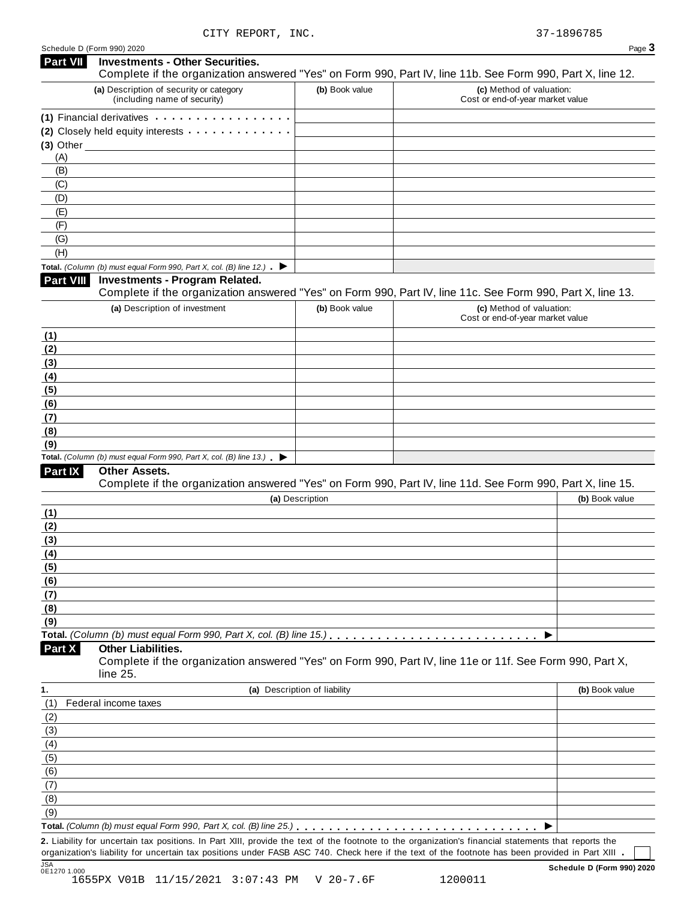CITY REPORT, INC. 37-1896785

Schedule D (Form 990) 2020

## Part VII Investments - Other Securities.

Complete if the organization answered "Yes" on Form 990, Part IV, line 11b. See Form 990, Part X, line 12.

| (a) Description of security or category (including name of security) | (b) Book value | (c) Method of valuation: Cost or end-of-year market value |
|---|---|---|
| (1) Financial derivatives | | |
| (2) Closely held equity interests | | |
| (3) Other | | |
| (A) | | |
| (B) | | |
| (C) | | |
| (D) | | |
| (E) | | |
| (F) | | |
| (G) | | |
| (H) | | |
| **Total.** *(Column (b) must equal Form 990, Part X, col. (B) line 12.)* ▶ | | |

## Part VIII Investments - Program Related.

Complete if the organization answered "Yes" on Form 990, Part IV, line 11c. See Form 990, Part X, line 13.

| (a) Description of investment | (b) Book value | (c) Method of valuation: Cost or end-of-year market value |
|---|---|---|
| (1) | | |
| (2) | | |
| (3) | | |
| (4) | | |
| (5) | | |
| (6) | | |
| (7) | | |
| (8) | | |
| (9) | | |
| **Total.** *(Column (b) must equal Form 990, Part X, col. (B) line 13.)* ▶ | | |

## Part IX Other Assets.

Complete if the organization answered "Yes" on Form 990, Part IV, line 11d. See Form 990, Part X, line 15.

| (a) Description | (b) Book value |
|---|---|
| (1) | |
| (2) | |
| (3) | |
| (4) | |
| (5) | |
| (6) | |
| (7) | |
| (8) | |
| (9) | |
| **Total.** *(Column (b) must equal Form 990, Part X, col. (B) line 15.)* ▶ | |

## Part X Other Liabilities.

Complete if the organization answered "Yes" on Form 990, Part IV, line 11e or 11f. See Form 990, Part X, line 25.

| 1. (a) Description of liability | (b) Book value |
|---|---|
| (1) Federal income taxes | |
| (2) | |
| (3) | |
| (4) | |
| (5) | |
| (6) | |
| (7) | |
| (8) | |
| (9) | |
| **Total.** *(Column (b) must equal Form 990, Part X, col. (B) line 25.)* ▶ | |

**2.** Liability for uncertain tax positions. In Part XIII, provide the text of the footnote to the organization's financial statements that reports the organization's liability for uncertain tax positions under FASB ASC 740. Check here if the text of the footnote has been provided in Part XIII . ☐

JSA 0E1270 1.000 **Schedule D (Form 990) 2020**

1655PX V01B 11/15/2021 3:07:43 PM V 20-7.6F 1200011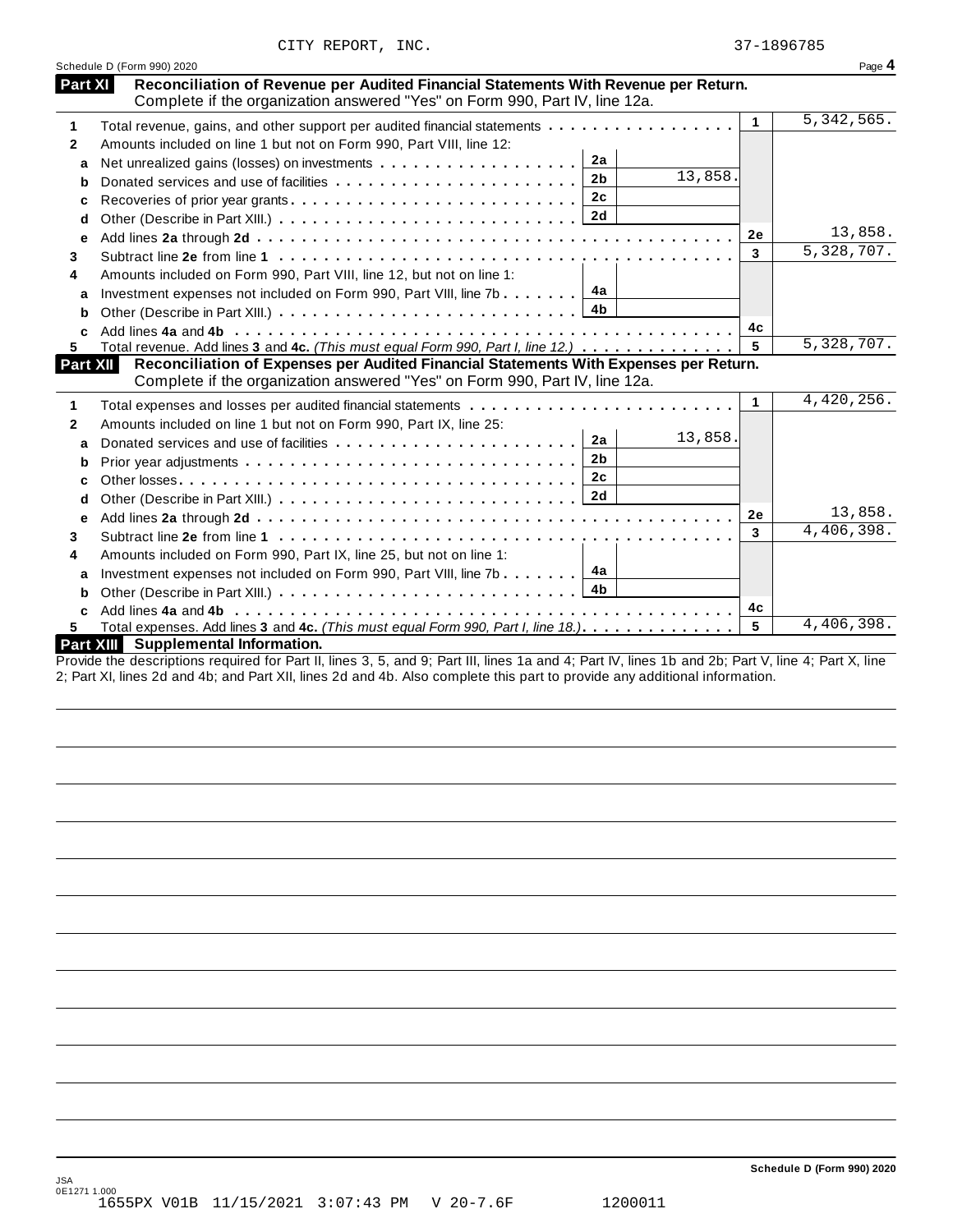CITY REPORT, INC. 37-1896785

Schedule D (Form 990) 2020 Page **4**

## Part XI Reconciliation of Revenue per Audited Financial Statements With Revenue per Return.

Complete if the organization answered "Yes" on Form 990, Part IV, line 12a.

| | | | | | |
|---|---|---|---|---|---|
| **1** | Total revenue, gains, and other support per audited financial statements | | | 1 | 5,342,565. |
| **2** | Amounts included on line 1 but not on Form 990, Part VIII, line 12: | | | | |
| **a** | Net unrealized gains (losses) on investments | 2a | | | |
| **b** | Donated services and use of facilities | 2b | 13,858. | | |
| **c** | Recoveries of prior year grants | 2c | | | |
| **d** | Other (Describe in Part XIII.) | 2d | | | |
| **e** | Add lines **2a** through **2d** | | | 2e | 13,858. |
| **3** | Subtract line **2e** from line **1** | | | 3 | 5,328,707. |
| **4** | Amounts included on Form 990, Part VIII, line 12, but not on line 1: | | | | |
| **a** | Investment expenses not included on Form 990, Part VIII, line 7b | 4a | | | |
| **b** | Other (Describe in Part XIII.) | 4b | | | |
| **c** | Add lines **4a** and **4b** | | | 4c | |
| **5** | Total revenue. Add lines **3** and **4c.** *(This must equal Form 990, Part I, line 12.)* | | | 5 | 5,328,707. |

## Part XII Reconciliation of Expenses per Audited Financial Statements With Expenses per Return.

Complete if the organization answered "Yes" on Form 990, Part IV, line 12a.

| | | | | | |
|---|---|---|---|---|---|
| **1** | Total expenses and losses per audited financial statements | | | 1 | 4,420,256. |
| **2** | Amounts included on line 1 but not on Form 990, Part IX, line 25: | | | | |
| **a** | Donated services and use of facilities | 2a | 13,858. | | |
| **b** | Prior year adjustments | 2b | | | |
| **c** | Other losses | 2c | | | |
| **d** | Other (Describe in Part XIII.) | 2d | | | |
| **e** | Add lines **2a** through **2d** | | | 2e | 13,858. |
| **3** | Subtract line **2e** from line **1** | | | 3 | 4,406,398. |
| **4** | Amounts included on Form 990, Part IX, line 25, but not on line 1: | | | | |
| **a** | Investment expenses not included on Form 990, Part VIII, line 7b | 4a | | | |
| **b** | Other (Describe in Part XIII.) | 4b | | | |
| **c** | Add lines **4a** and **4b** | | | 4c | |
| **5** | Total expenses. Add lines **3** and **4c.** *(This must equal Form 990, Part I, line 18.)* | | | 5 | 4,406,398. |

## Part XIII Supplemental Information.

Provide the descriptions required for Part II, lines 3, 5, and 9; Part III, lines 1a and 4; Part IV, lines 1b and 2b; Part V, line 4; Part X, line 2; Part XI, lines 2d and 4b; and Part XII, lines 2d and 4b. Also complete this part to provide any additional information.

**Schedule D (Form 990) 2020**

JSA
0E1271 1.000
1655PX V01B 11/15/2021 3:07:43 PM V 20-7.6F 1200011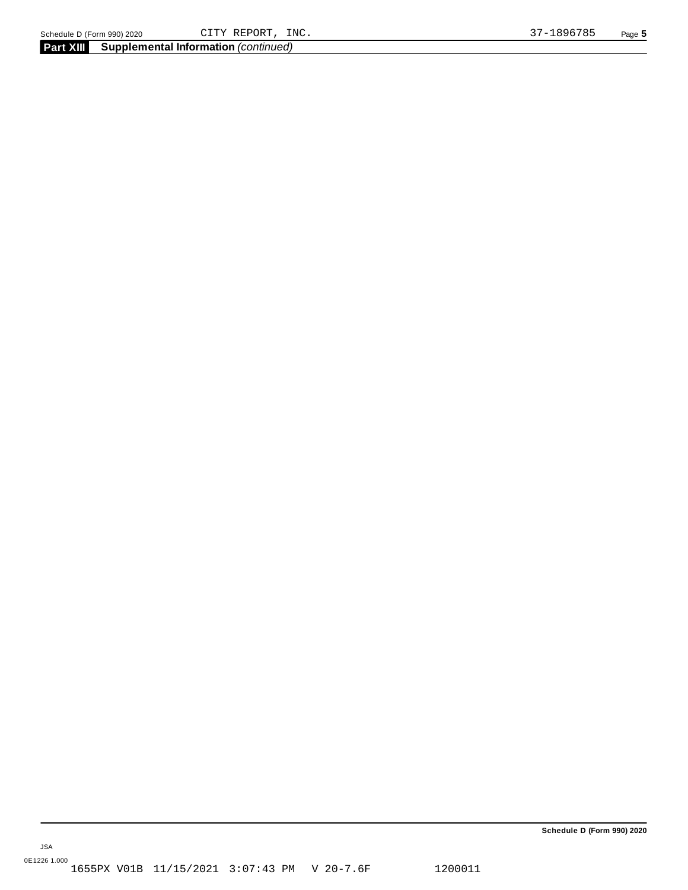## Part XIII Supplemental Information *(continued)*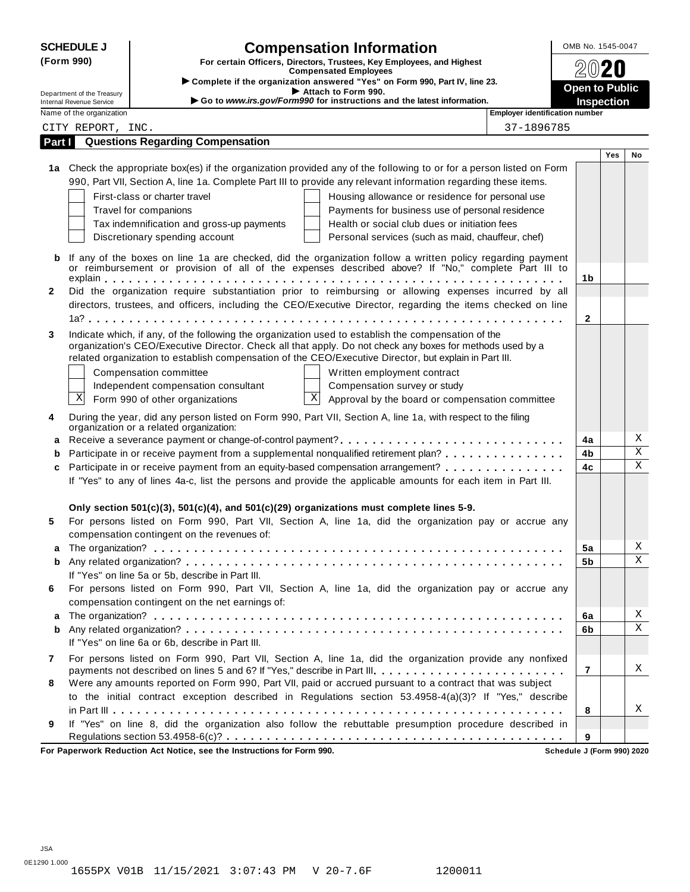**SCHEDULE J (Form 990)**

# Compensation Information

**For certain Officers, Directors, Trustees, Key Employees, and Highest Compensated Employees**

► Complete if the organization answered "Yes" on Form 990, Part IV, line 23.
► Attach to Form 990.
► Go to *www.irs.gov/Form990* for instructions and the latest information.

Department of the Treasury
Internal Revenue Service

OMB No. 1545-0047

**2020**

**Open to Public Inspection**

Name of the organization: CITY REPORT, INC.

Employer identification number: 37-1896785

## Part I Questions Regarding Compensation

| | | | Yes | No |
|---|---|---|---|---|
| **1a** | Check the appropriate box(es) if the organization provided any of the following to or for a person listed on Form 990, Part VII, Section A, line 1a. Complete Part III to provide any relevant information regarding these items.<br>☐ First-class or charter travel ☐ Housing allowance or residence for personal use<br>☐ Travel for companions ☐ Payments for business use of personal residence<br>☐ Tax indemnification and gross-up payments ☐ Health or social club dues or initiation fees<br>☐ Discretionary spending account ☐ Personal services (such as maid, chauffeur, chef) | | | |
| **b** | If any of the boxes on line 1a are checked, did the organization follow a written policy regarding payment or reimbursement or provision of all of the expenses described above? If "No," complete Part III to explain | 1b | | |
| **2** | Did the organization require substantiation prior to reimbursing or allowing expenses incurred by all directors, trustees, and officers, including the CEO/Executive Director, regarding the items checked on line 1a? | 2 | | |
| **3** | Indicate which, if any, of the following the organization used to establish the compensation of the organization's CEO/Executive Director. Check all that apply. Do not check any boxes for methods used by a related organization to establish compensation of the CEO/Executive Director, but explain in Part III.<br>☐ Compensation committee ☐ Written employment contract<br>☐ Independent compensation consultant ☐ Compensation survey or study<br>☒ Form 990 of other organizations ☒ Approval by the board or compensation committee | | | |
| **4** | During the year, did any person listed on Form 990, Part VII, Section A, line 1a, with respect to the filing organization or a related organization: | | | |
| **a** | Receive a severance payment or change-of-control payment? | 4a | | X |
| **b** | Participate in or receive payment from a supplemental nonqualified retirement plan? | 4b | | X |
| **c** | Participate in or receive payment from an equity-based compensation arrangement? | 4c | | X |
| | If "Yes" to any of lines 4a-c, list the persons and provide the applicable amounts for each item in Part III. | | | |
| | **Only section 501(c)(3), 501(c)(4), and 501(c)(29) organizations must complete lines 5-9.** | | | |
| **5** | For persons listed on Form 990, Part VII, Section A, line 1a, did the organization pay or accrue any compensation contingent on the revenues of: | | | |
| **a** | The organization? | 5a | | X |
| **b** | Any related organization? | 5b | | X |
| | If "Yes" on line 5a or 5b, describe in Part III. | | | |
| **6** | For persons listed on Form 990, Part VII, Section A, line 1a, did the organization pay or accrue any compensation contingent on the net earnings of: | | | |
| **a** | The organization? | 6a | | X |
| **b** | Any related organization? | 6b | | X |
| | If "Yes" on line 6a or 6b, describe in Part III. | | | |
| **7** | For persons listed on Form 990, Part VII, Section A, line 1a, did the organization provide any nonfixed payments not described on lines 5 and 6? If "Yes," describe in Part III | 7 | | X |
| **8** | Were any amounts reported on Form 990, Part VII, paid or accrued pursuant to a contract that was subject to the initial contract exception described in Regulations section 53.4958-4(a)(3)? If "Yes," describe in Part III | 8 | | X |
| **9** | If "Yes" on line 8, did the organization also follow the rebuttable presumption procedure described in Regulations section 53.4958-6(c)? | 9 | | |

**For Paperwork Reduction Act Notice, see the Instructions for Form 990.** **Schedule J (Form 990) 2020**

JSA
0E1290 1.000
1655PX V01B 11/15/2021 3:07:43 PM V 20-7.6F 1200011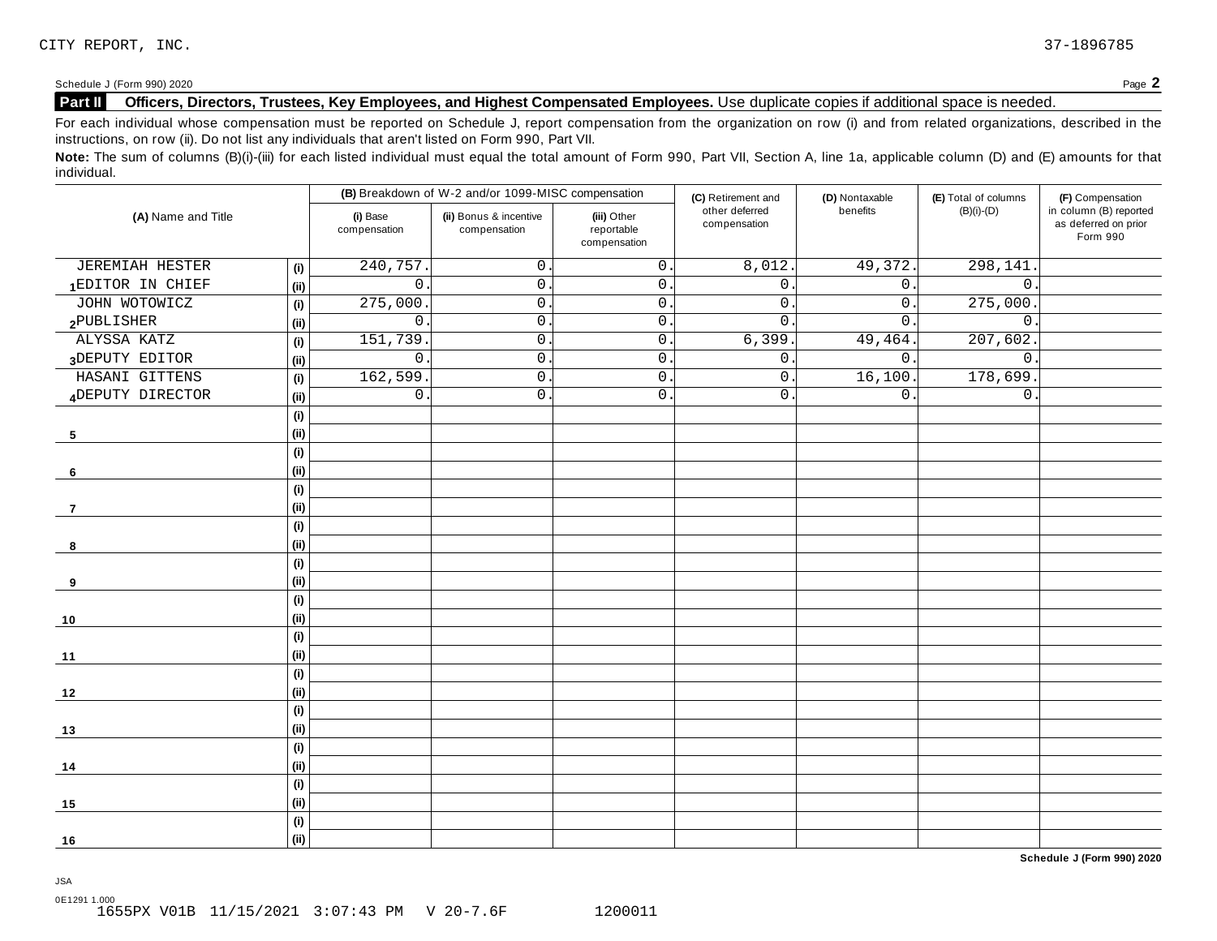CITY REPORT, INC. 37-1896785

Schedule J (Form 990) 2020 Page **2**

## Part II Officers, Directors, Trustees, Key Employees, and Highest Compensated Employees. Use duplicate copies if additional space is needed.

For each individual whose compensation must be reported on Schedule J, report compensation from the organization on row (i) and from related organizations, described in the instructions, on row (ii). Do not list any individuals that aren't listed on Form 990, Part VII.

**Note:** The sum of columns (B)(i)-(iii) for each listed individual must equal the total amount of Form 990, Part VII, Section A, line 1a, applicable column (D) and (E) amounts for that individual.

| (A) Name and Title | | (B) Breakdown of W-2 and/or 1099-MISC compensation | | | (C) Retirement and other deferred compensation | (D) Nontaxable benefits | (E) Total of columns (B)(i)-(D) | (F) Compensation in column (B) reported as deferred on prior Form 990 |
|---|---|---|---|---|---|---|---|---|
| | | (i) Base compensation | (ii) Bonus & incentive compensation | (iii) Other reportable compensation | | | | |
| JEREMIAH HESTER | (i) | 240,757. | 0. | 0. | 8,012. | 49,372. | 298,141. | |
| 1 EDITOR IN CHIEF | (ii) | 0. | 0. | 0. | 0. | 0. | 0. | |
| JOHN WOTOWICZ | (i) | 275,000. | 0. | 0. | 0. | 0. | 275,000. | |
| 2 PUBLISHER | (ii) | 0. | 0. | 0. | 0. | 0. | 0. | |
| ALYSSA KATZ | (i) | 151,739. | 0. | 0. | 6,399. | 49,464. | 207,602. | |
| 3 DEPUTY EDITOR | (ii) | 0. | 0. | 0. | 0. | 0. | 0. | |
| HASANI GITTENS | (i) | 162,599. | 0. | 0. | 0. | 16,100. | 178,699. | |
| 4 DEPUTY DIRECTOR | (ii) | 0. | 0. | 0. | 0. | 0. | 0. | |
| | (i) | | | | | | | |
| 5 | (ii) | | | | | | | |
| | (i) | | | | | | | |
| 6 | (ii) | | | | | | | |
| | (i) | | | | | | | |
| 7 | (ii) | | | | | | | |
| | (i) | | | | | | | |
| 8 | (ii) | | | | | | | |
| | (i) | | | | | | | |
| 9 | (ii) | | | | | | | |
| | (i) | | | | | | | |
| 10 | (ii) | | | | | | | |
| | (i) | | | | | | | |
| 11 | (ii) | | | | | | | |
| | (i) | | | | | | | |
| 12 | (ii) | | | | | | | |
| | (i) | | | | | | | |
| 13 | (ii) | | | | | | | |
| | (i) | | | | | | | |
| 14 | (ii) | | | | | | | |
| | (i) | | | | | | | |
| 15 | (ii) | | | | | | | |
| | (i) | | | | | | | |
| 16 | (ii) | | | | | | | |

**Schedule J (Form 990) 2020**

JSA
0E1291 1.000
1655PX V01B 11/15/2021 3:07:43 PM V 20-7.6F 1200011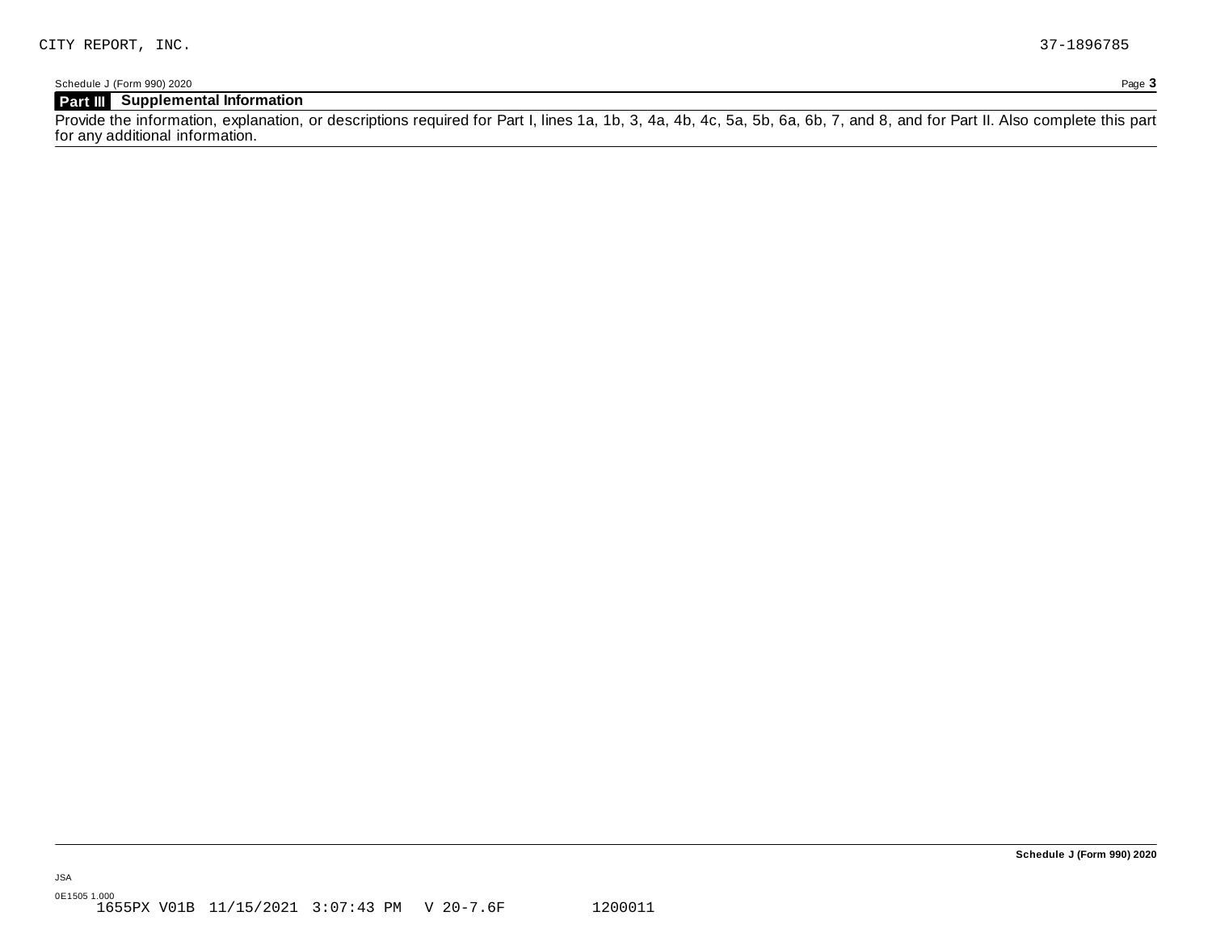CITY REPORT, INC. 37-1896785

Schedule J (Form 990) 2020 Page **3**

**Part III Supplemental Information**

Provide the information, explanation, or descriptions required for Part I, lines 1a, 1b, 3, 4a, 4b, 4c, 5a, 5b, 6a, 6b, 7, and 8, and for Part II. Also complete this part for any additional information.

**Schedule J (Form 990) 2020**

JSA

0E1505 1.000

1655PX V01B 11/15/2021 3:07:43 PM V 20-7.6F 1200011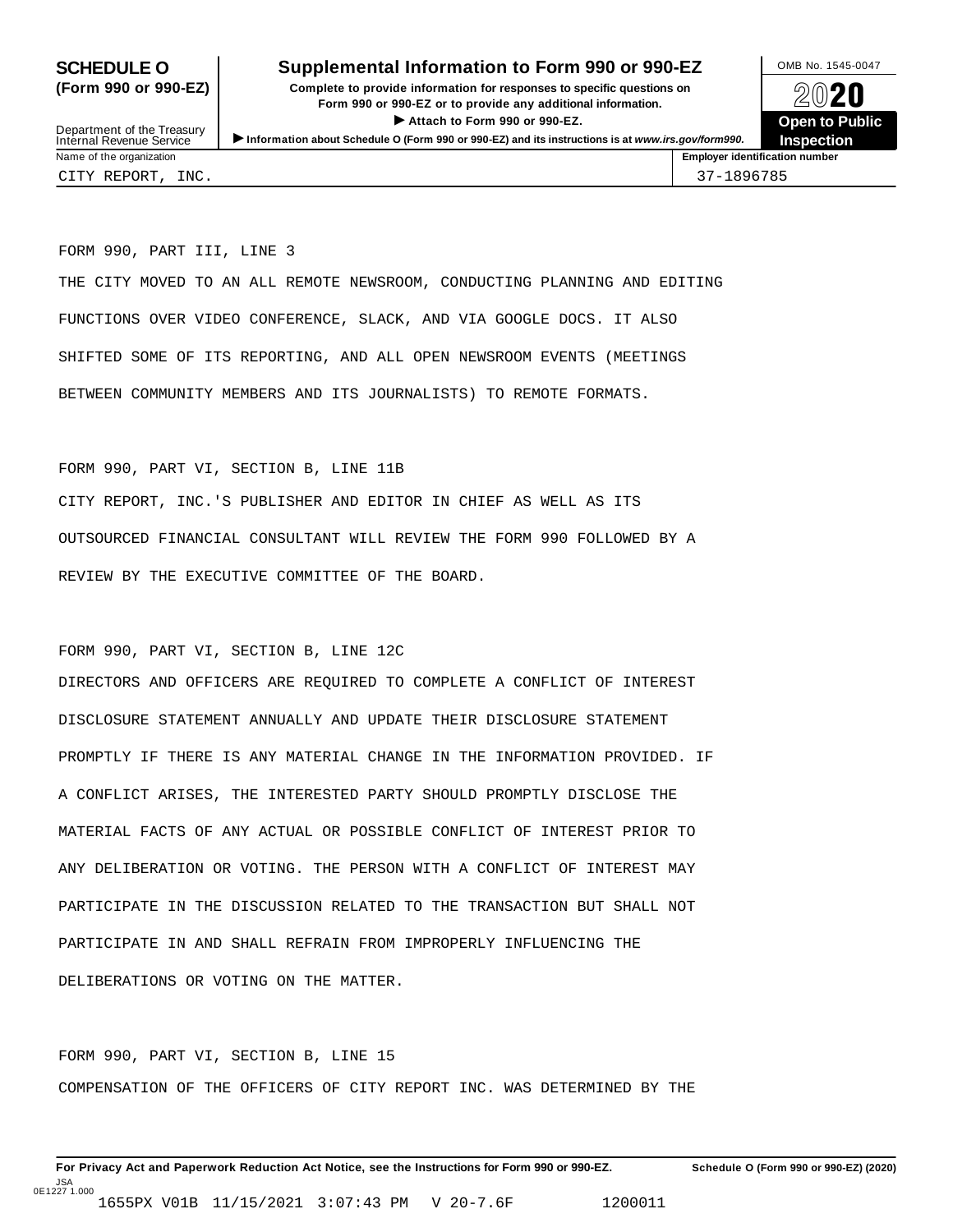**SCHEDULE O (Form 990 or 990-EZ)**

Department of the Treasury
Internal Revenue Service

# Supplemental Information to Form 990 or 990-EZ

**Complete to provide information for responses to specific questions on Form 990 or 990-EZ or to provide any additional information.**

**▶ Attach to Form 990 or 990-EZ.**

**▶ Information about Schedule O (Form 990 or 990-EZ) and its instructions is at www.irs.gov/form990.**

OMB No. 1545-0047

**2020**

**Open to Public Inspection**

| Name of the organization | Employer identification number |
| --- | --- |
| CITY REPORT, INC. | 37-1896785 |

FORM 990, PART III, LINE 3

THE CITY MOVED TO AN ALL REMOTE NEWSROOM, CONDUCTING PLANNING AND EDITING FUNCTIONS OVER VIDEO CONFERENCE, SLACK, AND VIA GOOGLE DOCS. IT ALSO SHIFTED SOME OF ITS REPORTING, AND ALL OPEN NEWSROOM EVENTS (MEETINGS BETWEEN COMMUNITY MEMBERS AND ITS JOURNALISTS) TO REMOTE FORMATS.

FORM 990, PART VI, SECTION B, LINE 11B

CITY REPORT, INC.'S PUBLISHER AND EDITOR IN CHIEF AS WELL AS ITS OUTSOURCED FINANCIAL CONSULTANT WILL REVIEW THE FORM 990 FOLLOWED BY A REVIEW BY THE EXECUTIVE COMMITTEE OF THE BOARD.

FORM 990, PART VI, SECTION B, LINE 12C

DIRECTORS AND OFFICERS ARE REQUIRED TO COMPLETE A CONFLICT OF INTEREST DISCLOSURE STATEMENT ANNUALLY AND UPDATE THEIR DISCLOSURE STATEMENT PROMPTLY IF THERE IS ANY MATERIAL CHANGE IN THE INFORMATION PROVIDED. IF A CONFLICT ARISES, THE INTERESTED PARTY SHOULD PROMPTLY DISCLOSE THE MATERIAL FACTS OF ANY ACTUAL OR POSSIBLE CONFLICT OF INTEREST PRIOR TO ANY DELIBERATION OR VOTING. THE PERSON WITH A CONFLICT OF INTEREST MAY PARTICIPATE IN THE DISCUSSION RELATED TO THE TRANSACTION BUT SHALL NOT PARTICIPATE IN AND SHALL REFRAIN FROM IMPROPERLY INFLUENCING THE DELIBERATIONS OR VOTING ON THE MATTER.

FORM 990, PART VI, SECTION B, LINE 15

COMPENSATION OF THE OFFICERS OF CITY REPORT INC. WAS DETERMINED BY THE

**For Privacy Act and Paperwork Reduction Act Notice, see the Instructions for Form 990 or 990-EZ.** **Schedule O (Form 990 or 990-EZ) (2020)**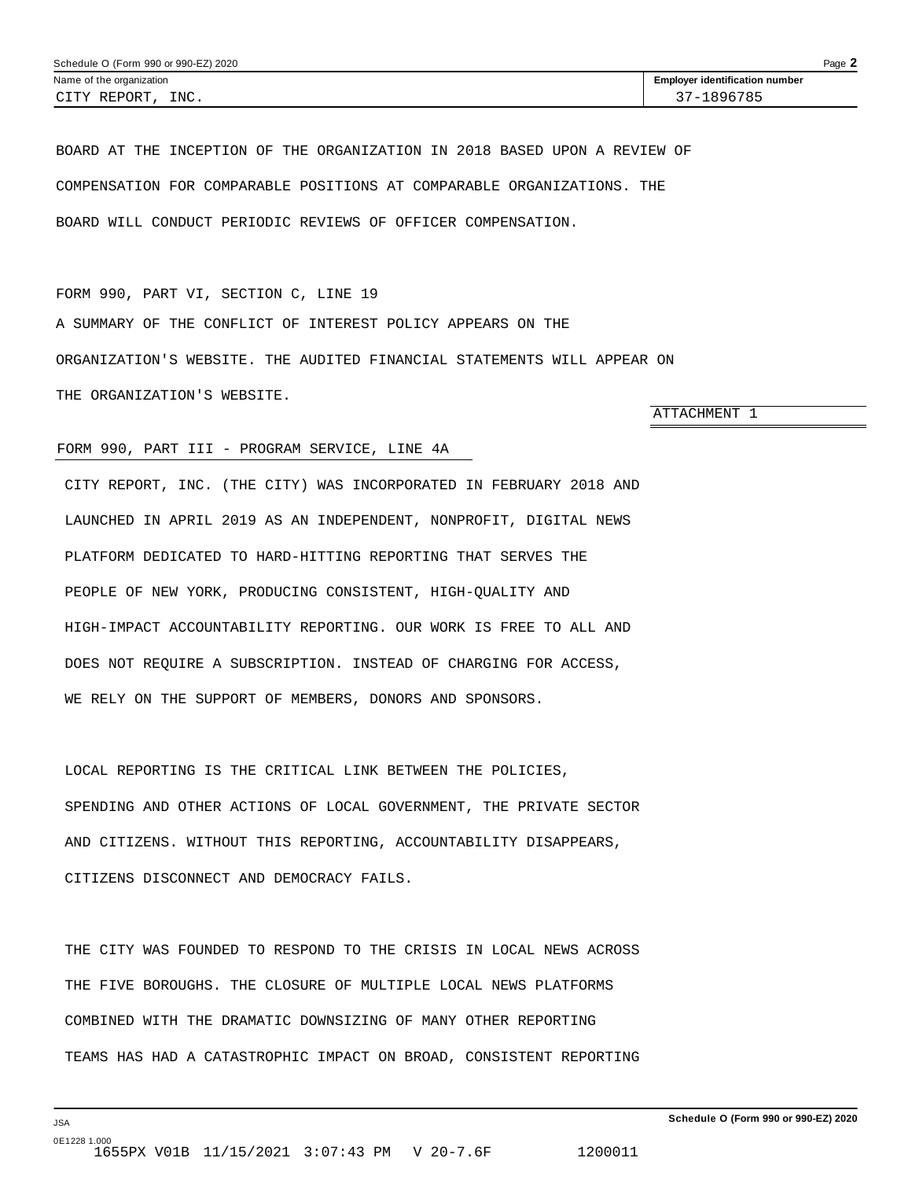| Name of the organization | Employer identification number |
| --- | --- |
| CITY REPORT, INC. | 37-1896785 |

BOARD AT THE INCEPTION OF THE ORGANIZATION IN 2018 BASED UPON A REVIEW OF COMPENSATION FOR COMPARABLE POSITIONS AT COMPARABLE ORGANIZATIONS. THE BOARD WILL CONDUCT PERIODIC REVIEWS OF OFFICER COMPENSATION.

FORM 990, PART VI, SECTION C, LINE 19

A SUMMARY OF THE CONFLICT OF INTEREST POLICY APPEARS ON THE ORGANIZATION'S WEBSITE. THE AUDITED FINANCIAL STATEMENTS WILL APPEAR ON THE ORGANIZATION'S WEBSITE.

ATTACHMENT 1

FORM 990, PART III - PROGRAM SERVICE, LINE 4A

CITY REPORT, INC. (THE CITY) WAS INCORPORATED IN FEBRUARY 2018 AND LAUNCHED IN APRIL 2019 AS AN INDEPENDENT, NONPROFIT, DIGITAL NEWS PLATFORM DEDICATED TO HARD-HITTING REPORTING THAT SERVES THE PEOPLE OF NEW YORK, PRODUCING CONSISTENT, HIGH-QUALITY AND HIGH-IMPACT ACCOUNTABILITY REPORTING. OUR WORK IS FREE TO ALL AND DOES NOT REQUIRE A SUBSCRIPTION. INSTEAD OF CHARGING FOR ACCESS, WE RELY ON THE SUPPORT OF MEMBERS, DONORS AND SPONSORS.

LOCAL REPORTING IS THE CRITICAL LINK BETWEEN THE POLICIES, SPENDING AND OTHER ACTIONS OF LOCAL GOVERNMENT, THE PRIVATE SECTOR AND CITIZENS. WITHOUT THIS REPORTING, ACCOUNTABILITY DISAPPEARS, CITIZENS DISCONNECT AND DEMOCRACY FAILS.

THE CITY WAS FOUNDED TO RESPOND TO THE CRISIS IN LOCAL NEWS ACROSS THE FIVE BOROUGHS. THE CLOSURE OF MULTIPLE LOCAL NEWS PLATFORMS COMBINED WITH THE DRAMATIC DOWNSIZING OF MANY OTHER REPORTING TEAMS HAS HAD A CATASTROPHIC IMPACT ON BROAD, CONSISTENT REPORTING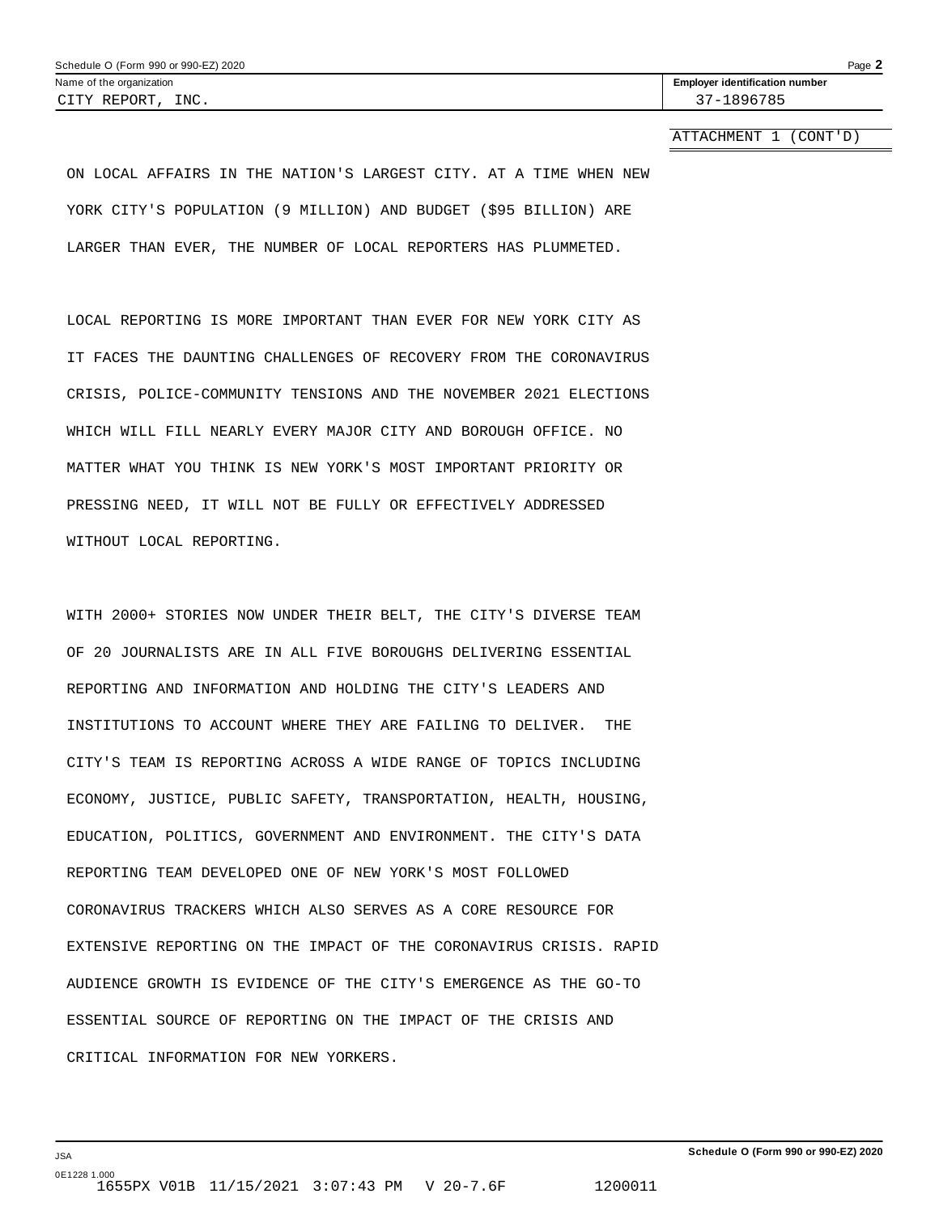Name of the organization: CITY REPORT, INC.

Employer identification number: 37-1896785

ATTACHMENT 1 (CONT'D)

ON LOCAL AFFAIRS IN THE NATION'S LARGEST CITY. AT A TIME WHEN NEW YORK CITY'S POPULATION (9 MILLION) AND BUDGET ($95 BILLION) ARE LARGER THAN EVER, THE NUMBER OF LOCAL REPORTERS HAS PLUMMETED.

LOCAL REPORTING IS MORE IMPORTANT THAN EVER FOR NEW YORK CITY AS IT FACES THE DAUNTING CHALLENGES OF RECOVERY FROM THE CORONAVIRUS CRISIS, POLICE-COMMUNITY TENSIONS AND THE NOVEMBER 2021 ELECTIONS WHICH WILL FILL NEARLY EVERY MAJOR CITY AND BOROUGH OFFICE. NO MATTER WHAT YOU THINK IS NEW YORK'S MOST IMPORTANT PRIORITY OR PRESSING NEED, IT WILL NOT BE FULLY OR EFFECTIVELY ADDRESSED WITHOUT LOCAL REPORTING.

WITH 2000+ STORIES NOW UNDER THEIR BELT, THE CITY'S DIVERSE TEAM OF 20 JOURNALISTS ARE IN ALL FIVE BOROUGHS DELIVERING ESSENTIAL REPORTING AND INFORMATION AND HOLDING THE CITY'S LEADERS AND INSTITUTIONS TO ACCOUNT WHERE THEY ARE FAILING TO DELIVER. THE CITY'S TEAM IS REPORTING ACROSS A WIDE RANGE OF TOPICS INCLUDING ECONOMY, JUSTICE, PUBLIC SAFETY, TRANSPORTATION, HEALTH, HOUSING, EDUCATION, POLITICS, GOVERNMENT AND ENVIRONMENT. THE CITY'S DATA REPORTING TEAM DEVELOPED ONE OF NEW YORK'S MOST FOLLOWED CORONAVIRUS TRACKERS WHICH ALSO SERVES AS A CORE RESOURCE FOR EXTENSIVE REPORTING ON THE IMPACT OF THE CORONAVIRUS CRISIS. RAPID AUDIENCE GROWTH IS EVIDENCE OF THE CITY'S EMERGENCE AS THE GO-TO ESSENTIAL SOURCE OF REPORTING ON THE IMPACT OF THE CRISIS AND CRITICAL INFORMATION FOR NEW YORKERS.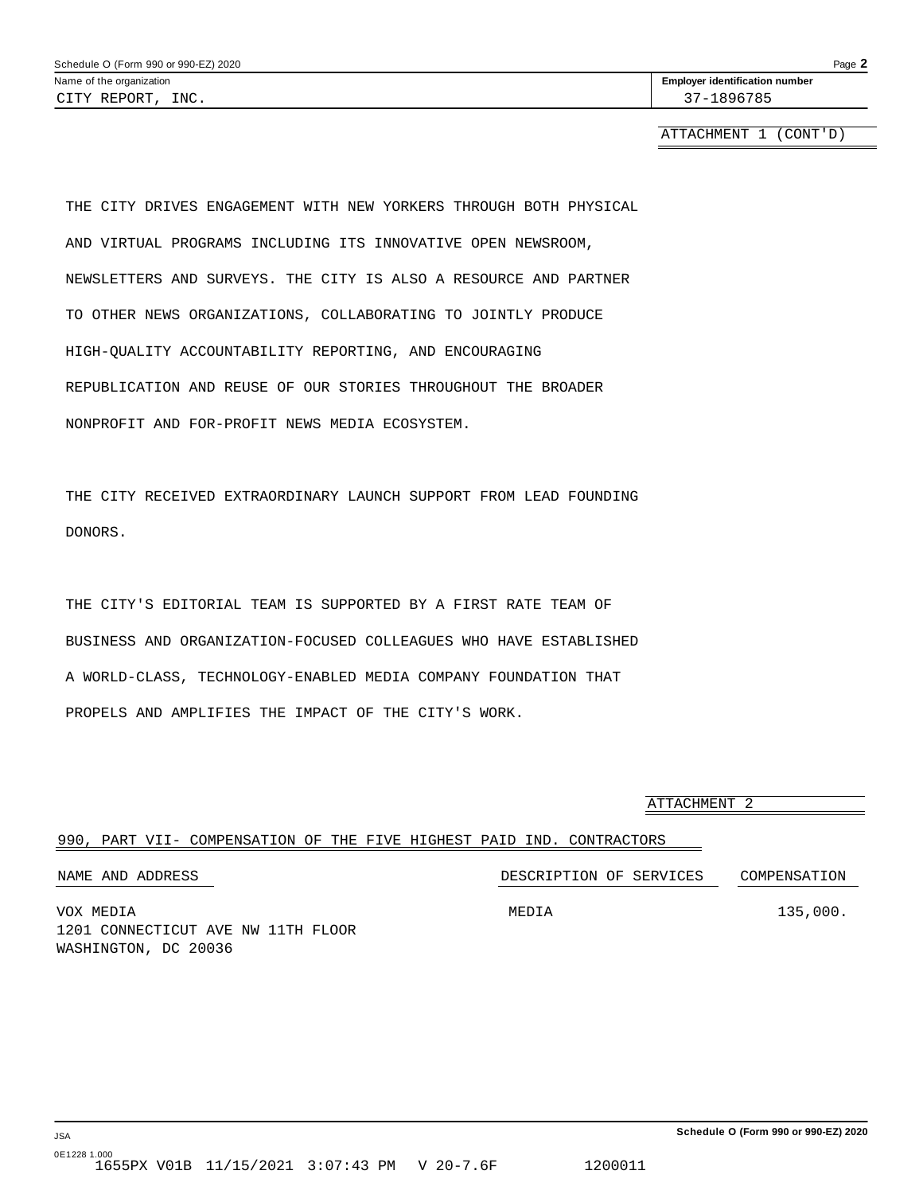Schedule O (Form 990 or 990-EZ) 2020

| Name of the organization | Employer identification number |
| --- | --- |
| CITY REPORT, INC. | 37-1896785 |

ATTACHMENT 1 (CONT'D)

THE CITY DRIVES ENGAGEMENT WITH NEW YORKERS THROUGH BOTH PHYSICAL AND VIRTUAL PROGRAMS INCLUDING ITS INNOVATIVE OPEN NEWSROOM, NEWSLETTERS AND SURVEYS. THE CITY IS ALSO A RESOURCE AND PARTNER TO OTHER NEWS ORGANIZATIONS, COLLABORATING TO JOINTLY PRODUCE HIGH-QUALITY ACCOUNTABILITY REPORTING, AND ENCOURAGING REPUBLICATION AND REUSE OF OUR STORIES THROUGHOUT THE BROADER NONPROFIT AND FOR-PROFIT NEWS MEDIA ECOSYSTEM.

THE CITY RECEIVED EXTRAORDINARY LAUNCH SUPPORT FROM LEAD FOUNDING DONORS.

THE CITY'S EDITORIAL TEAM IS SUPPORTED BY A FIRST RATE TEAM OF BUSINESS AND ORGANIZATION-FOCUSED COLLEAGUES WHO HAVE ESTABLISHED A WORLD-CLASS, TECHNOLOGY-ENABLED MEDIA COMPANY FOUNDATION THAT PROPELS AND AMPLIFIES THE IMPACT OF THE CITY'S WORK.

ATTACHMENT 2

990, PART VII- COMPENSATION OF THE FIVE HIGHEST PAID IND. CONTRACTORS

| NAME AND ADDRESS | DESCRIPTION OF SERVICES | COMPENSATION |
| --- | --- | --- |
| VOX MEDIA<br>1201 CONNECTICUT AVE NW 11TH FLOOR<br>WASHINGTON, DC 20036 | MEDIA | 135,000. |

Schedule O (Form 990 or 990-EZ) 2020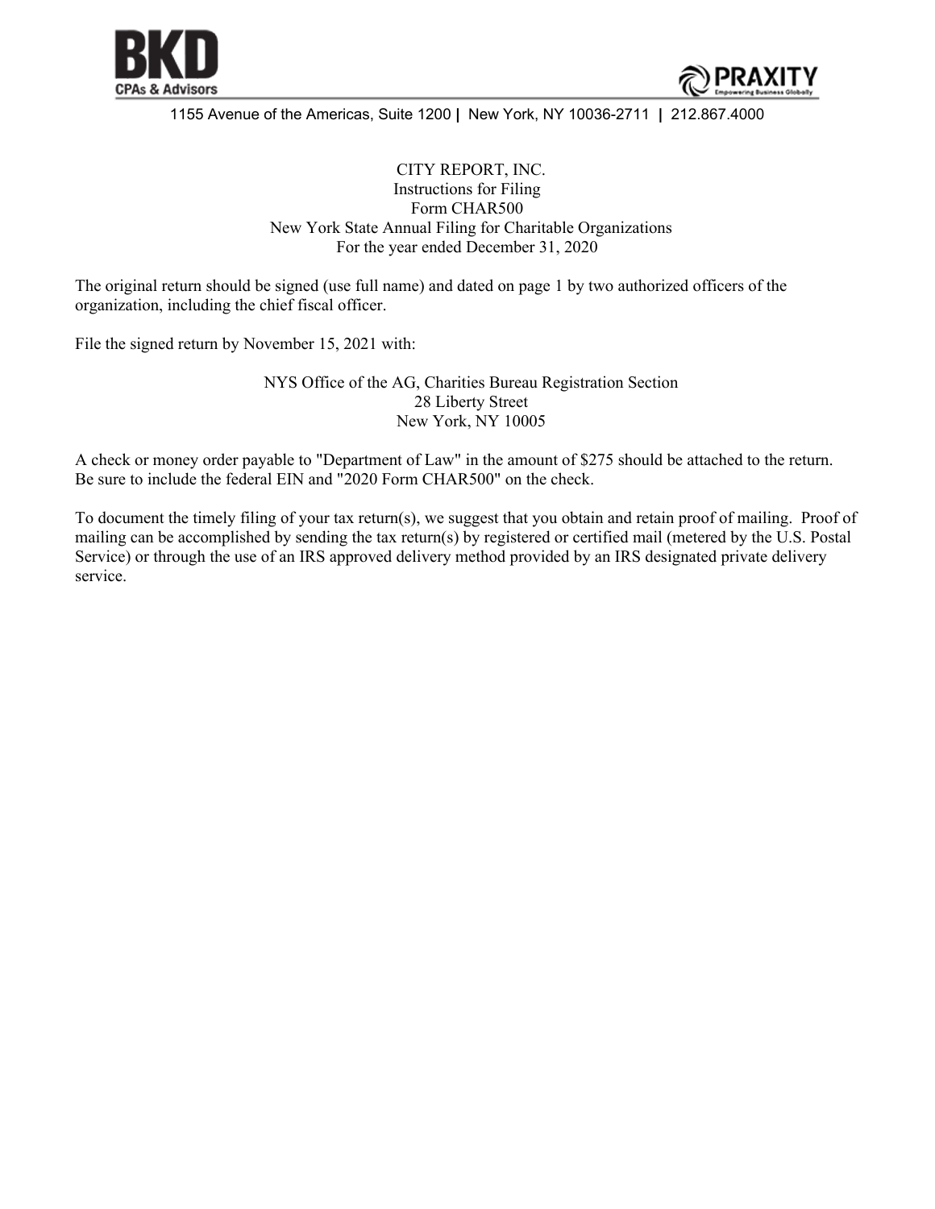BKD CPAs & Advisors

PRAXITY

1155 Avenue of the Americas, Suite 1200 | New York, NY 10036-2711 | 212.867.4000

CITY REPORT, INC.
Instructions for Filing
Form CHAR500
New York State Annual Filing for Charitable Organizations
For the year ended December 31, 2020

The original return should be signed (use full name) and dated on page 1 by two authorized officers of the organization, including the chief fiscal officer.

File the signed return by November 15, 2021 with:

NYS Office of the AG, Charities Bureau Registration Section
28 Liberty Street
New York, NY 10005

A check or money order payable to "Department of Law" in the amount of $275 should be attached to the return. Be sure to include the federal EIN and "2020 Form CHAR500" on the check.

To document the timely filing of your tax return(s), we suggest that you obtain and retain proof of mailing. Proof of mailing can be accomplished by sending the tax return(s) by registered or certified mail (metered by the U.S. Postal Service) or through the use of an IRS approved delivery method provided by an IRS designated private delivery service.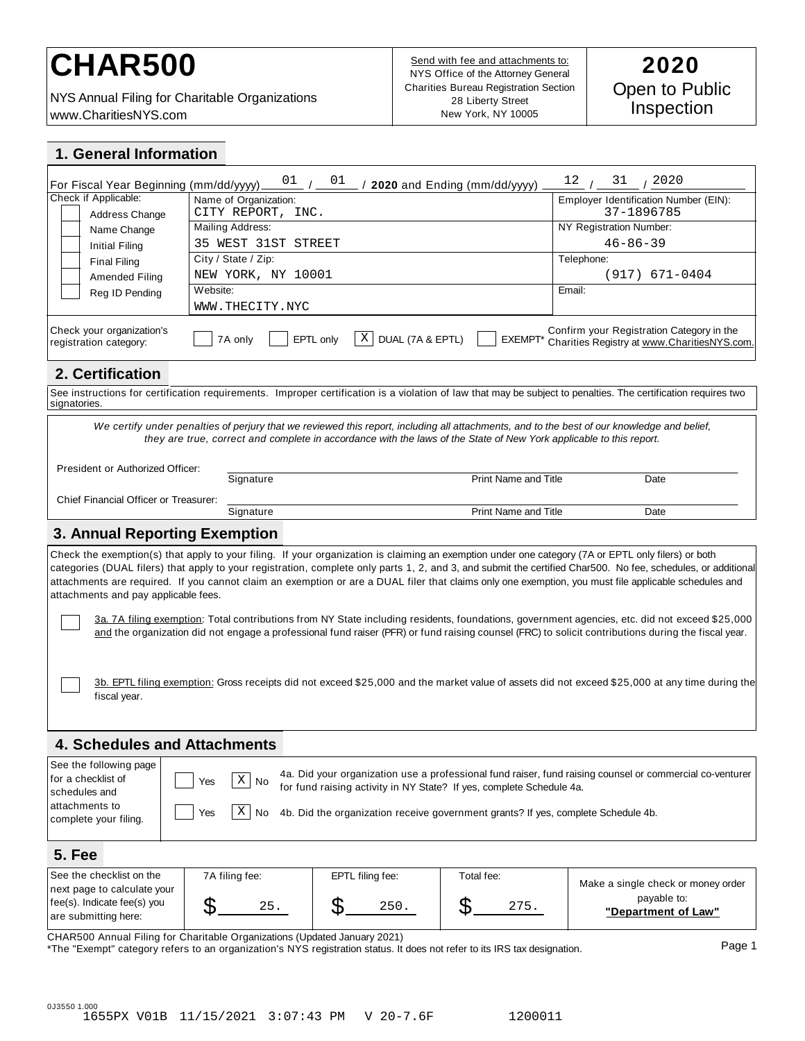# CHAR500

NYS Annual Filing for Charitable Organizations
www.CharitiesNYS.com

Send with fee and attachments to:
NYS Office of the Attorney General
Charities Bureau Registration Section
28 Liberty Street
New York, NY 10005

**2020**
Open to Public Inspection

## 1. General Information

For Fiscal Year Beginning (mm/dd/yyyy) 01 / 01 / **2020** and Ending (mm/dd/yyyy) 12 / 31 / 2020

| Check if Applicable: | | |
|---|---|---|
| ☐ Address Change<br>☐ Name Change<br>☐ Initial Filing<br>☐ Final Filing<br>☐ Amended Filing<br>☐ Reg ID Pending | Name of Organization: CITY REPORT, INC. | Employer Identification Number (EIN): 37-1896785 |
| | Mailing Address: 35 WEST 31ST STREET | NY Registration Number: 46-86-39 |
| | City / State / Zip: NEW YORK, NY 10001 | Telephone: (917) 671-0404 |
| | Website: WWW.THECITY.NYC | Email: |

Check your organization's registration category: ☐ 7A only ☐ EPTL only ☒ DUAL (7A & EPTL) ☐ EXEMPT*

Confirm your Registration Category in the Charities Registry at www.CharitiesNYS.com.

## 2. Certification

See instructions for certification requirements. Improper certification is a violation of law that may be subject to penalties. The certification requires two signatories.

*We certify under penalties of perjury that we reviewed this report, including all attachments, and to the best of our knowledge and belief, they are true, correct and complete in accordance with the laws of the State of New York applicable to this report.*

President or Authorized Officer: ______________________ Signature | Print Name and Title | Date

Chief Financial Officer or Treasurer: ______________________ Signature | Print Name and Title | Date

## 3. Annual Reporting Exemption

Check the exemption(s) that apply to your filing. If your organization is claiming an exemption under one category (7A or EPTL only filers) or both categories (DUAL filers) that apply to your registration, complete only parts 1, 2, and 3, and submit the certified Char500. No fee, schedules, or additional attachments are required. If you cannot claim an exemption or are a DUAL filer that claims only one exemption, you must file applicable schedules and attachments and pay applicable fees.

☐ 3a. 7A filing exemption: Total contributions from NY State including residents, foundations, government agencies, etc. did not exceed $25,000 and the organization did not engage a professional fund raiser (PFR) or fund raising counsel (FRC) to solicit contributions during the fiscal year.

☐ 3b. EPTL filing exemption: Gross receipts did not exceed $25,000 and the market value of assets did not exceed $25,000 at any time during the fiscal year.

## 4. Schedules and Attachments

See the following page for a checklist of schedules and attachments to complete your filing.

☐ Yes ☒ No 4a. Did your organization use a professional fund raiser, fund raising counsel or commercial co-venturer for fund raising activity in NY State? If yes, complete Schedule 4a.

☐ Yes ☒ No 4b. Did the organization receive government grants? If yes, complete Schedule 4b.

## 5. Fee

| See the checklist on the next page to calculate your fee(s). Indicate fee(s) you are submitting here: | 7A filing fee: | EPTL filing fee: | Total fee: | Make a single check or money order payable to: |
|---|---|---|---|---|
| | $ 25. | $ 250. | $ 275. | **"Department of Law"** |

CHAR500 Annual Filing for Charitable Organizations (Updated January 2021)
*The "Exempt" category refers to an organization's NYS registration status. It does not refer to its IRS tax designation.

0J3550 1.000
1655PX V01B 11/15/2021 3:07:43 PM V 20-7.6F 1200011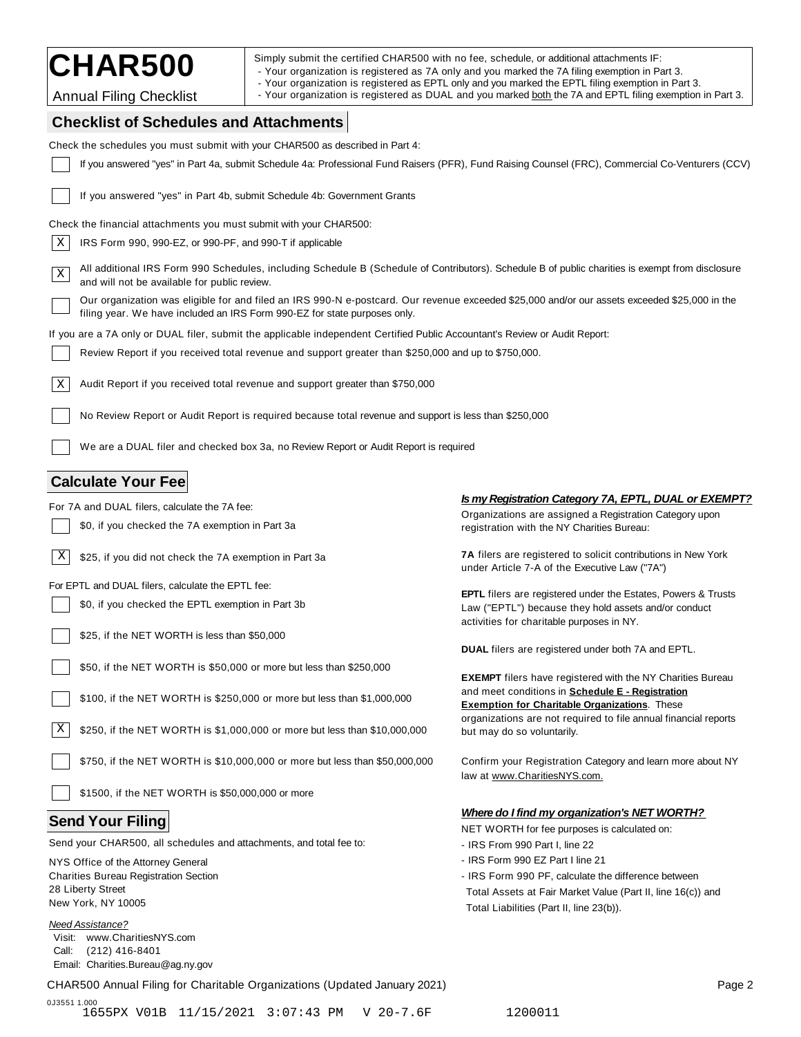# CHAR500

Annual Filing Checklist

Simply submit the certified CHAR500 with no fee, schedule, or additional attachments IF:
- Your organization is registered as 7A only and you marked the 7A filing exemption in Part 3.
- Your organization is registered as EPTL only and you marked the EPTL filing exemption in Part 3.
- Your organization is registered as DUAL and you marked both the 7A and EPTL filing exemption in Part 3.

## Checklist of Schedules and Attachments

Check the schedules you must submit with your CHAR500 as described in Part 4:

- [ ] If you answered "yes" in Part 4a, submit Schedule 4a: Professional Fund Raisers (PFR), Fund Raising Counsel (FRC), Commercial Co-Venturers (CCV)
- [ ] If you answered "yes" in Part 4b, submit Schedule 4b: Government Grants

Check the financial attachments you must submit with your CHAR500:

- [X] IRS Form 990, 990-EZ, or 990-PF, and 990-T if applicable
- [X] All additional IRS Form 990 Schedules, including Schedule B (Schedule of Contributors). Schedule B of public charities is exempt from disclosure and will not be available for public review.
- [ ] Our organization was eligible for and filed an IRS 990-N e-postcard. Our revenue exceeded $25,000 and/or our assets exceeded $25,000 in the filing year. We have included an IRS Form 990-EZ for state purposes only.

If you are a 7A only or DUAL filer, submit the applicable independent Certified Public Accountant's Review or Audit Report:

- [ ] Review Report if you received total revenue and support greater than $250,000 and up to $750,000.
- [X] Audit Report if you received total revenue and support greater than $750,000
- [ ] No Review Report or Audit Report is required because total revenue and support is less than $250,000
- [ ] We are a DUAL filer and checked box 3a, no Review Report or Audit Report is required

## Calculate Your Fee

For 7A and DUAL filers, calculate the 7A fee:

- [ ] $0, if you checked the 7A exemption in Part 3a
- [X] $25, if you did not check the 7A exemption in Part 3a

For EPTL and DUAL filers, calculate the EPTL fee:

- [ ] $0, if you checked the EPTL exemption in Part 3b
- [ ] $25, if the NET WORTH is less than $50,000
- [ ] $50, if the NET WORTH is $50,000 or more but less than $250,000
- [ ] $100, if the NET WORTH is $250,000 or more but less than $1,000,000
- [X] $250, if the NET WORTH is $1,000,000 or more but less than $10,000,000
- [ ] $750, if the NET WORTH is $10,000,000 or more but less than $50,000,000
- [ ] $1500, if the NET WORTH is $50,000,000 or more

## Send Your Filing

Send your CHAR500, all schedules and attachments, and total fee to:

NYS Office of the Attorney General
Charities Bureau Registration Section
28 Liberty Street
New York, NY 10005

*Need Assistance?*
Visit: www.CharitiesNYS.com
Call: (212) 416-8401
Email: Charities.Bureau@ag.ny.gov

***Is my Registration Category 7A, EPTL, DUAL or EXEMPT?***

Organizations are assigned a Registration Category upon registration with the NY Charities Bureau:

**7A** filers are registered to solicit contributions in New York under Article 7-A of the Executive Law ("7A")

**EPTL** filers are registered under the Estates, Powers & Trusts Law ("EPTL") because they hold assets and/or conduct activities for charitable purposes in NY.

**DUAL** filers are registered under both 7A and EPTL.

**EXEMPT** filers have registered with the NY Charities Bureau and meet conditions in **Schedule E - Registration Exemption for Charitable Organizations**. These organizations are not required to file annual financial reports but may do so voluntarily.

Confirm your Registration Category and learn more about NY law at www.CharitiesNYS.com.

***Where do I find my organization's NET WORTH?***

NET WORTH for fee purposes is calculated on:
- IRS From 990 Part I, line 22
- IRS Form 990 EZ Part I line 21
- IRS Form 990 PF, calculate the difference between Total Assets at Fair Market Value (Part II, line 16(c)) and Total Liabilities (Part II, line 23(b)).

CHAR500 Annual Filing for Charitable Organizations (Updated January 2021)

0J3551 1.000
1655PX V01B 11/15/2021 3:07:43 PM V 20-7.6F 1200011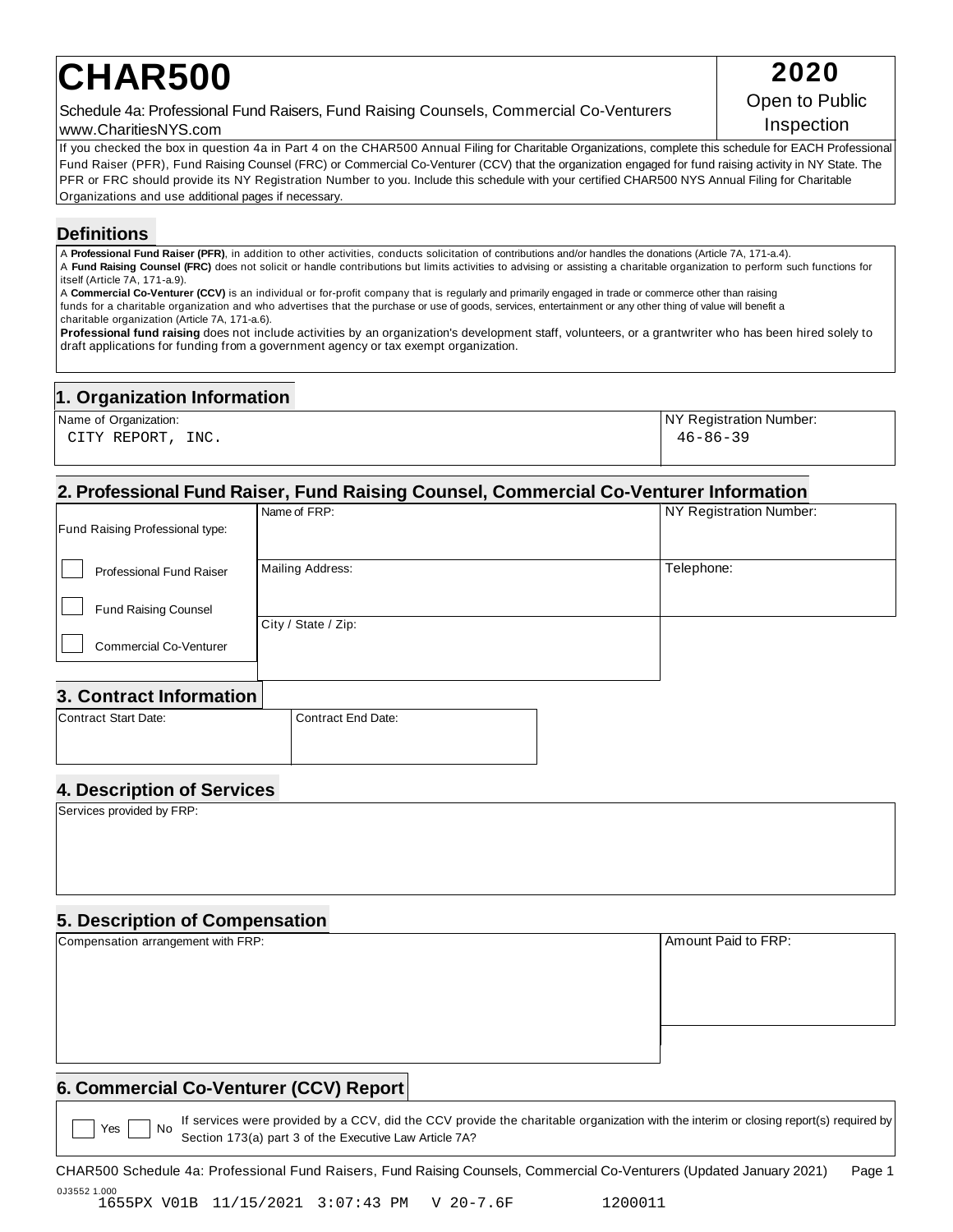# CHAR500

**2020**
Open to Public Inspection

Schedule 4a: Professional Fund Raisers, Fund Raising Counsels, Commercial Co-Venturers
www.CharitiesNYS.com

If you checked the box in question 4a in Part 4 on the CHAR500 Annual Filing for Charitable Organizations, complete this schedule for EACH Professional Fund Raiser (PFR), Fund Raising Counsel (FRC) or Commercial Co-Venturer (CCV) that the organization engaged for fund raising activity in NY State. The PFR or FRC should provide its NY Registration Number to you. Include this schedule with your certified CHAR500 NYS Annual Filing for Charitable Organizations and use additional pages if necessary.

## Definitions

A **Professional Fund Raiser (PFR)**, in addition to other activities, conducts solicitation of contributions and/or handles the donations (Article 7A, 171-a.4).
A **Fund Raising Counsel (FRC)** does not solicit or handle contributions but limits activities to advising or assisting a charitable organization to perform such functions for itself (Article 7A, 171-a.9).
A **Commercial Co-Venturer (CCV)** is an individual or for-profit company that is regularly and primarily engaged in trade or commerce other than raising funds for a charitable organization and who advertises that the purchase or use of goods, services, entertainment or any other thing of value will benefit a charitable organization (Article 7A, 171-a.6).
**Professional fund raising** does not include activities by an organization's development staff, volunteers, or a grantwriter who has been hired solely to draft applications for funding from a government agency or tax exempt organization.

## 1. Organization Information

| Name of Organization: | NY Registration Number: |
|---|---|
| CITY REPORT, INC. | 46-86-39 |

## 2. Professional Fund Raiser, Fund Raising Counsel, Commercial Co-Venturer Information

Fund Raising Professional type:

- ☐ Professional Fund Raiser
- ☐ Fund Raising Counsel
- ☐ Commercial Co-Venturer

| Name of FRP: | NY Registration Number: |
|---|---|
| | |

| Mailing Address: | Telephone: |
|---|---|
| | |

City / State / Zip:

## 3. Contract Information

| Contract Start Date: | Contract End Date: |
|---|---|
| | |

## 4. Description of Services

Services provided by FRP:

## 5. Description of Compensation

| Compensation arrangement with FRP: | Amount Paid to FRP: |
|---|---|
| | |

## 6. Commercial Co-Venturer (CCV) Report

☐ Yes ☐ No If services were provided by a CCV, did the CCV provide the charitable organization with the interim or closing report(s) required by Section 173(a) part 3 of the Executive Law Article 7A?

CHAR500 Schedule 4a: Professional Fund Raisers, Fund Raising Counsels, Commercial Co-Venturers (Updated January 2021)

0J3552 1.000
1655PX V01B 11/15/2021 3:07:43 PM V 20-7.6F 1200011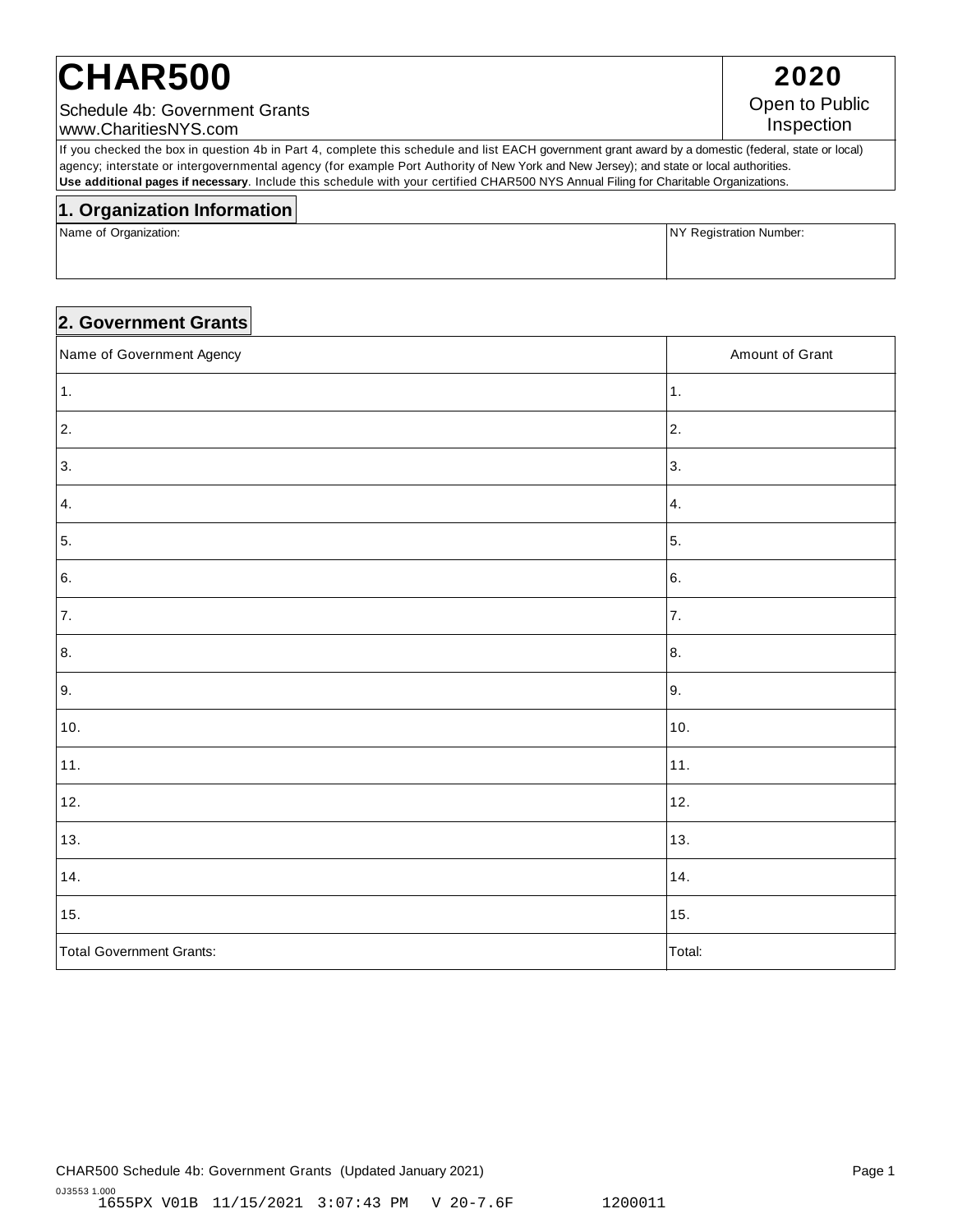# CHAR500

**2020**

Open to Public Inspection

Schedule 4b: Government Grants
www.CharitiesNYS.com

If you checked the box in question 4b in Part 4, complete this schedule and list EACH government grant award by a domestic (federal, state or local) agency; interstate or intergovernmental agency (for example Port Authority of New York and New Jersey); and state or local authorities.
**Use additional pages if necessary**. Include this schedule with your certified CHAR500 NYS Annual Filing for Charitable Organizations.

## 1. Organization Information

| Name of Organization: | NY Registration Number: |
|---|---|
| | |

## 2. Government Grants

| Name of Government Agency | Amount of Grant |
|---|---|
| 1. | 1. |
| 2. | 2. |
| 3. | 3. |
| 4. | 4. |
| 5. | 5. |
| 6. | 6. |
| 7. | 7. |
| 8. | 8. |
| 9. | 9. |
| 10. | 10. |
| 11. | 11. |
| 12. | 12. |
| 13. | 13. |
| 14. | 14. |
| 15. | 15. |
| Total Government Grants: | Total: |

CHAR500 Schedule 4b: Government Grants (Updated January 2021)

0J3553 1.000
1655PX V01B 11/15/2021 3:07:43 PM V 20-7.6F 1200011